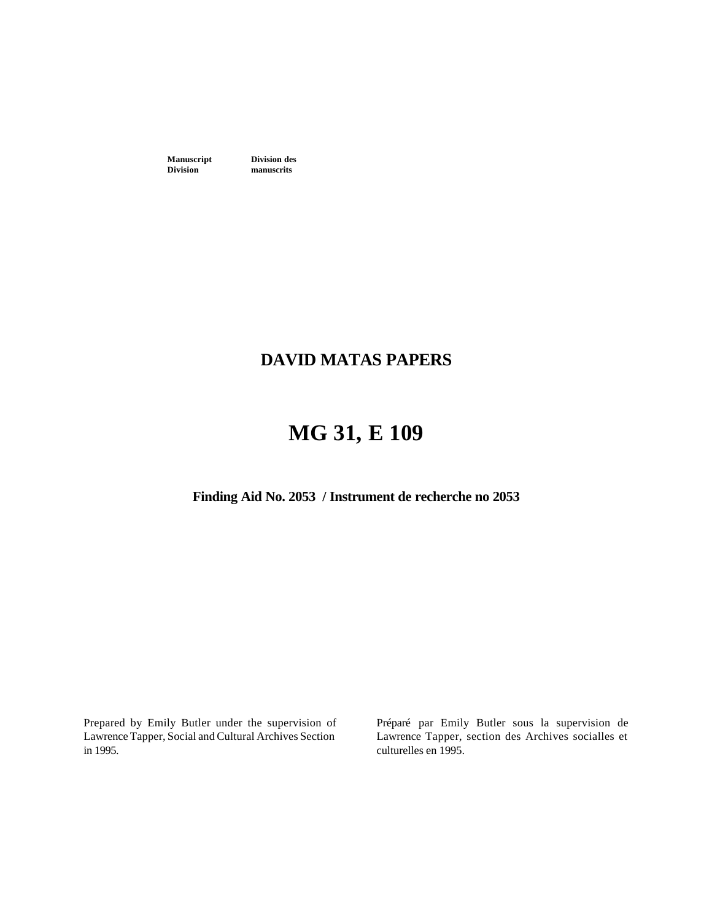**Manuscript Division** | **Division des manuscrits**

# DAVID MATAS PAPERS

# MG 31, E 109

**Finding Aid No. 2053 / Instrument de recherche no 2053**

Prepared by Emily Butler under the supervision of Lawrence Tapper, Social and Cultural Archives Section in 1995.

Préparé par Emily Butler sous la supervision de Lawrence Tapper, section des Archives socialles et culturelles en 1995.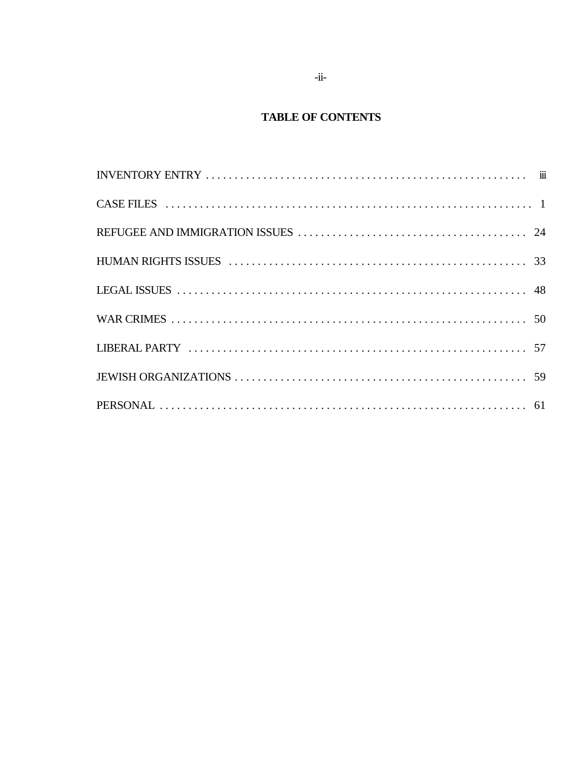# TABLE OF CONTENTS

| | |
|---|---|
| INVENTORY ENTRY | iii |
| CASE FILES | 1 |
| REFUGEE AND IMMIGRATION ISSUES | 24 |
| HUMAN RIGHTS ISSUES | 33 |
| LEGAL ISSUES | 48 |
| WAR CRIMES | 50 |
| LIBERAL PARTY | 57 |
| JEWISH ORGANIZATIONS | 59 |
| PERSONAL | 61 |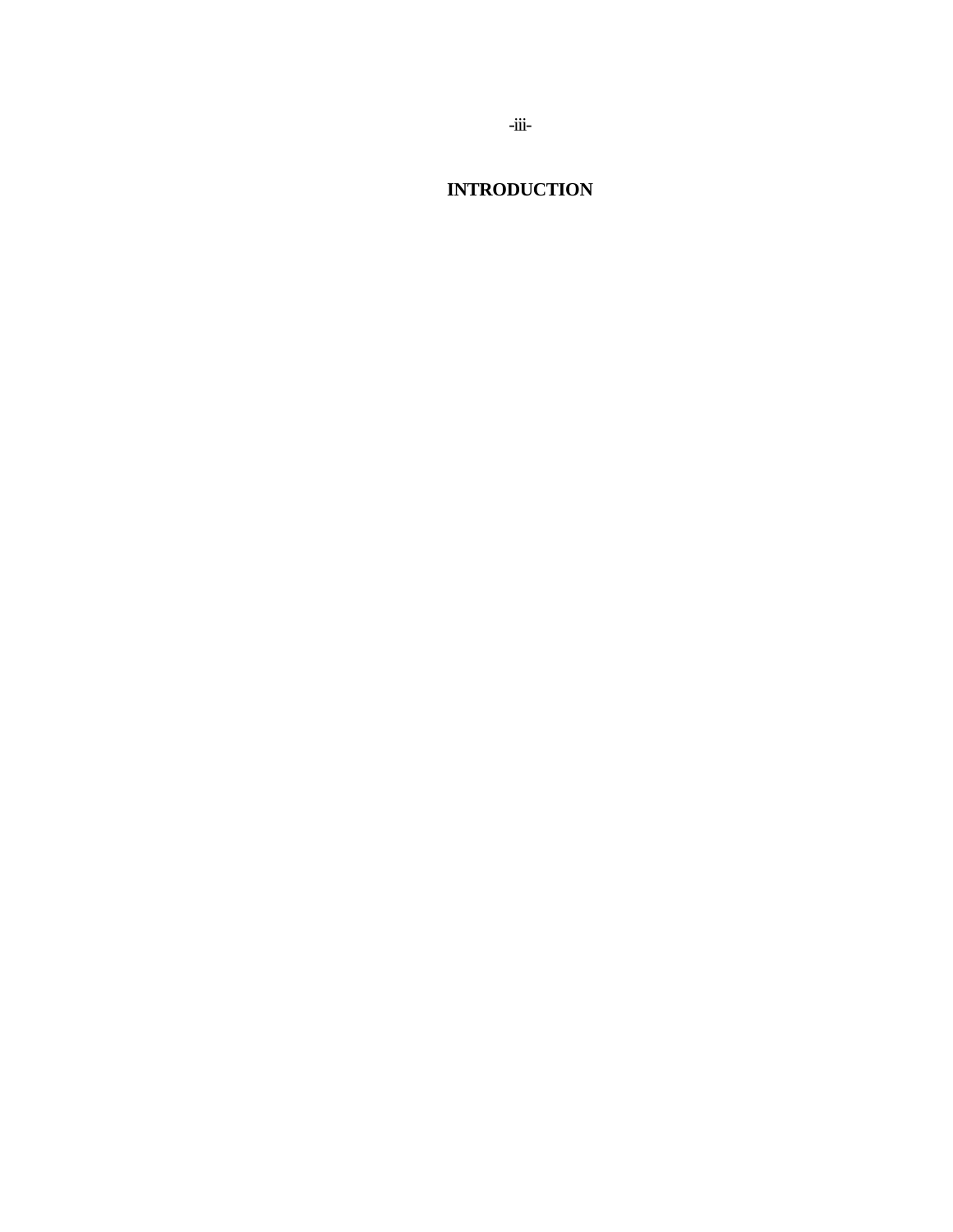# INTRODUCTION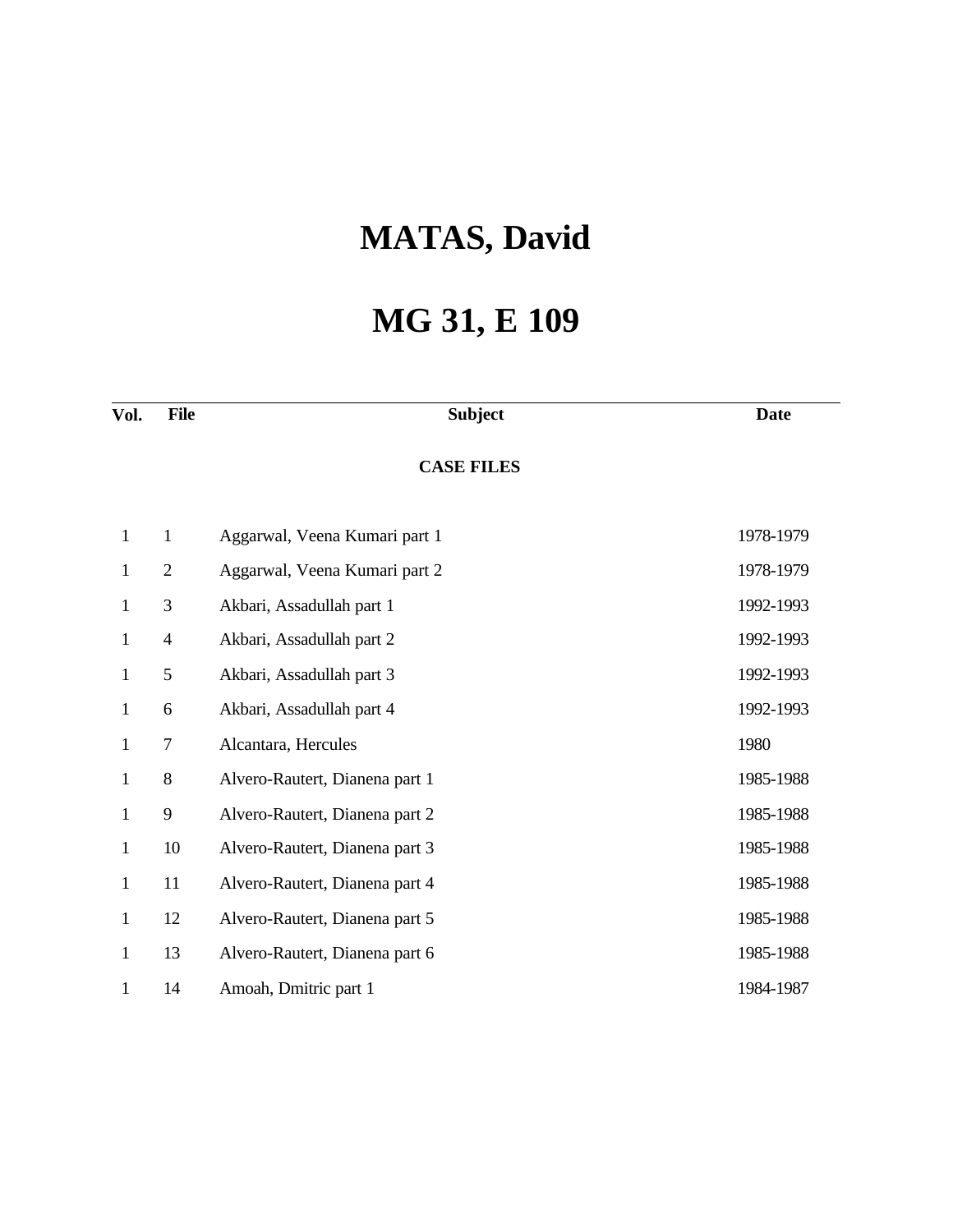# MATAS, David

# MG 31, E 109

| Vol. | File | Subject | Date |
|---|---|---|---|
| | | **CASE FILES** | |
| 1 | 1 | Aggarwal, Veena Kumari part 1 | 1978-1979 |
| 1 | 2 | Aggarwal, Veena Kumari part 2 | 1978-1979 |
| 1 | 3 | Akbari, Assadullah part 1 | 1992-1993 |
| 1 | 4 | Akbari, Assadullah part 2 | 1992-1993 |
| 1 | 5 | Akbari, Assadullah part 3 | 1992-1993 |
| 1 | 6 | Akbari, Assadullah part 4 | 1992-1993 |
| 1 | 7 | Alcantara, Hercules | 1980 |
| 1 | 8 | Alvero-Rautert, Dianena part 1 | 1985-1988 |
| 1 | 9 | Alvero-Rautert, Dianena part 2 | 1985-1988 |
| 1 | 10 | Alvero-Rautert, Dianena part 3 | 1985-1988 |
| 1 | 11 | Alvero-Rautert, Dianena part 4 | 1985-1988 |
| 1 | 12 | Alvero-Rautert, Dianena part 5 | 1985-1988 |
| 1 | 13 | Alvero-Rautert, Dianena part 6 | 1985-1988 |
| 1 | 14 | Amoah, Dmitric part 1 | 1984-1987 |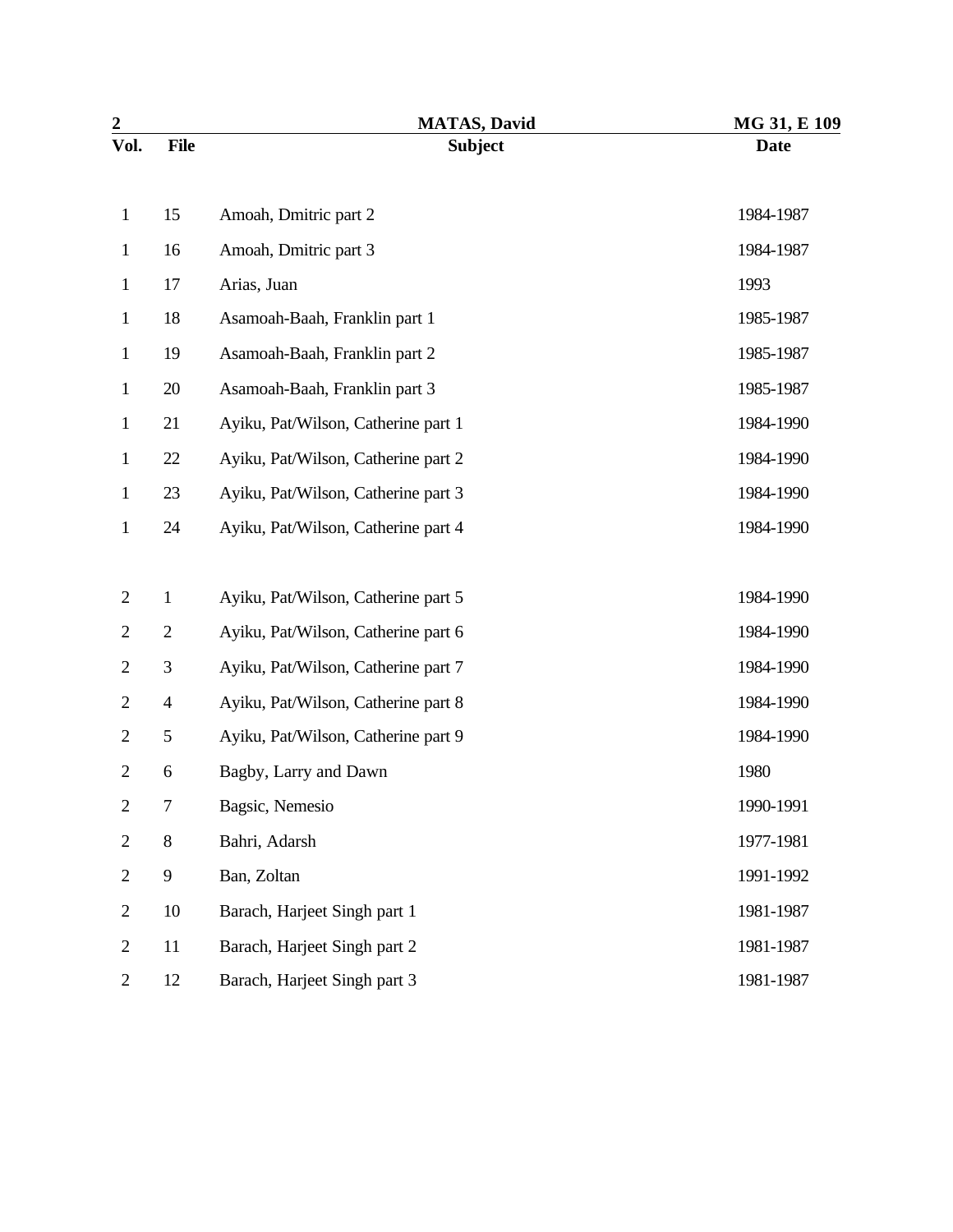| Vol. | File | Subject | Date |
|---|---|---|---|
| 1 | 15 | Amoah, Dmitric part 2 | 1984-1987 |
| 1 | 16 | Amoah, Dmitric part 3 | 1984-1987 |
| 1 | 17 | Arias, Juan | 1993 |
| 1 | 18 | Asamoah-Baah, Franklin part 1 | 1985-1987 |
| 1 | 19 | Asamoah-Baah, Franklin part 2 | 1985-1987 |
| 1 | 20 | Asamoah-Baah, Franklin part 3 | 1985-1987 |
| 1 | 21 | Ayiku, Pat/Wilson, Catherine part 1 | 1984-1990 |
| 1 | 22 | Ayiku, Pat/Wilson, Catherine part 2 | 1984-1990 |
| 1 | 23 | Ayiku, Pat/Wilson, Catherine part 3 | 1984-1990 |
| 1 | 24 | Ayiku, Pat/Wilson, Catherine part 4 | 1984-1990 |
| 2 | 1 | Ayiku, Pat/Wilson, Catherine part 5 | 1984-1990 |
| 2 | 2 | Ayiku, Pat/Wilson, Catherine part 6 | 1984-1990 |
| 2 | 3 | Ayiku, Pat/Wilson, Catherine part 7 | 1984-1990 |
| 2 | 4 | Ayiku, Pat/Wilson, Catherine part 8 | 1984-1990 |
| 2 | 5 | Ayiku, Pat/Wilson, Catherine part 9 | 1984-1990 |
| 2 | 6 | Bagby, Larry and Dawn | 1980 |
| 2 | 7 | Bagsic, Nemesio | 1990-1991 |
| 2 | 8 | Bahri, Adarsh | 1977-1981 |
| 2 | 9 | Ban, Zoltan | 1991-1992 |
| 2 | 10 | Barach, Harjeet Singh part 1 | 1981-1987 |
| 2 | 11 | Barach, Harjeet Singh part 2 | 1981-1987 |
| 2 | 12 | Barach, Harjeet Singh part 3 | 1981-1987 |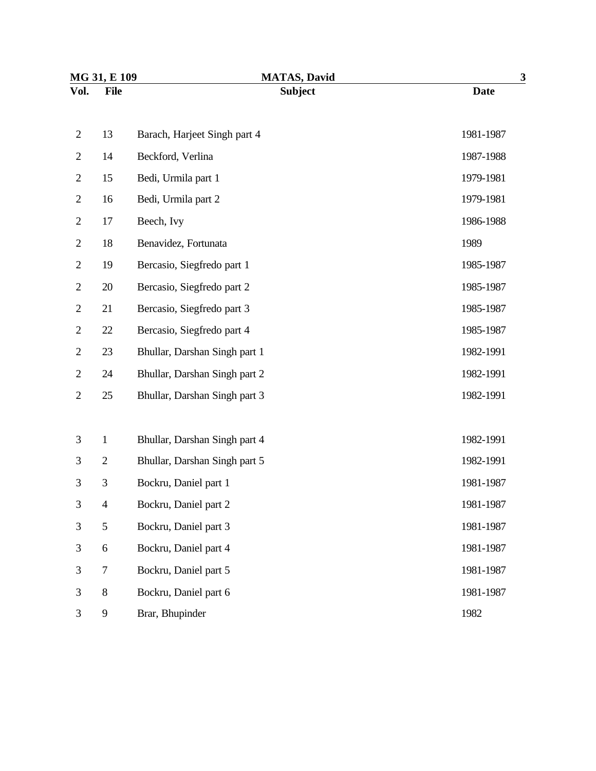| Vol. | File | Subject | Date |
|---|---|---|---|
| 2 | 13 | Barach, Harjeet Singh part 4 | 1981-1987 |
| 2 | 14 | Beckford, Verlina | 1987-1988 |
| 2 | 15 | Bedi, Urmila part 1 | 1979-1981 |
| 2 | 16 | Bedi, Urmila part 2 | 1979-1981 |
| 2 | 17 | Beech, Ivy | 1986-1988 |
| 2 | 18 | Benavidez, Fortunata | 1989 |
| 2 | 19 | Bercasio, Siegfredo part 1 | 1985-1987 |
| 2 | 20 | Bercasio, Siegfredo part 2 | 1985-1987 |
| 2 | 21 | Bercasio, Siegfredo part 3 | 1985-1987 |
| 2 | 22 | Bercasio, Siegfredo part 4 | 1985-1987 |
| 2 | 23 | Bhullar, Darshan Singh part 1 | 1982-1991 |
| 2 | 24 | Bhullar, Darshan Singh part 2 | 1982-1991 |
| 2 | 25 | Bhullar, Darshan Singh part 3 | 1982-1991 |
| 3 | 1 | Bhullar, Darshan Singh part 4 | 1982-1991 |
| 3 | 2 | Bhullar, Darshan Singh part 5 | 1982-1991 |
| 3 | 3 | Bockru, Daniel part 1 | 1981-1987 |
| 3 | 4 | Bockru, Daniel part 2 | 1981-1987 |
| 3 | 5 | Bockru, Daniel part 3 | 1981-1987 |
| 3 | 6 | Bockru, Daniel part 4 | 1981-1987 |
| 3 | 7 | Bockru, Daniel part 5 | 1981-1987 |
| 3 | 8 | Bockru, Daniel part 6 | 1981-1987 |
| 3 | 9 | Brar, Bhupinder | 1982 |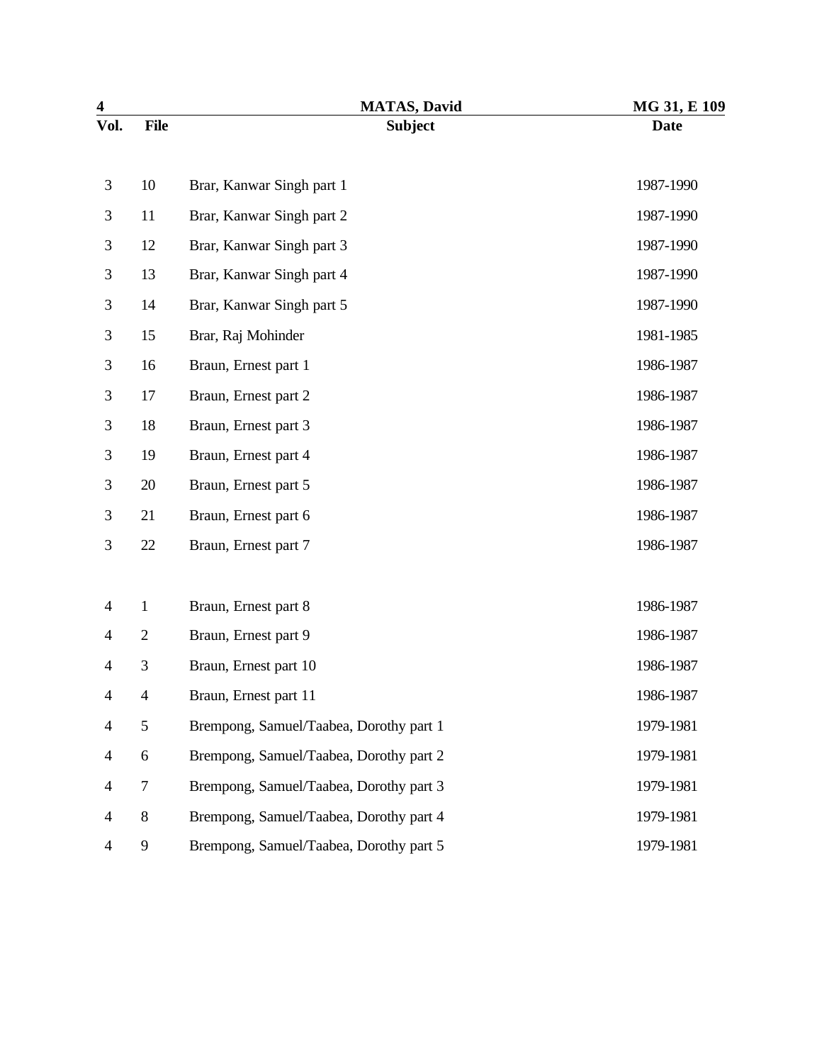| Vol. | File | Subject | Date |
|---|---|---|---|
| 3 | 10 | Brar, Kanwar Singh part 1 | 1987-1990 |
| 3 | 11 | Brar, Kanwar Singh part 2 | 1987-1990 |
| 3 | 12 | Brar, Kanwar Singh part 3 | 1987-1990 |
| 3 | 13 | Brar, Kanwar Singh part 4 | 1987-1990 |
| 3 | 14 | Brar, Kanwar Singh part 5 | 1987-1990 |
| 3 | 15 | Brar, Raj Mohinder | 1981-1985 |
| 3 | 16 | Braun, Ernest part 1 | 1986-1987 |
| 3 | 17 | Braun, Ernest part 2 | 1986-1987 |
| 3 | 18 | Braun, Ernest part 3 | 1986-1987 |
| 3 | 19 | Braun, Ernest part 4 | 1986-1987 |
| 3 | 20 | Braun, Ernest part 5 | 1986-1987 |
| 3 | 21 | Braun, Ernest part 6 | 1986-1987 |
| 3 | 22 | Braun, Ernest part 7 | 1986-1987 |
| 4 | 1 | Braun, Ernest part 8 | 1986-1987 |
| 4 | 2 | Braun, Ernest part 9 | 1986-1987 |
| 4 | 3 | Braun, Ernest part 10 | 1986-1987 |
| 4 | 4 | Braun, Ernest part 11 | 1986-1987 |
| 4 | 5 | Brempong, Samuel/Taabea, Dorothy part 1 | 1979-1981 |
| 4 | 6 | Brempong, Samuel/Taabea, Dorothy part 2 | 1979-1981 |
| 4 | 7 | Brempong, Samuel/Taabea, Dorothy part 3 | 1979-1981 |
| 4 | 8 | Brempong, Samuel/Taabea, Dorothy part 4 | 1979-1981 |
| 4 | 9 | Brempong, Samuel/Taabea, Dorothy part 5 | 1979-1981 |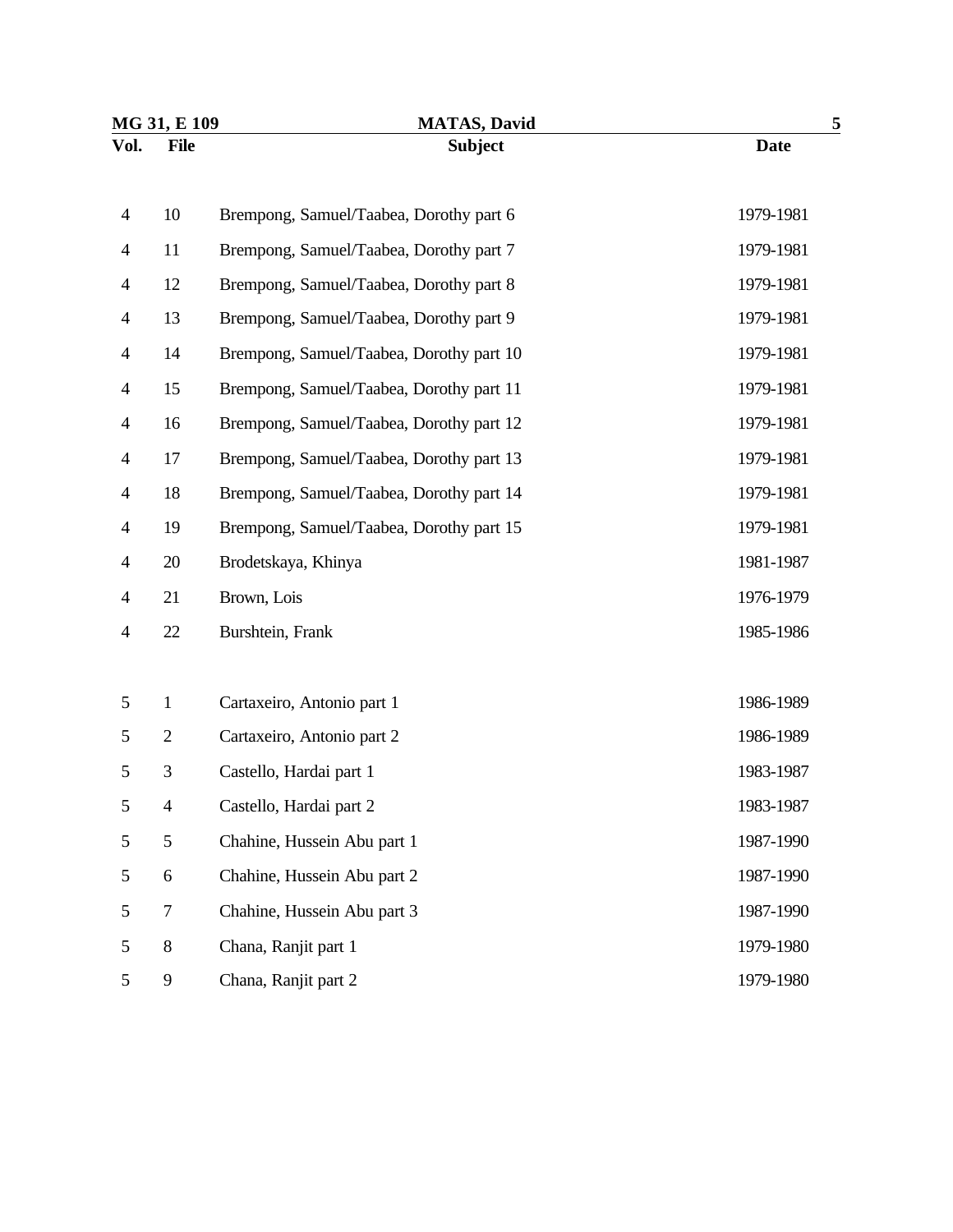| Vol. | File | Subject | Date |
|---|---|---|---|
| 4 | 10 | Brempong, Samuel/Taabea, Dorothy part 6 | 1979-1981 |
| 4 | 11 | Brempong, Samuel/Taabea, Dorothy part 7 | 1979-1981 |
| 4 | 12 | Brempong, Samuel/Taabea, Dorothy part 8 | 1979-1981 |
| 4 | 13 | Brempong, Samuel/Taabea, Dorothy part 9 | 1979-1981 |
| 4 | 14 | Brempong, Samuel/Taabea, Dorothy part 10 | 1979-1981 |
| 4 | 15 | Brempong, Samuel/Taabea, Dorothy part 11 | 1979-1981 |
| 4 | 16 | Brempong, Samuel/Taabea, Dorothy part 12 | 1979-1981 |
| 4 | 17 | Brempong, Samuel/Taabea, Dorothy part 13 | 1979-1981 |
| 4 | 18 | Brempong, Samuel/Taabea, Dorothy part 14 | 1979-1981 |
| 4 | 19 | Brempong, Samuel/Taabea, Dorothy part 15 | 1979-1981 |
| 4 | 20 | Brodetskaya, Khinya | 1981-1987 |
| 4 | 21 | Brown, Lois | 1976-1979 |
| 4 | 22 | Burshtein, Frank | 1985-1986 |
| 5 | 1 | Cartaxeiro, Antonio part 1 | 1986-1989 |
| 5 | 2 | Cartaxeiro, Antonio part 2 | 1986-1989 |
| 5 | 3 | Castello, Hardai part 1 | 1983-1987 |
| 5 | 4 | Castello, Hardai part 2 | 1983-1987 |
| 5 | 5 | Chahine, Hussein Abu part 1 | 1987-1990 |
| 5 | 6 | Chahine, Hussein Abu part 2 | 1987-1990 |
| 5 | 7 | Chahine, Hussein Abu part 3 | 1987-1990 |
| 5 | 8 | Chana, Ranjit part 1 | 1979-1980 |
| 5 | 9 | Chana, Ranjit part 2 | 1979-1980 |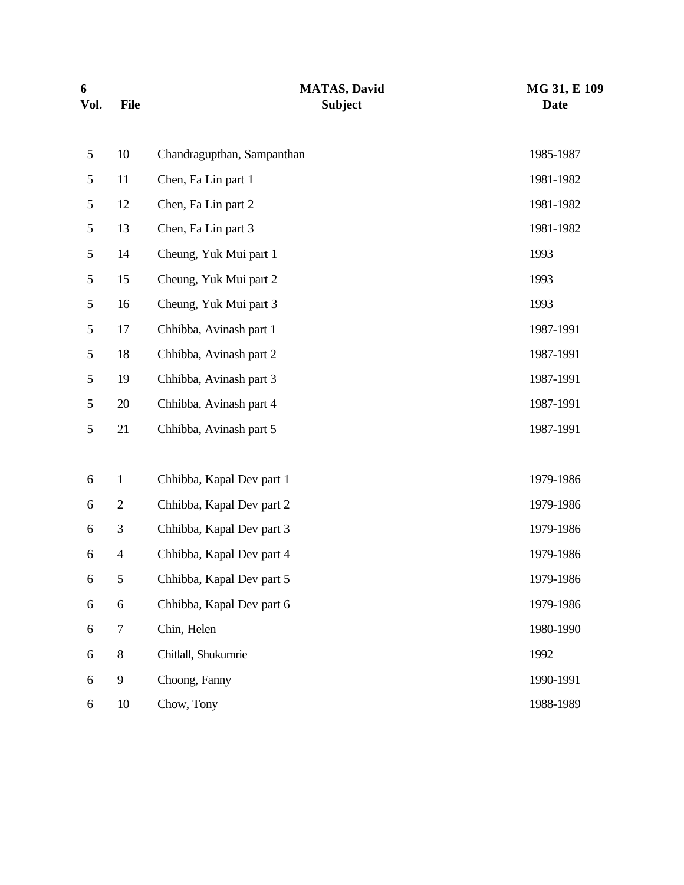| Vol. | File | Subject | Date |
|---|---|---|---|
| 5 | 10 | Chandragupthan, Sampanthan | 1985-1987 |
| 5 | 11 | Chen, Fa Lin part 1 | 1981-1982 |
| 5 | 12 | Chen, Fa Lin part 2 | 1981-1982 |
| 5 | 13 | Chen, Fa Lin part 3 | 1981-1982 |
| 5 | 14 | Cheung, Yuk Mui part 1 | 1993 |
| 5 | 15 | Cheung, Yuk Mui part 2 | 1993 |
| 5 | 16 | Cheung, Yuk Mui part 3 | 1993 |
| 5 | 17 | Chhibba, Avinash part 1 | 1987-1991 |
| 5 | 18 | Chhibba, Avinash part 2 | 1987-1991 |
| 5 | 19 | Chhibba, Avinash part 3 | 1987-1991 |
| 5 | 20 | Chhibba, Avinash part 4 | 1987-1991 |
| 5 | 21 | Chhibba, Avinash part 5 | 1987-1991 |
| 6 | 1 | Chhibba, Kapal Dev part 1 | 1979-1986 |
| 6 | 2 | Chhibba, Kapal Dev part 2 | 1979-1986 |
| 6 | 3 | Chhibba, Kapal Dev part 3 | 1979-1986 |
| 6 | 4 | Chhibba, Kapal Dev part 4 | 1979-1986 |
| 6 | 5 | Chhibba, Kapal Dev part 5 | 1979-1986 |
| 6 | 6 | Chhibba, Kapal Dev part 6 | 1979-1986 |
| 6 | 7 | Chin, Helen | 1980-1990 |
| 6 | 8 | Chitlall, Shukumrie | 1992 |
| 6 | 9 | Choong, Fanny | 1990-1991 |
| 6 | 10 | Chow, Tony | 1988-1989 |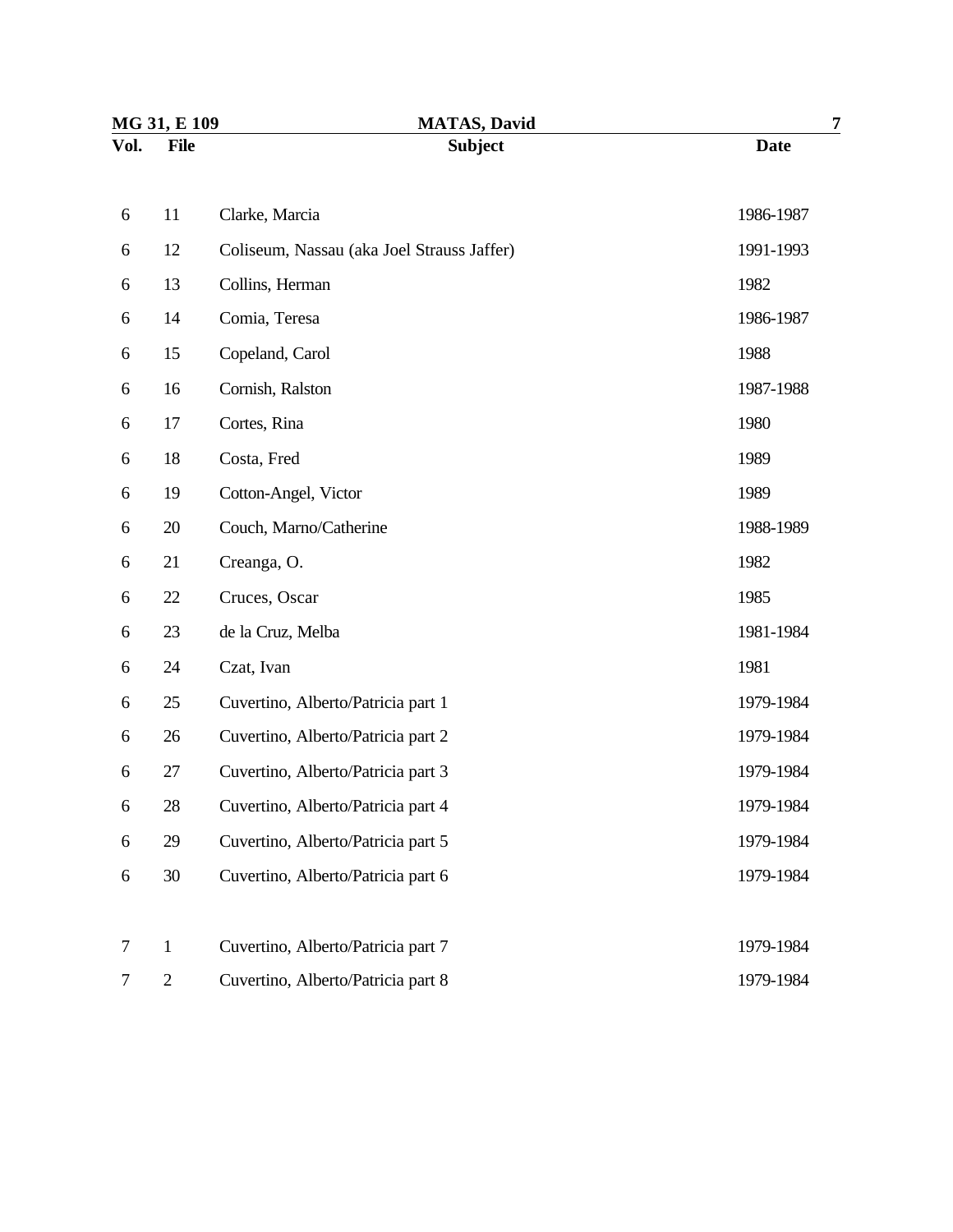| Vol. | File | Subject | Date |
|---|---|---|---|
| 6 | 11 | Clarke, Marcia | 1986-1987 |
| 6 | 12 | Coliseum, Nassau (aka Joel Strauss Jaffer) | 1991-1993 |
| 6 | 13 | Collins, Herman | 1982 |
| 6 | 14 | Comia, Teresa | 1986-1987 |
| 6 | 15 | Copeland, Carol | 1988 |
| 6 | 16 | Cornish, Ralston | 1987-1988 |
| 6 | 17 | Cortes, Rina | 1980 |
| 6 | 18 | Costa, Fred | 1989 |
| 6 | 19 | Cotton-Angel, Victor | 1989 |
| 6 | 20 | Couch, Marno/Catherine | 1988-1989 |
| 6 | 21 | Creanga, O. | 1982 |
| 6 | 22 | Cruces, Oscar | 1985 |
| 6 | 23 | de la Cruz, Melba | 1981-1984 |
| 6 | 24 | Czat, Ivan | 1981 |
| 6 | 25 | Cuvertino, Alberto/Patricia part 1 | 1979-1984 |
| 6 | 26 | Cuvertino, Alberto/Patricia part 2 | 1979-1984 |
| 6 | 27 | Cuvertino, Alberto/Patricia part 3 | 1979-1984 |
| 6 | 28 | Cuvertino, Alberto/Patricia part 4 | 1979-1984 |
| 6 | 29 | Cuvertino, Alberto/Patricia part 5 | 1979-1984 |
| 6 | 30 | Cuvertino, Alberto/Patricia part 6 | 1979-1984 |
| 7 | 1 | Cuvertino, Alberto/Patricia part 7 | 1979-1984 |
| 7 | 2 | Cuvertino, Alberto/Patricia part 8 | 1979-1984 |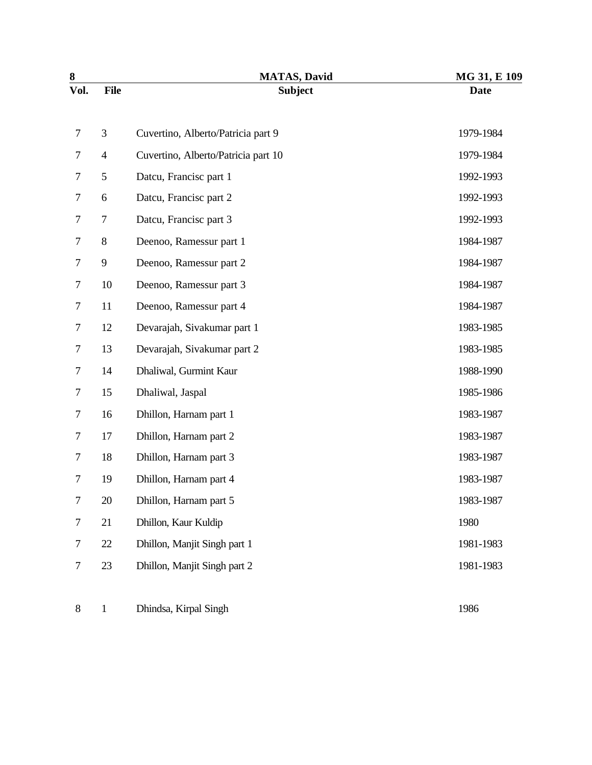| Vol. | File | Subject | Date |
| --- | --- | --- | --- |
| 7 | 3 | Cuvertino, Alberto/Patricia part 9 | 1979-1984 |
| 7 | 4 | Cuvertino, Alberto/Patricia part 10 | 1979-1984 |
| 7 | 5 | Datcu, Francisc part 1 | 1992-1993 |
| 7 | 6 | Datcu, Francisc part 2 | 1992-1993 |
| 7 | 7 | Datcu, Francisc part 3 | 1992-1993 |
| 7 | 8 | Deenoo, Ramessur part 1 | 1984-1987 |
| 7 | 9 | Deenoo, Ramessur part 2 | 1984-1987 |
| 7 | 10 | Deenoo, Ramessur part 3 | 1984-1987 |
| 7 | 11 | Deenoo, Ramessur part 4 | 1984-1987 |
| 7 | 12 | Devarajah, Sivakumar part 1 | 1983-1985 |
| 7 | 13 | Devarajah, Sivakumar part 2 | 1983-1985 |
| 7 | 14 | Dhaliwal, Gurmint Kaur | 1988-1990 |
| 7 | 15 | Dhaliwal, Jaspal | 1985-1986 |
| 7 | 16 | Dhillon, Harnam part 1 | 1983-1987 |
| 7 | 17 | Dhillon, Harnam part 2 | 1983-1987 |
| 7 | 18 | Dhillon, Harnam part 3 | 1983-1987 |
| 7 | 19 | Dhillon, Harnam part 4 | 1983-1987 |
| 7 | 20 | Dhillon, Harnam part 5 | 1983-1987 |
| 7 | 21 | Dhillon, Kaur Kuldip | 1980 |
| 7 | 22 | Dhillon, Manjit Singh part 1 | 1981-1983 |
| 7 | 23 | Dhillon, Manjit Singh part 2 | 1981-1983 |
| 8 | 1 | Dhindsa, Kirpal Singh | 1986 |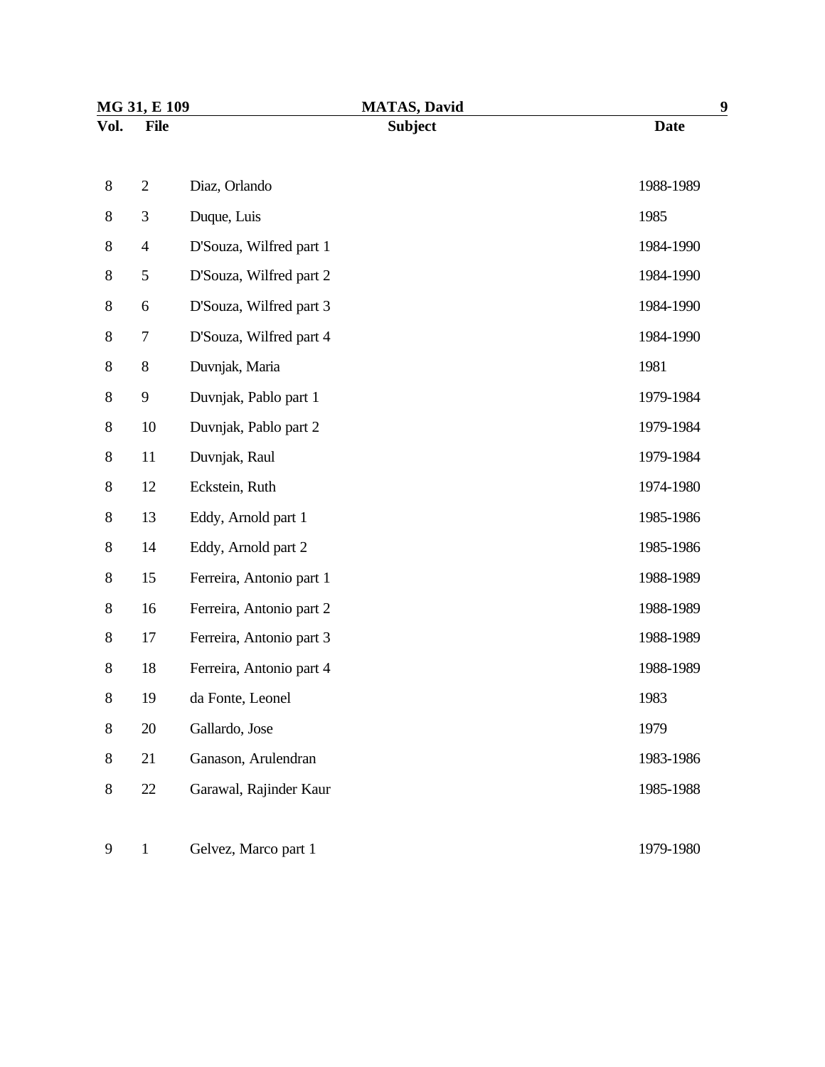| Vol. | File | Subject | Date |
|---|---|---|---|
| 8 | 2 | Diaz, Orlando | 1988-1989 |
| 8 | 3 | Duque, Luis | 1985 |
| 8 | 4 | D'Souza, Wilfred part 1 | 1984-1990 |
| 8 | 5 | D'Souza, Wilfred part 2 | 1984-1990 |
| 8 | 6 | D'Souza, Wilfred part 3 | 1984-1990 |
| 8 | 7 | D'Souza, Wilfred part 4 | 1984-1990 |
| 8 | 8 | Duvnjak, Maria | 1981 |
| 8 | 9 | Duvnjak, Pablo part 1 | 1979-1984 |
| 8 | 10 | Duvnjak, Pablo part 2 | 1979-1984 |
| 8 | 11 | Duvnjak, Raul | 1979-1984 |
| 8 | 12 | Eckstein, Ruth | 1974-1980 |
| 8 | 13 | Eddy, Arnold part 1 | 1985-1986 |
| 8 | 14 | Eddy, Arnold part 2 | 1985-1986 |
| 8 | 15 | Ferreira, Antonio part 1 | 1988-1989 |
| 8 | 16 | Ferreira, Antonio part 2 | 1988-1989 |
| 8 | 17 | Ferreira, Antonio part 3 | 1988-1989 |
| 8 | 18 | Ferreira, Antonio part 4 | 1988-1989 |
| 8 | 19 | da Fonte, Leonel | 1983 |
| 8 | 20 | Gallardo, Jose | 1979 |
| 8 | 21 | Ganason, Arulendran | 1983-1986 |
| 8 | 22 | Garawal, Rajinder Kaur | 1985-1988 |
| 9 | 1 | Gelvez, Marco part 1 | 1979-1980 |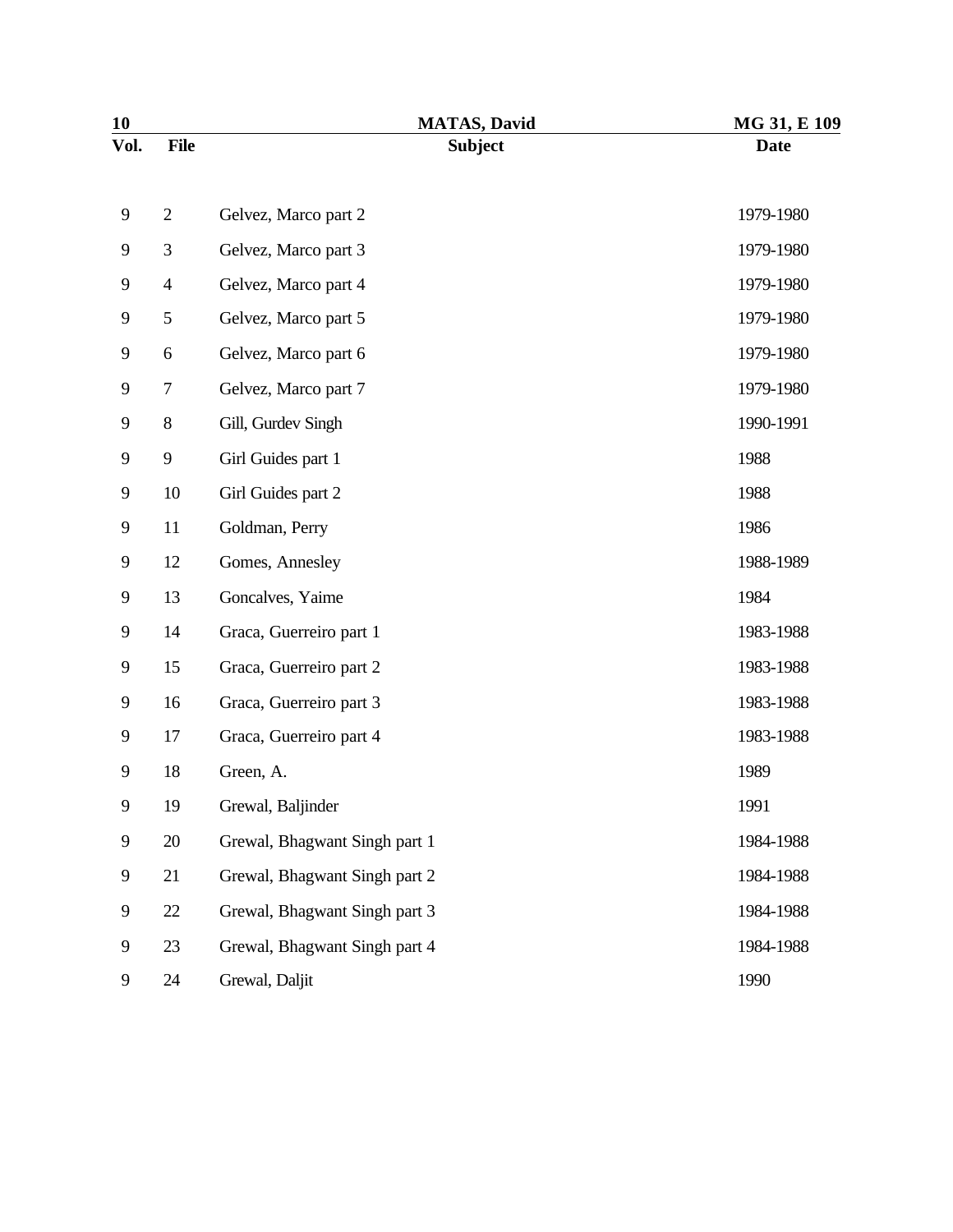| Vol. | File | Subject | Date |
|---|---|---|---|
| 9 | 2 | Gelvez, Marco part 2 | 1979-1980 |
| 9 | 3 | Gelvez, Marco part 3 | 1979-1980 |
| 9 | 4 | Gelvez, Marco part 4 | 1979-1980 |
| 9 | 5 | Gelvez, Marco part 5 | 1979-1980 |
| 9 | 6 | Gelvez, Marco part 6 | 1979-1980 |
| 9 | 7 | Gelvez, Marco part 7 | 1979-1980 |
| 9 | 8 | Gill, Gurdev Singh | 1990-1991 |
| 9 | 9 | Girl Guides part 1 | 1988 |
| 9 | 10 | Girl Guides part 2 | 1988 |
| 9 | 11 | Goldman, Perry | 1986 |
| 9 | 12 | Gomes, Annesley | 1988-1989 |
| 9 | 13 | Goncalves, Yaime | 1984 |
| 9 | 14 | Graca, Guerreiro part 1 | 1983-1988 |
| 9 | 15 | Graca, Guerreiro part 2 | 1983-1988 |
| 9 | 16 | Graca, Guerreiro part 3 | 1983-1988 |
| 9 | 17 | Graca, Guerreiro part 4 | 1983-1988 |
| 9 | 18 | Green, A. | 1989 |
| 9 | 19 | Grewal, Baljinder | 1991 |
| 9 | 20 | Grewal, Bhagwant Singh part 1 | 1984-1988 |
| 9 | 21 | Grewal, Bhagwant Singh part 2 | 1984-1988 |
| 9 | 22 | Grewal, Bhagwant Singh part 3 | 1984-1988 |
| 9 | 23 | Grewal, Bhagwant Singh part 4 | 1984-1988 |
| 9 | 24 | Grewal, Daljit | 1990 |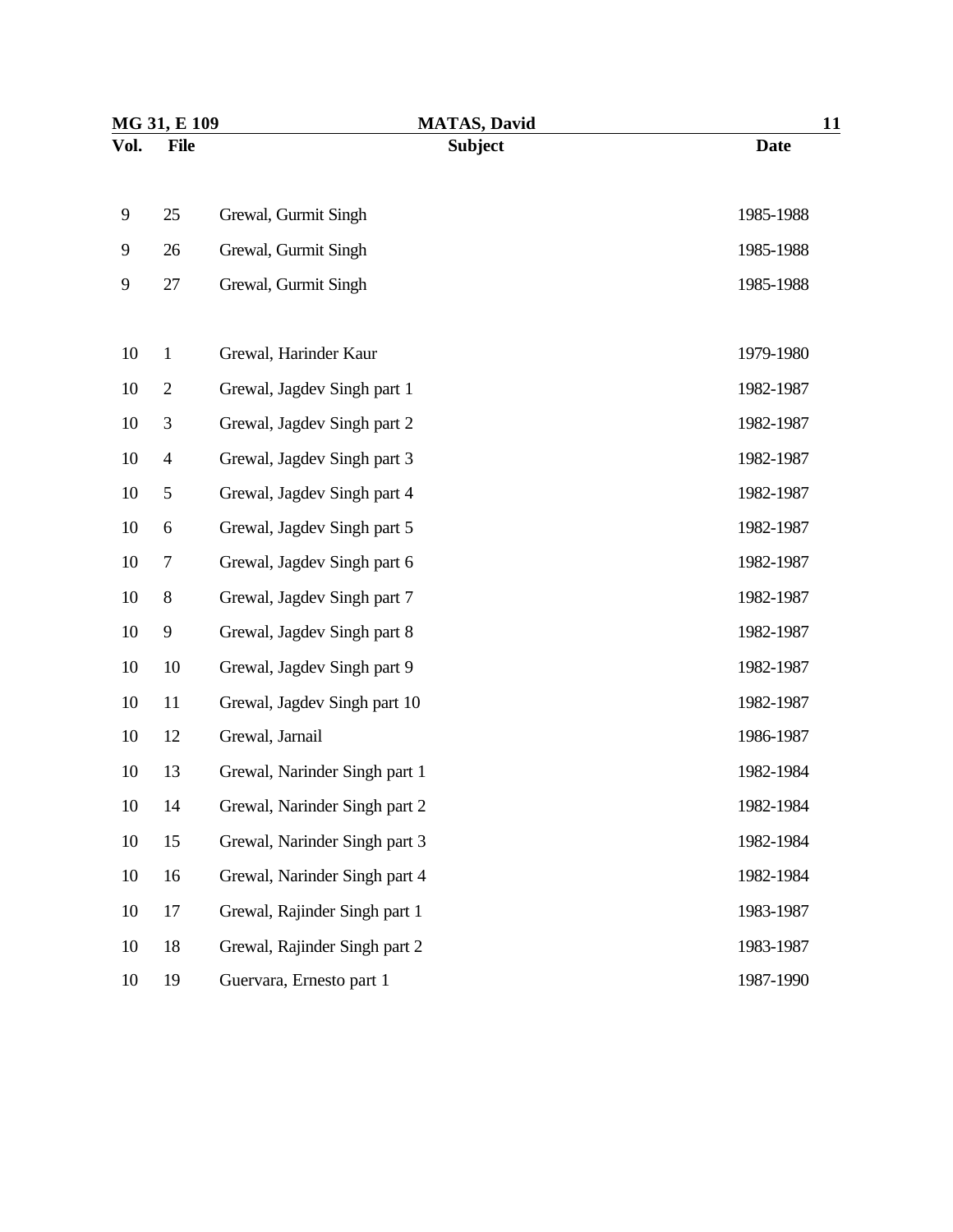| Vol. | File | Subject | Date |
|---|---|---|---|
| 9 | 25 | Grewal, Gurmit Singh | 1985-1988 |
| 9 | 26 | Grewal, Gurmit Singh | 1985-1988 |
| 9 | 27 | Grewal, Gurmit Singh | 1985-1988 |
| 10 | 1 | Grewal, Harinder Kaur | 1979-1980 |
| 10 | 2 | Grewal, Jagdev Singh part 1 | 1982-1987 |
| 10 | 3 | Grewal, Jagdev Singh part 2 | 1982-1987 |
| 10 | 4 | Grewal, Jagdev Singh part 3 | 1982-1987 |
| 10 | 5 | Grewal, Jagdev Singh part 4 | 1982-1987 |
| 10 | 6 | Grewal, Jagdev Singh part 5 | 1982-1987 |
| 10 | 7 | Grewal, Jagdev Singh part 6 | 1982-1987 |
| 10 | 8 | Grewal, Jagdev Singh part 7 | 1982-1987 |
| 10 | 9 | Grewal, Jagdev Singh part 8 | 1982-1987 |
| 10 | 10 | Grewal, Jagdev Singh part 9 | 1982-1987 |
| 10 | 11 | Grewal, Jagdev Singh part 10 | 1982-1987 |
| 10 | 12 | Grewal, Jarnail | 1986-1987 |
| 10 | 13 | Grewal, Narinder Singh part 1 | 1982-1984 |
| 10 | 14 | Grewal, Narinder Singh part 2 | 1982-1984 |
| 10 | 15 | Grewal, Narinder Singh part 3 | 1982-1984 |
| 10 | 16 | Grewal, Narinder Singh part 4 | 1982-1984 |
| 10 | 17 | Grewal, Rajinder Singh part 1 | 1983-1987 |
| 10 | 18 | Grewal, Rajinder Singh part 2 | 1983-1987 |
| 10 | 19 | Guervara, Ernesto part 1 | 1987-1990 |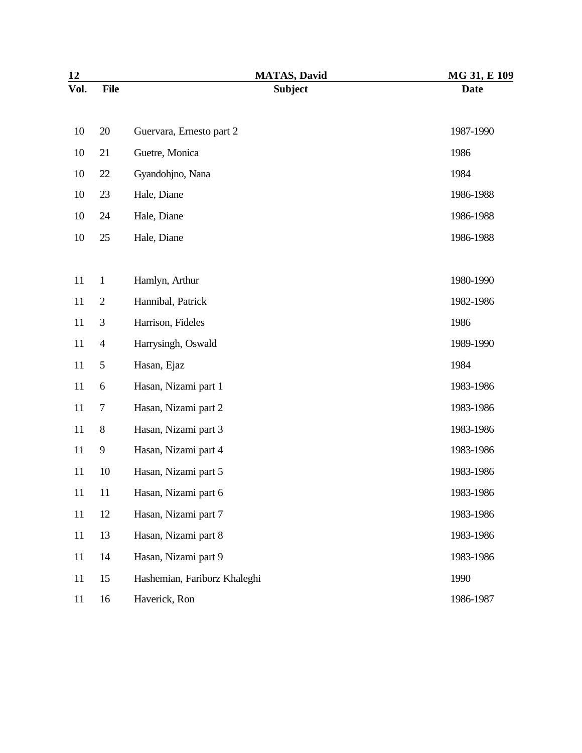| Vol. | File | Subject | Date |
| --- | --- | --- | --- |
| 10 | 20 | Guervara, Ernesto part 2 | 1987-1990 |
| 10 | 21 | Guetre, Monica | 1986 |
| 10 | 22 | Gyandohjno, Nana | 1984 |
| 10 | 23 | Hale, Diane | 1986-1988 |
| 10 | 24 | Hale, Diane | 1986-1988 |
| 10 | 25 | Hale, Diane | 1986-1988 |
| 11 | 1 | Hamlyn, Arthur | 1980-1990 |
| 11 | 2 | Hannibal, Patrick | 1982-1986 |
| 11 | 3 | Harrison, Fideles | 1986 |
| 11 | 4 | Harrysingh, Oswald | 1989-1990 |
| 11 | 5 | Hasan, Ejaz | 1984 |
| 11 | 6 | Hasan, Nizami part 1 | 1983-1986 |
| 11 | 7 | Hasan, Nizami part 2 | 1983-1986 |
| 11 | 8 | Hasan, Nizami part 3 | 1983-1986 |
| 11 | 9 | Hasan, Nizami part 4 | 1983-1986 |
| 11 | 10 | Hasan, Nizami part 5 | 1983-1986 |
| 11 | 11 | Hasan, Nizami part 6 | 1983-1986 |
| 11 | 12 | Hasan, Nizami part 7 | 1983-1986 |
| 11 | 13 | Hasan, Nizami part 8 | 1983-1986 |
| 11 | 14 | Hasan, Nizami part 9 | 1983-1986 |
| 11 | 15 | Hashemian, Fariborz Khaleghi | 1990 |
| 11 | 16 | Haverick, Ron | 1986-1987 |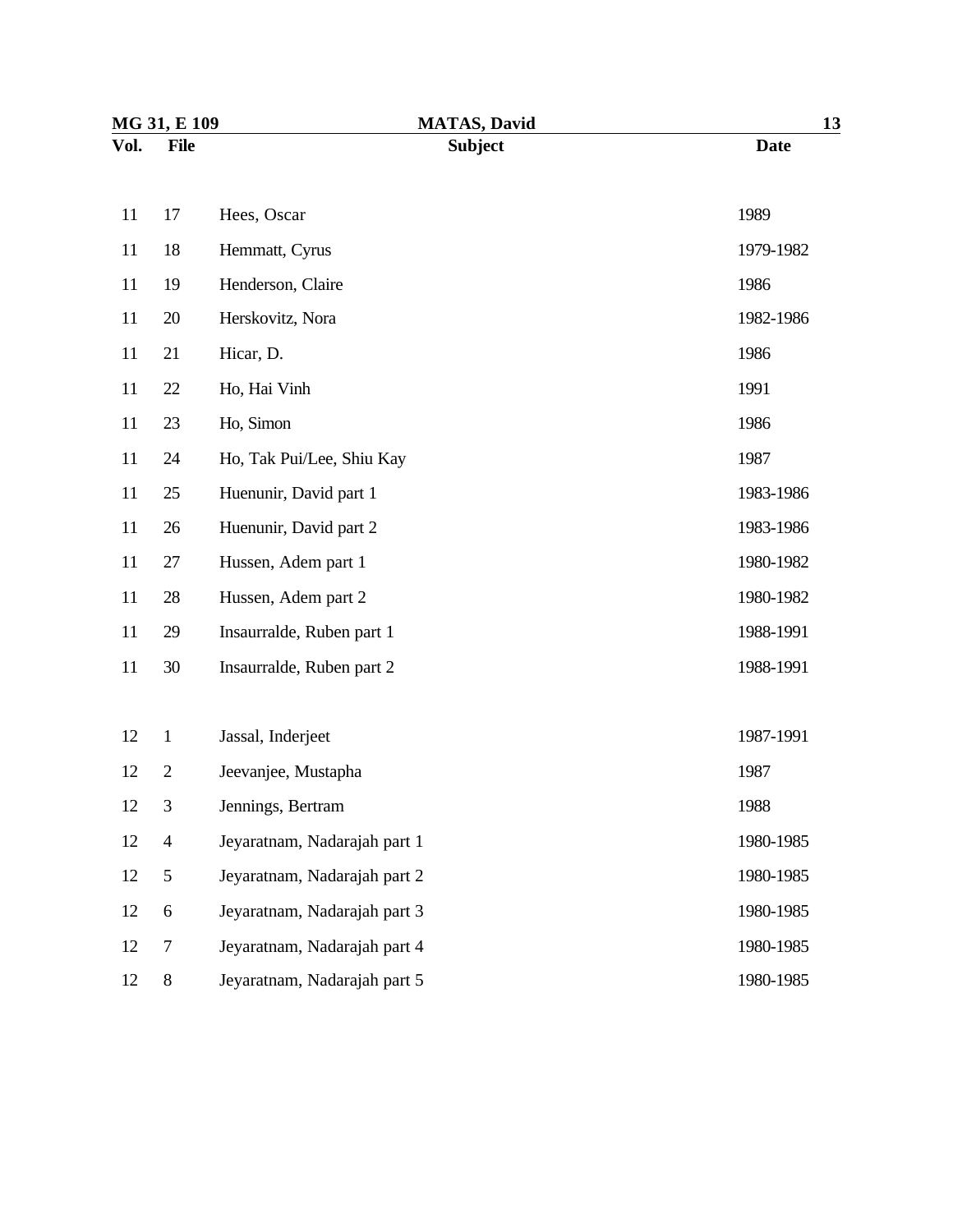| Vol. | File | Subject | Date |
|---|---|---|---|
| 11 | 17 | Hees, Oscar | 1989 |
| 11 | 18 | Hemmatt, Cyrus | 1979-1982 |
| 11 | 19 | Henderson, Claire | 1986 |
| 11 | 20 | Herskovitz, Nora | 1982-1986 |
| 11 | 21 | Hicar, D. | 1986 |
| 11 | 22 | Ho, Hai Vinh | 1991 |
| 11 | 23 | Ho, Simon | 1986 |
| 11 | 24 | Ho, Tak Pui/Lee, Shiu Kay | 1987 |
| 11 | 25 | Huenunir, David part 1 | 1983-1986 |
| 11 | 26 | Huenunir, David part 2 | 1983-1986 |
| 11 | 27 | Hussen, Adem part 1 | 1980-1982 |
| 11 | 28 | Hussen, Adem part 2 | 1980-1982 |
| 11 | 29 | Insaurralde, Ruben part 1 | 1988-1991 |
| 11 | 30 | Insaurralde, Ruben part 2 | 1988-1991 |
| 12 | 1 | Jassal, Inderjeet | 1987-1991 |
| 12 | 2 | Jeevanjee, Mustapha | 1987 |
| 12 | 3 | Jennings, Bertram | 1988 |
| 12 | 4 | Jeyaratnam, Nadarajah part 1 | 1980-1985 |
| 12 | 5 | Jeyaratnam, Nadarajah part 2 | 1980-1985 |
| 12 | 6 | Jeyaratnam, Nadarajah part 3 | 1980-1985 |
| 12 | 7 | Jeyaratnam, Nadarajah part 4 | 1980-1985 |
| 12 | 8 | Jeyaratnam, Nadarajah part 5 | 1980-1985 |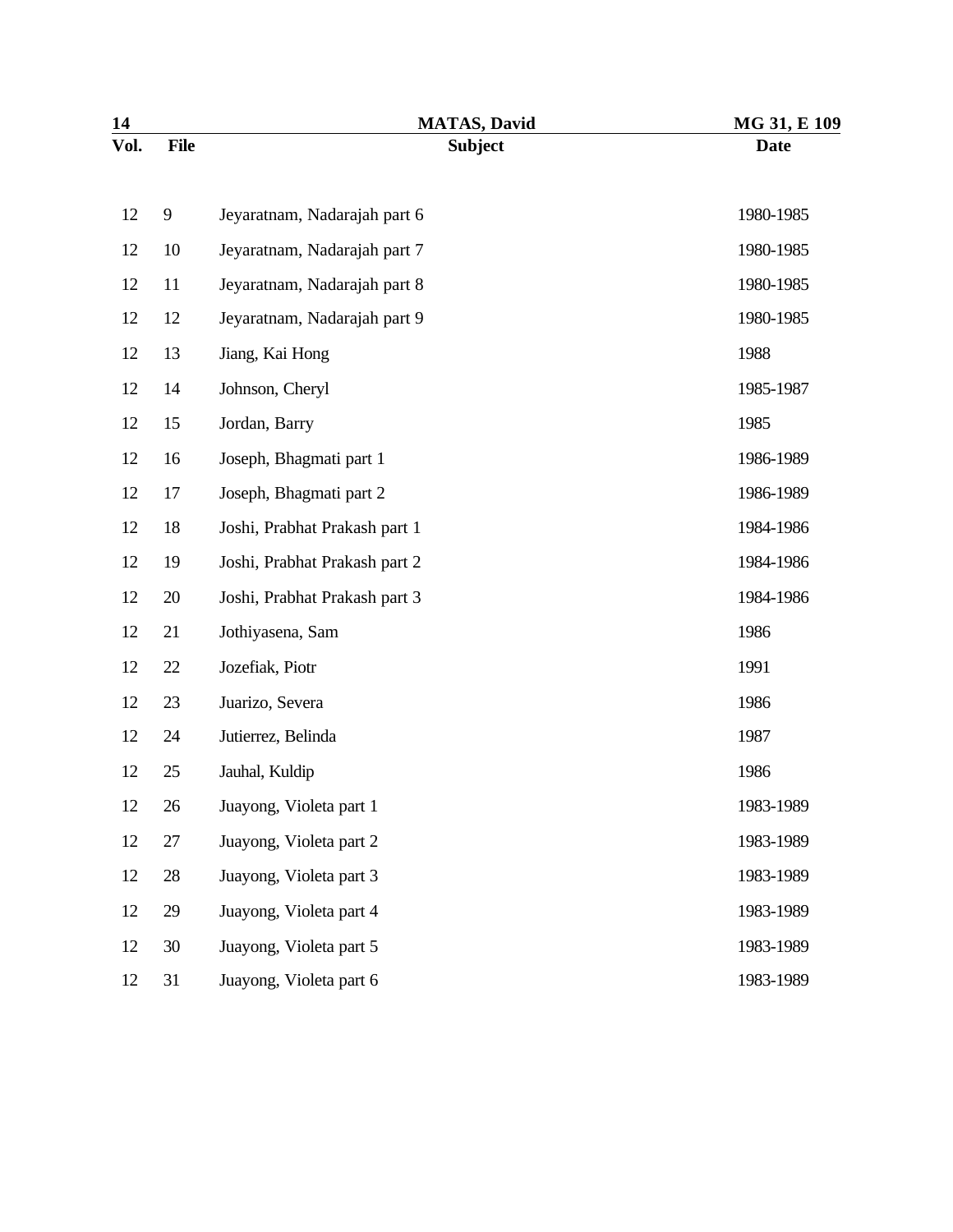| Vol. | File | Subject | Date |
|---|---|---|---|
| 12 | 9 | Jeyaratnam, Nadarajah part 6 | 1980-1985 |
| 12 | 10 | Jeyaratnam, Nadarajah part 7 | 1980-1985 |
| 12 | 11 | Jeyaratnam, Nadarajah part 8 | 1980-1985 |
| 12 | 12 | Jeyaratnam, Nadarajah part 9 | 1980-1985 |
| 12 | 13 | Jiang, Kai Hong | 1988 |
| 12 | 14 | Johnson, Cheryl | 1985-1987 |
| 12 | 15 | Jordan, Barry | 1985 |
| 12 | 16 | Joseph, Bhagmati part 1 | 1986-1989 |
| 12 | 17 | Joseph, Bhagmati part 2 | 1986-1989 |
| 12 | 18 | Joshi, Prabhat Prakash part 1 | 1984-1986 |
| 12 | 19 | Joshi, Prabhat Prakash part 2 | 1984-1986 |
| 12 | 20 | Joshi, Prabhat Prakash part 3 | 1984-1986 |
| 12 | 21 | Jothiyasena, Sam | 1986 |
| 12 | 22 | Jozefiak, Piotr | 1991 |
| 12 | 23 | Juarizo, Severa | 1986 |
| 12 | 24 | Jutierrez, Belinda | 1987 |
| 12 | 25 | Jauhal, Kuldip | 1986 |
| 12 | 26 | Juayong, Violeta part 1 | 1983-1989 |
| 12 | 27 | Juayong, Violeta part 2 | 1983-1989 |
| 12 | 28 | Juayong, Violeta part 3 | 1983-1989 |
| 12 | 29 | Juayong, Violeta part 4 | 1983-1989 |
| 12 | 30 | Juayong, Violeta part 5 | 1983-1989 |
| 12 | 31 | Juayong, Violeta part 6 | 1983-1989 |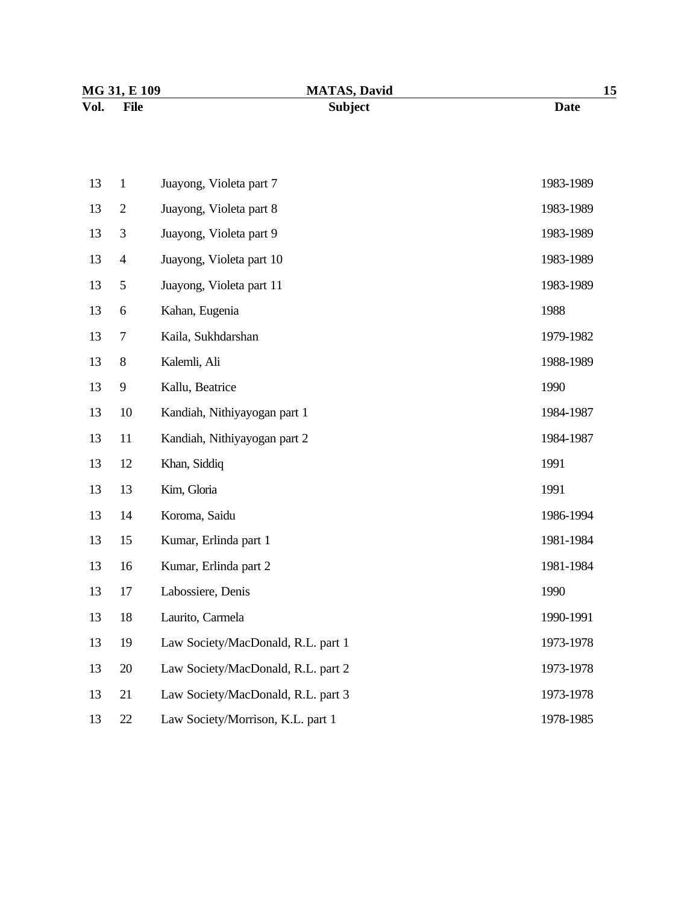| Vol. | File | Subject | Date |
|---|---|---|---|
| 13 | 1 | Juayong, Violeta part 7 | 1983-1989 |
| 13 | 2 | Juayong, Violeta part 8 | 1983-1989 |
| 13 | 3 | Juayong, Violeta part 9 | 1983-1989 |
| 13 | 4 | Juayong, Violeta part 10 | 1983-1989 |
| 13 | 5 | Juayong, Violeta part 11 | 1983-1989 |
| 13 | 6 | Kahan, Eugenia | 1988 |
| 13 | 7 | Kaila, Sukhdarshan | 1979-1982 |
| 13 | 8 | Kalemli, Ali | 1988-1989 |
| 13 | 9 | Kallu, Beatrice | 1990 |
| 13 | 10 | Kandiah, Nithiyayogan part 1 | 1984-1987 |
| 13 | 11 | Kandiah, Nithiyayogan part 2 | 1984-1987 |
| 13 | 12 | Khan, Siddiq | 1991 |
| 13 | 13 | Kim, Gloria | 1991 |
| 13 | 14 | Koroma, Saidu | 1986-1994 |
| 13 | 15 | Kumar, Erlinda part 1 | 1981-1984 |
| 13 | 16 | Kumar, Erlinda part 2 | 1981-1984 |
| 13 | 17 | Labossiere, Denis | 1990 |
| 13 | 18 | Laurito, Carmela | 1990-1991 |
| 13 | 19 | Law Society/MacDonald, R.L. part 1 | 1973-1978 |
| 13 | 20 | Law Society/MacDonald, R.L. part 2 | 1973-1978 |
| 13 | 21 | Law Society/MacDonald, R.L. part 3 | 1973-1978 |
| 13 | 22 | Law Society/Morrison, K.L. part 1 | 1978-1985 |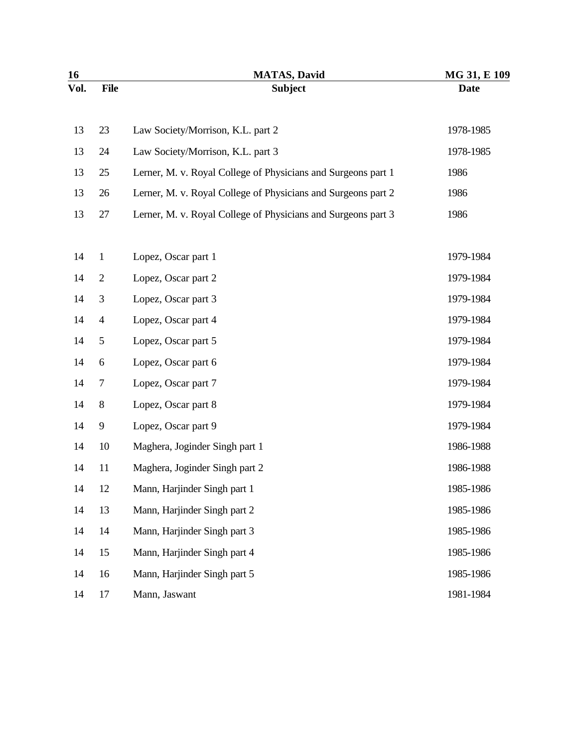| Vol. | File | Subject | Date |
|---|---|---|---|
| 13 | 23 | Law Society/Morrison, K.L. part 2 | 1978-1985 |
| 13 | 24 | Law Society/Morrison, K.L. part 3 | 1978-1985 |
| 13 | 25 | Lerner, M. v. Royal College of Physicians and Surgeons part 1 | 1986 |
| 13 | 26 | Lerner, M. v. Royal College of Physicians and Surgeons part 2 | 1986 |
| 13 | 27 | Lerner, M. v. Royal College of Physicians and Surgeons part 3 | 1986 |
| 14 | 1 | Lopez, Oscar part 1 | 1979-1984 |
| 14 | 2 | Lopez, Oscar part 2 | 1979-1984 |
| 14 | 3 | Lopez, Oscar part 3 | 1979-1984 |
| 14 | 4 | Lopez, Oscar part 4 | 1979-1984 |
| 14 | 5 | Lopez, Oscar part 5 | 1979-1984 |
| 14 | 6 | Lopez, Oscar part 6 | 1979-1984 |
| 14 | 7 | Lopez, Oscar part 7 | 1979-1984 |
| 14 | 8 | Lopez, Oscar part 8 | 1979-1984 |
| 14 | 9 | Lopez, Oscar part 9 | 1979-1984 |
| 14 | 10 | Maghera, Joginder Singh part 1 | 1986-1988 |
| 14 | 11 | Maghera, Joginder Singh part 2 | 1986-1988 |
| 14 | 12 | Mann, Harjinder Singh part 1 | 1985-1986 |
| 14 | 13 | Mann, Harjinder Singh part 2 | 1985-1986 |
| 14 | 14 | Mann, Harjinder Singh part 3 | 1985-1986 |
| 14 | 15 | Mann, Harjinder Singh part 4 | 1985-1986 |
| 14 | 16 | Mann, Harjinder Singh part 5 | 1985-1986 |
| 14 | 17 | Mann, Jaswant | 1981-1984 |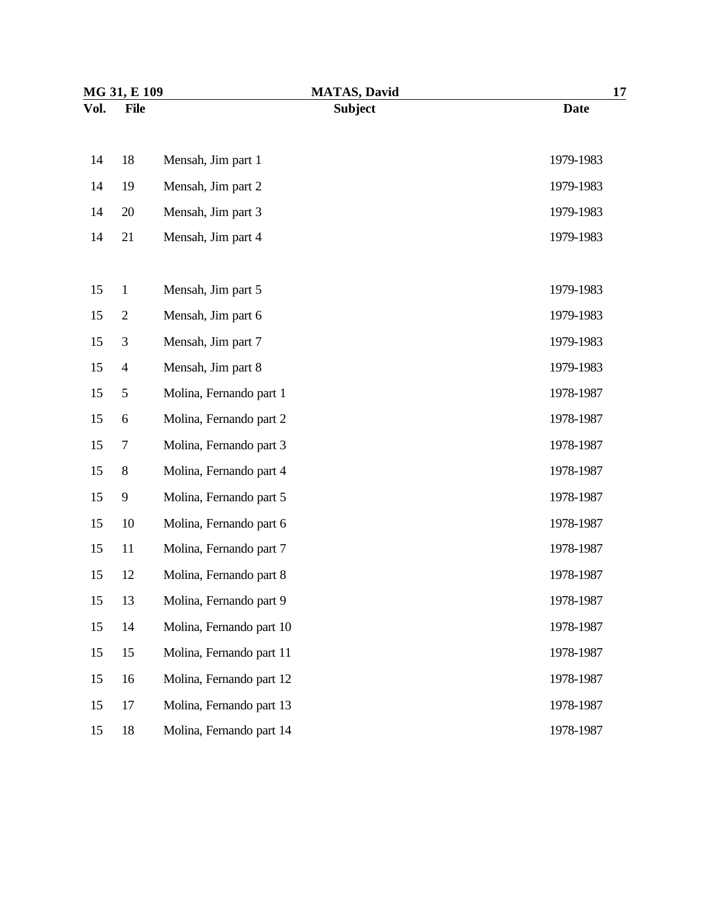| Vol. | File | Subject | Date |
|---|---|---|---|
| 14 | 18 | Mensah, Jim part 1 | 1979-1983 |
| 14 | 19 | Mensah, Jim part 2 | 1979-1983 |
| 14 | 20 | Mensah, Jim part 3 | 1979-1983 |
| 14 | 21 | Mensah, Jim part 4 | 1979-1983 |
| 15 | 1 | Mensah, Jim part 5 | 1979-1983 |
| 15 | 2 | Mensah, Jim part 6 | 1979-1983 |
| 15 | 3 | Mensah, Jim part 7 | 1979-1983 |
| 15 | 4 | Mensah, Jim part 8 | 1979-1983 |
| 15 | 5 | Molina, Fernando part 1 | 1978-1987 |
| 15 | 6 | Molina, Fernando part 2 | 1978-1987 |
| 15 | 7 | Molina, Fernando part 3 | 1978-1987 |
| 15 | 8 | Molina, Fernando part 4 | 1978-1987 |
| 15 | 9 | Molina, Fernando part 5 | 1978-1987 |
| 15 | 10 | Molina, Fernando part 6 | 1978-1987 |
| 15 | 11 | Molina, Fernando part 7 | 1978-1987 |
| 15 | 12 | Molina, Fernando part 8 | 1978-1987 |
| 15 | 13 | Molina, Fernando part 9 | 1978-1987 |
| 15 | 14 | Molina, Fernando part 10 | 1978-1987 |
| 15 | 15 | Molina, Fernando part 11 | 1978-1987 |
| 15 | 16 | Molina, Fernando part 12 | 1978-1987 |
| 15 | 17 | Molina, Fernando part 13 | 1978-1987 |
| 15 | 18 | Molina, Fernando part 14 | 1978-1987 |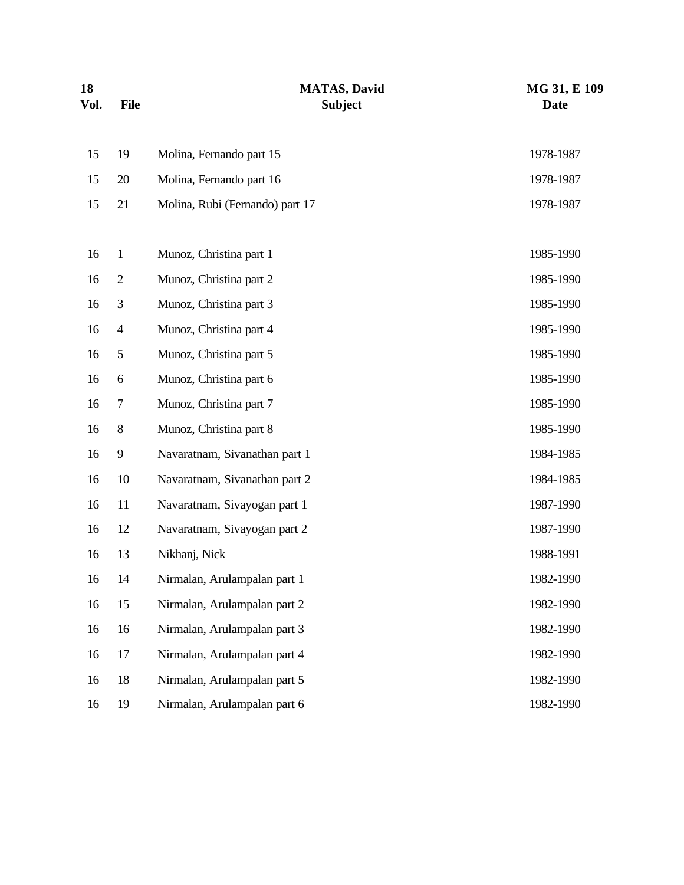| Vol. | File | Subject | Date |
|---|---|---|---|
| 15 | 19 | Molina, Fernando part 15 | 1978-1987 |
| 15 | 20 | Molina, Fernando part 16 | 1978-1987 |
| 15 | 21 | Molina, Rubi (Fernando) part 17 | 1978-1987 |
| 16 | 1 | Munoz, Christina part 1 | 1985-1990 |
| 16 | 2 | Munoz, Christina part 2 | 1985-1990 |
| 16 | 3 | Munoz, Christina part 3 | 1985-1990 |
| 16 | 4 | Munoz, Christina part 4 | 1985-1990 |
| 16 | 5 | Munoz, Christina part 5 | 1985-1990 |
| 16 | 6 | Munoz, Christina part 6 | 1985-1990 |
| 16 | 7 | Munoz, Christina part 7 | 1985-1990 |
| 16 | 8 | Munoz, Christina part 8 | 1985-1990 |
| 16 | 9 | Navaratnam, Sivanathan part 1 | 1984-1985 |
| 16 | 10 | Navaratnam, Sivanathan part 2 | 1984-1985 |
| 16 | 11 | Navaratnam, Sivayogan part 1 | 1987-1990 |
| 16 | 12 | Navaratnam, Sivayogan part 2 | 1987-1990 |
| 16 | 13 | Nikhanj, Nick | 1988-1991 |
| 16 | 14 | Nirmalan, Arulampalan part 1 | 1982-1990 |
| 16 | 15 | Nirmalan, Arulampalan part 2 | 1982-1990 |
| 16 | 16 | Nirmalan, Arulampalan part 3 | 1982-1990 |
| 16 | 17 | Nirmalan, Arulampalan part 4 | 1982-1990 |
| 16 | 18 | Nirmalan, Arulampalan part 5 | 1982-1990 |
| 16 | 19 | Nirmalan, Arulampalan part 6 | 1982-1990 |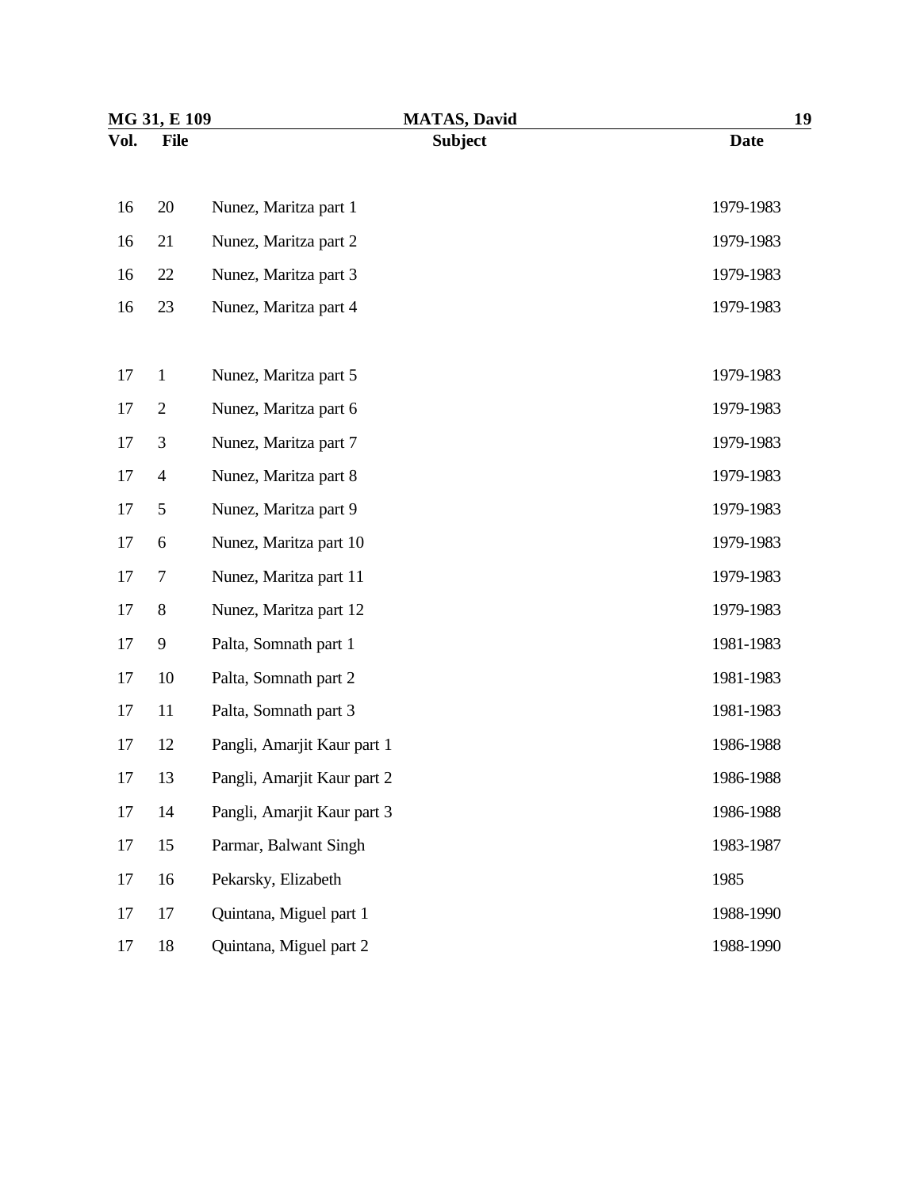| Vol. | File | Subject | Date |
|---|---|---|---|
| 16 | 20 | Nunez, Maritza part 1 | 1979-1983 |
| 16 | 21 | Nunez, Maritza part 2 | 1979-1983 |
| 16 | 22 | Nunez, Maritza part 3 | 1979-1983 |
| 16 | 23 | Nunez, Maritza part 4 | 1979-1983 |
| 17 | 1 | Nunez, Maritza part 5 | 1979-1983 |
| 17 | 2 | Nunez, Maritza part 6 | 1979-1983 |
| 17 | 3 | Nunez, Maritza part 7 | 1979-1983 |
| 17 | 4 | Nunez, Maritza part 8 | 1979-1983 |
| 17 | 5 | Nunez, Maritza part 9 | 1979-1983 |
| 17 | 6 | Nunez, Maritza part 10 | 1979-1983 |
| 17 | 7 | Nunez, Maritza part 11 | 1979-1983 |
| 17 | 8 | Nunez, Maritza part 12 | 1979-1983 |
| 17 | 9 | Palta, Somnath part 1 | 1981-1983 |
| 17 | 10 | Palta, Somnath part 2 | 1981-1983 |
| 17 | 11 | Palta, Somnath part 3 | 1981-1983 |
| 17 | 12 | Pangli, Amarjit Kaur part 1 | 1986-1988 |
| 17 | 13 | Pangli, Amarjit Kaur part 2 | 1986-1988 |
| 17 | 14 | Pangli, Amarjit Kaur part 3 | 1986-1988 |
| 17 | 15 | Parmar, Balwant Singh | 1983-1987 |
| 17 | 16 | Pekarsky, Elizabeth | 1985 |
| 17 | 17 | Quintana, Miguel part 1 | 1988-1990 |
| 17 | 18 | Quintana, Miguel part 2 | 1988-1990 |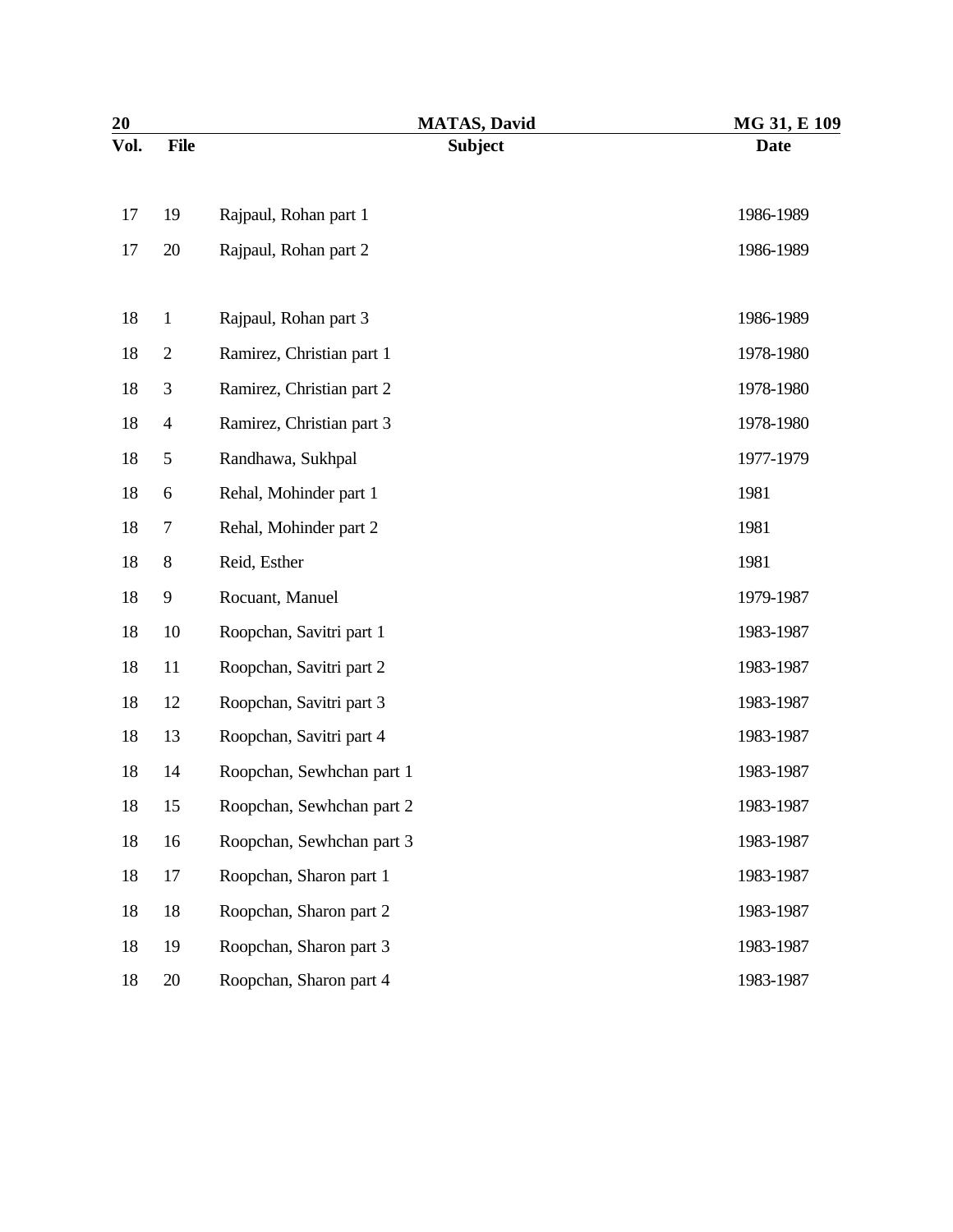| Vol. | File | Subject | Date |
|---|---|---|---|
| 17 | 19 | Rajpaul, Rohan part 1 | 1986-1989 |
| 17 | 20 | Rajpaul, Rohan part 2 | 1986-1989 |
| 18 | 1 | Rajpaul, Rohan part 3 | 1986-1989 |
| 18 | 2 | Ramirez, Christian part 1 | 1978-1980 |
| 18 | 3 | Ramirez, Christian part 2 | 1978-1980 |
| 18 | 4 | Ramirez, Christian part 3 | 1978-1980 |
| 18 | 5 | Randhawa, Sukhpal | 1977-1979 |
| 18 | 6 | Rehal, Mohinder part 1 | 1981 |
| 18 | 7 | Rehal, Mohinder part 2 | 1981 |
| 18 | 8 | Reid, Esther | 1981 |
| 18 | 9 | Rocuant, Manuel | 1979-1987 |
| 18 | 10 | Roopchan, Savitri part 1 | 1983-1987 |
| 18 | 11 | Roopchan, Savitri part 2 | 1983-1987 |
| 18 | 12 | Roopchan, Savitri part 3 | 1983-1987 |
| 18 | 13 | Roopchan, Savitri part 4 | 1983-1987 |
| 18 | 14 | Roopchan, Sewhchan part 1 | 1983-1987 |
| 18 | 15 | Roopchan, Sewhchan part 2 | 1983-1987 |
| 18 | 16 | Roopchan, Sewhchan part 3 | 1983-1987 |
| 18 | 17 | Roopchan, Sharon part 1 | 1983-1987 |
| 18 | 18 | Roopchan, Sharon part 2 | 1983-1987 |
| 18 | 19 | Roopchan, Sharon part 3 | 1983-1987 |
| 18 | 20 | Roopchan, Sharon part 4 | 1983-1987 |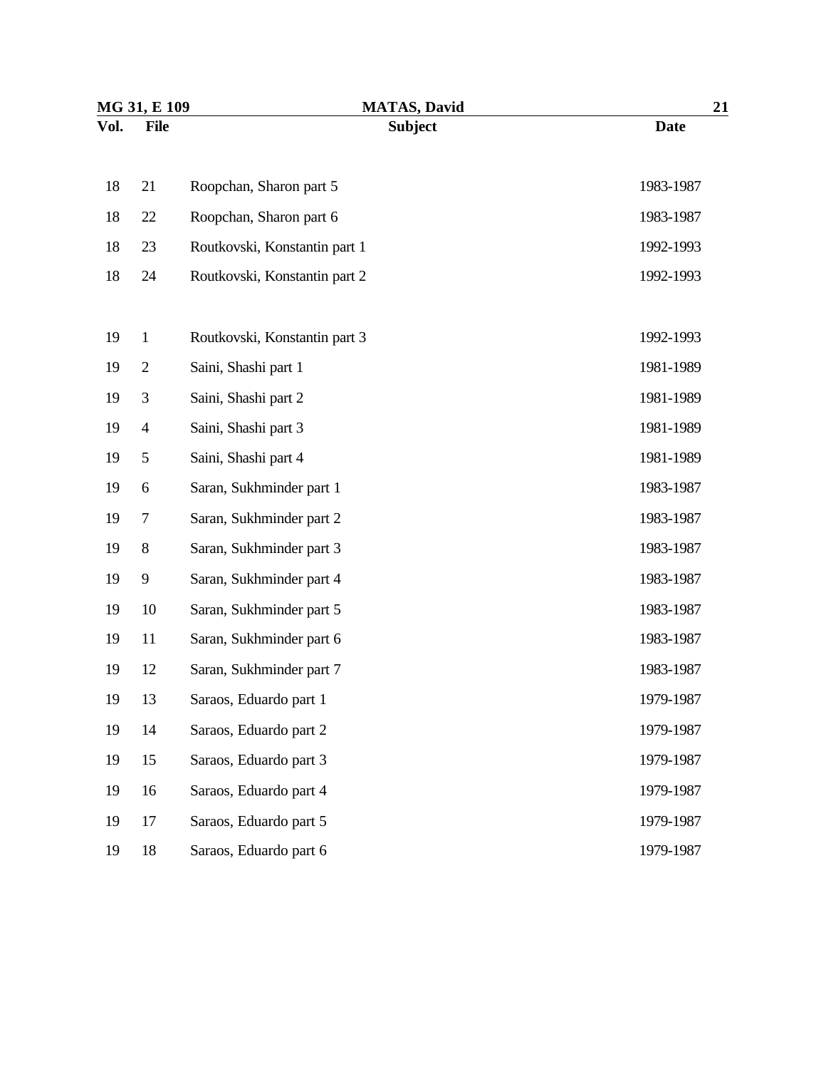| Vol. | File | Subject | Date |
|---|---|---|---|
| 18 | 21 | Roopchan, Sharon part 5 | 1983-1987 |
| 18 | 22 | Roopchan, Sharon part 6 | 1983-1987 |
| 18 | 23 | Routkovski, Konstantin part 1 | 1992-1993 |
| 18 | 24 | Routkovski, Konstantin part 2 | 1992-1993 |
| 19 | 1 | Routkovski, Konstantin part 3 | 1992-1993 |
| 19 | 2 | Saini, Shashi part 1 | 1981-1989 |
| 19 | 3 | Saini, Shashi part 2 | 1981-1989 |
| 19 | 4 | Saini, Shashi part 3 | 1981-1989 |
| 19 | 5 | Saini, Shashi part 4 | 1981-1989 |
| 19 | 6 | Saran, Sukhminder part 1 | 1983-1987 |
| 19 | 7 | Saran, Sukhminder part 2 | 1983-1987 |
| 19 | 8 | Saran, Sukhminder part 3 | 1983-1987 |
| 19 | 9 | Saran, Sukhminder part 4 | 1983-1987 |
| 19 | 10 | Saran, Sukhminder part 5 | 1983-1987 |
| 19 | 11 | Saran, Sukhminder part 6 | 1983-1987 |
| 19 | 12 | Saran, Sukhminder part 7 | 1983-1987 |
| 19 | 13 | Saraos, Eduardo part 1 | 1979-1987 |
| 19 | 14 | Saraos, Eduardo part 2 | 1979-1987 |
| 19 | 15 | Saraos, Eduardo part 3 | 1979-1987 |
| 19 | 16 | Saraos, Eduardo part 4 | 1979-1987 |
| 19 | 17 | Saraos, Eduardo part 5 | 1979-1987 |
| 19 | 18 | Saraos, Eduardo part 6 | 1979-1987 |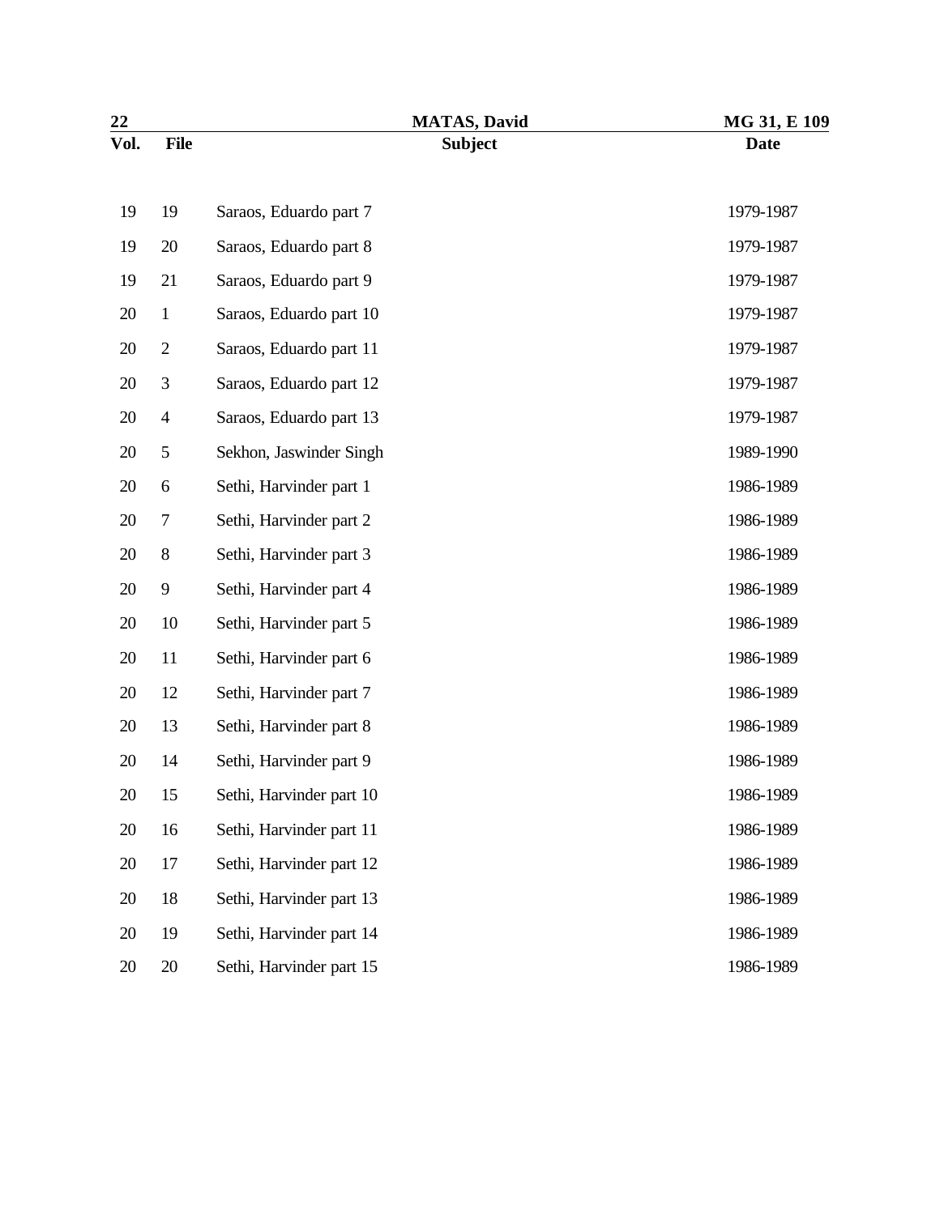| Vol. | File | Subject | Date |
| --- | --- | --- | --- |
| 19 | 19 | Saraos, Eduardo part 7 | 1979-1987 |
| 19 | 20 | Saraos, Eduardo part 8 | 1979-1987 |
| 19 | 21 | Saraos, Eduardo part 9 | 1979-1987 |
| 20 | 1 | Saraos, Eduardo part 10 | 1979-1987 |
| 20 | 2 | Saraos, Eduardo part 11 | 1979-1987 |
| 20 | 3 | Saraos, Eduardo part 12 | 1979-1987 |
| 20 | 4 | Saraos, Eduardo part 13 | 1979-1987 |
| 20 | 5 | Sekhon, Jaswinder Singh | 1989-1990 |
| 20 | 6 | Sethi, Harvinder part 1 | 1986-1989 |
| 20 | 7 | Sethi, Harvinder part 2 | 1986-1989 |
| 20 | 8 | Sethi, Harvinder part 3 | 1986-1989 |
| 20 | 9 | Sethi, Harvinder part 4 | 1986-1989 |
| 20 | 10 | Sethi, Harvinder part 5 | 1986-1989 |
| 20 | 11 | Sethi, Harvinder part 6 | 1986-1989 |
| 20 | 12 | Sethi, Harvinder part 7 | 1986-1989 |
| 20 | 13 | Sethi, Harvinder part 8 | 1986-1989 |
| 20 | 14 | Sethi, Harvinder part 9 | 1986-1989 |
| 20 | 15 | Sethi, Harvinder part 10 | 1986-1989 |
| 20 | 16 | Sethi, Harvinder part 11 | 1986-1989 |
| 20 | 17 | Sethi, Harvinder part 12 | 1986-1989 |
| 20 | 18 | Sethi, Harvinder part 13 | 1986-1989 |
| 20 | 19 | Sethi, Harvinder part 14 | 1986-1989 |
| 20 | 20 | Sethi, Harvinder part 15 | 1986-1989 |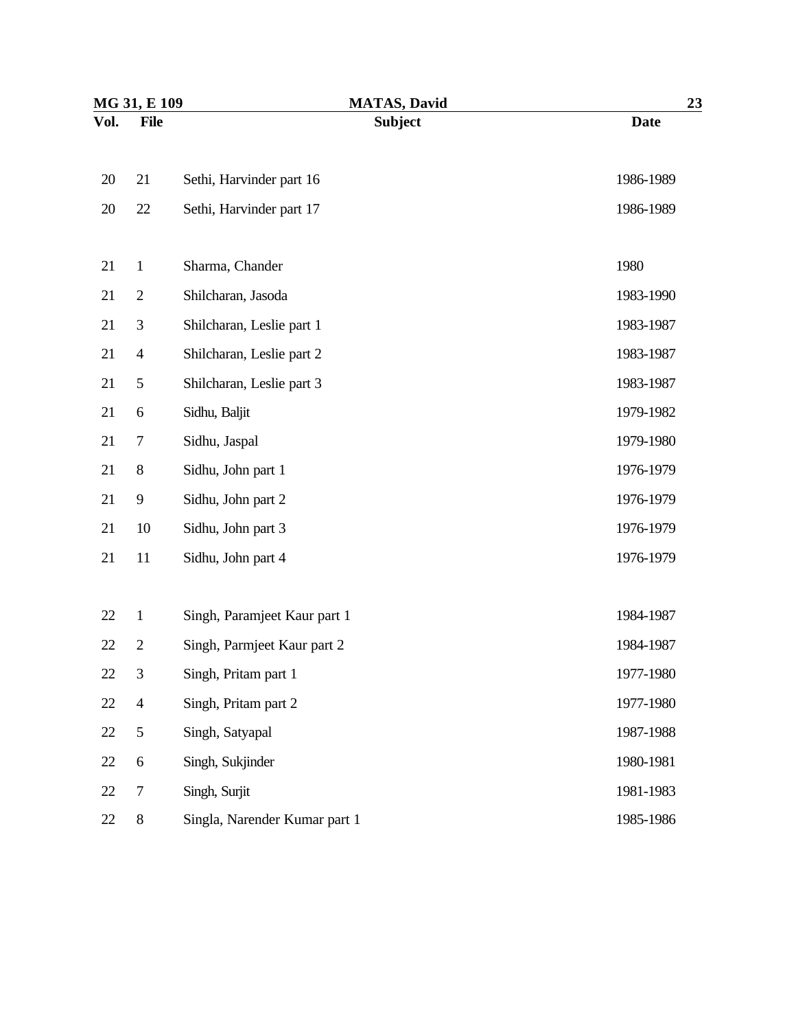| Vol. | File | Subject | Date |
|---|---|---|---|
| 20 | 21 | Sethi, Harvinder part 16 | 1986-1989 |
| 20 | 22 | Sethi, Harvinder part 17 | 1986-1989 |
| 21 | 1 | Sharma, Chander | 1980 |
| 21 | 2 | Shilcharan, Jasoda | 1983-1990 |
| 21 | 3 | Shilcharan, Leslie part 1 | 1983-1987 |
| 21 | 4 | Shilcharan, Leslie part 2 | 1983-1987 |
| 21 | 5 | Shilcharan, Leslie part 3 | 1983-1987 |
| 21 | 6 | Sidhu, Baljit | 1979-1982 |
| 21 | 7 | Sidhu, Jaspal | 1979-1980 |
| 21 | 8 | Sidhu, John part 1 | 1976-1979 |
| 21 | 9 | Sidhu, John part 2 | 1976-1979 |
| 21 | 10 | Sidhu, John part 3 | 1976-1979 |
| 21 | 11 | Sidhu, John part 4 | 1976-1979 |
| 22 | 1 | Singh, Paramjeet Kaur part 1 | 1984-1987 |
| 22 | 2 | Singh, Parmjeet Kaur part 2 | 1984-1987 |
| 22 | 3 | Singh, Pritam part 1 | 1977-1980 |
| 22 | 4 | Singh, Pritam part 2 | 1977-1980 |
| 22 | 5 | Singh, Satyapal | 1987-1988 |
| 22 | 6 | Singh, Sukjinder | 1980-1981 |
| 22 | 7 | Singh, Surjit | 1981-1983 |
| 22 | 8 | Singla, Narender Kumar part 1 | 1985-1986 |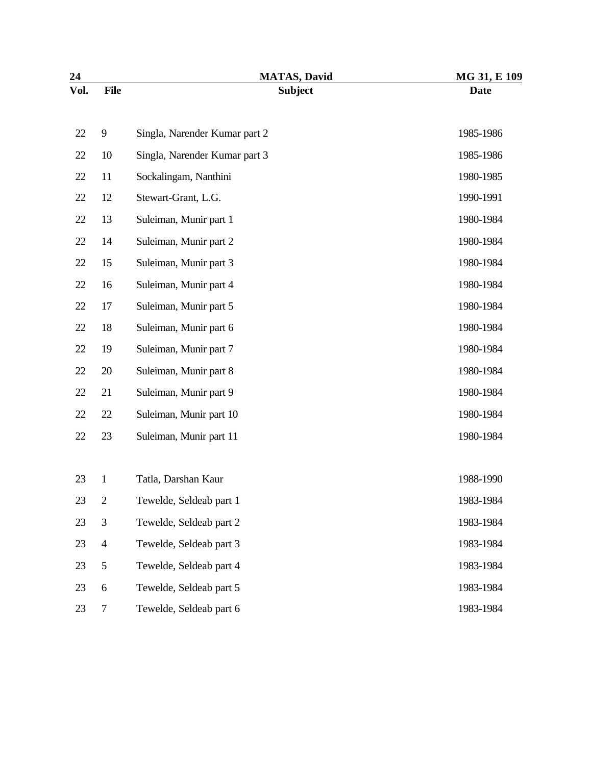| Vol. | File | Subject | Date |
|---|---|---|---|
| 22 | 9 | Singla, Narender Kumar part 2 | 1985-1986 |
| 22 | 10 | Singla, Narender Kumar part 3 | 1985-1986 |
| 22 | 11 | Sockalingam, Nanthini | 1980-1985 |
| 22 | 12 | Stewart-Grant, L.G. | 1990-1991 |
| 22 | 13 | Suleiman, Munir part 1 | 1980-1984 |
| 22 | 14 | Suleiman, Munir part 2 | 1980-1984 |
| 22 | 15 | Suleiman, Munir part 3 | 1980-1984 |
| 22 | 16 | Suleiman, Munir part 4 | 1980-1984 |
| 22 | 17 | Suleiman, Munir part 5 | 1980-1984 |
| 22 | 18 | Suleiman, Munir part 6 | 1980-1984 |
| 22 | 19 | Suleiman, Munir part 7 | 1980-1984 |
| 22 | 20 | Suleiman, Munir part 8 | 1980-1984 |
| 22 | 21 | Suleiman, Munir part 9 | 1980-1984 |
| 22 | 22 | Suleiman, Munir part 10 | 1980-1984 |
| 22 | 23 | Suleiman, Munir part 11 | 1980-1984 |
| 23 | 1 | Tatla, Darshan Kaur | 1988-1990 |
| 23 | 2 | Tewelde, Seldeab part 1 | 1983-1984 |
| 23 | 3 | Tewelde, Seldeab part 2 | 1983-1984 |
| 23 | 4 | Tewelde, Seldeab part 3 | 1983-1984 |
| 23 | 5 | Tewelde, Seldeab part 4 | 1983-1984 |
| 23 | 6 | Tewelde, Seldeab part 5 | 1983-1984 |
| 23 | 7 | Tewelde, Seldeab part 6 | 1983-1984 |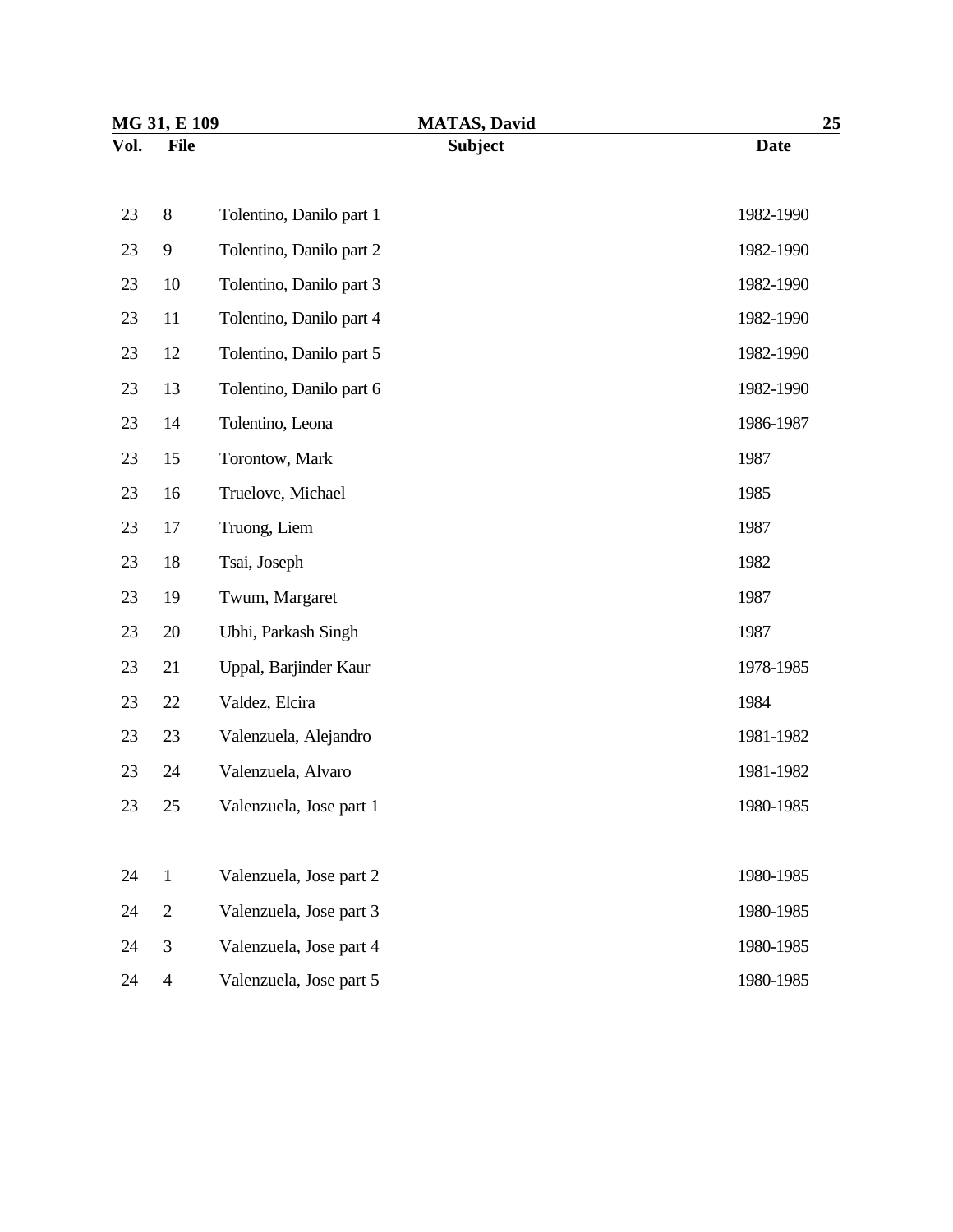| Vol. | File | Subject | Date |
|---|---|---|---|
| 23 | 8 | Tolentino, Danilo part 1 | 1982-1990 |
| 23 | 9 | Tolentino, Danilo part 2 | 1982-1990 |
| 23 | 10 | Tolentino, Danilo part 3 | 1982-1990 |
| 23 | 11 | Tolentino, Danilo part 4 | 1982-1990 |
| 23 | 12 | Tolentino, Danilo part 5 | 1982-1990 |
| 23 | 13 | Tolentino, Danilo part 6 | 1982-1990 |
| 23 | 14 | Tolentino, Leona | 1986-1987 |
| 23 | 15 | Torontow, Mark | 1987 |
| 23 | 16 | Truelove, Michael | 1985 |
| 23 | 17 | Truong, Liem | 1987 |
| 23 | 18 | Tsai, Joseph | 1982 |
| 23 | 19 | Twum, Margaret | 1987 |
| 23 | 20 | Ubhi, Parkash Singh | 1987 |
| 23 | 21 | Uppal, Barjinder Kaur | 1978-1985 |
| 23 | 22 | Valdez, Elcira | 1984 |
| 23 | 23 | Valenzuela, Alejandro | 1981-1982 |
| 23 | 24 | Valenzuela, Alvaro | 1981-1982 |
| 23 | 25 | Valenzuela, Jose part 1 | 1980-1985 |
| 24 | 1 | Valenzuela, Jose part 2 | 1980-1985 |
| 24 | 2 | Valenzuela, Jose part 3 | 1980-1985 |
| 24 | 3 | Valenzuela, Jose part 4 | 1980-1985 |
| 24 | 4 | Valenzuela, Jose part 5 | 1980-1985 |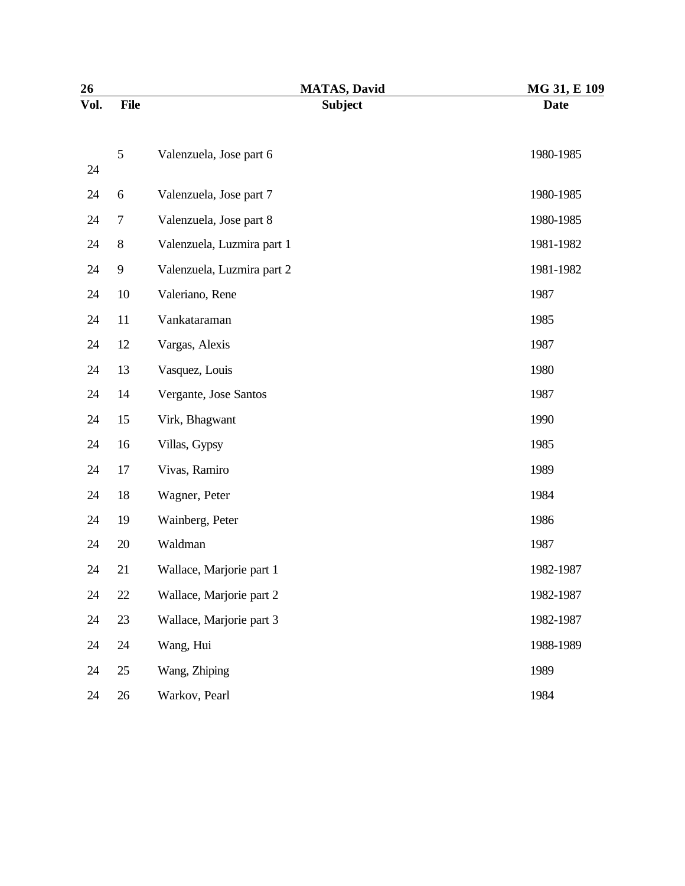| Vol. | File | Subject | Date |
|---|---|---|---|
| 24 | 5 | Valenzuela, Jose part 6 | 1980-1985 |
| 24 | 6 | Valenzuela, Jose part 7 | 1980-1985 |
| 24 | 7 | Valenzuela, Jose part 8 | 1980-1985 |
| 24 | 8 | Valenzuela, Luzmira part 1 | 1981-1982 |
| 24 | 9 | Valenzuela, Luzmira part 2 | 1981-1982 |
| 24 | 10 | Valeriano, Rene | 1987 |
| 24 | 11 | Vankataraman | 1985 |
| 24 | 12 | Vargas, Alexis | 1987 |
| 24 | 13 | Vasquez, Louis | 1980 |
| 24 | 14 | Vergante, Jose Santos | 1987 |
| 24 | 15 | Virk, Bhagwant | 1990 |
| 24 | 16 | Villas, Gypsy | 1985 |
| 24 | 17 | Vivas, Ramiro | 1989 |
| 24 | 18 | Wagner, Peter | 1984 |
| 24 | 19 | Wainberg, Peter | 1986 |
| 24 | 20 | Waldman | 1987 |
| 24 | 21 | Wallace, Marjorie part 1 | 1982-1987 |
| 24 | 22 | Wallace, Marjorie part 2 | 1982-1987 |
| 24 | 23 | Wallace, Marjorie part 3 | 1982-1987 |
| 24 | 24 | Wang, Hui | 1988-1989 |
| 24 | 25 | Wang, Zhiping | 1989 |
| 24 | 26 | Warkov, Pearl | 1984 |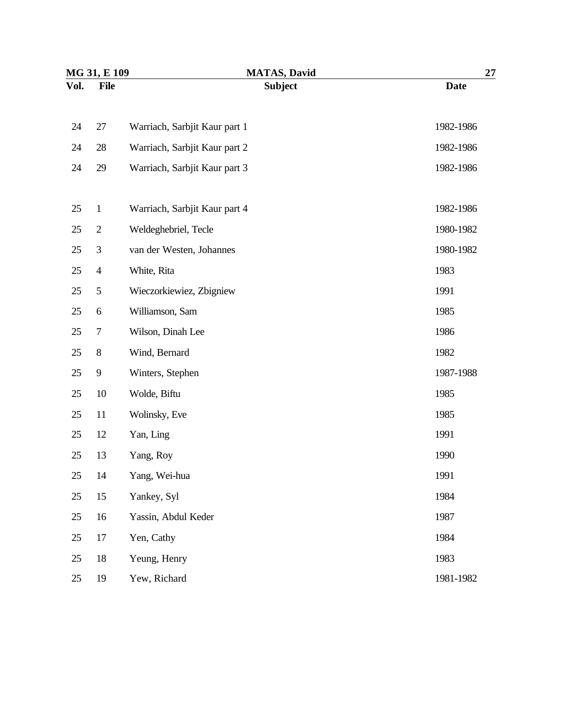| Vol. | File | Subject | Date |
|---|---|---|---|
| 24 | 27 | Warriach, Sarbjit Kaur part 1 | 1982-1986 |
| 24 | 28 | Warriach, Sarbjit Kaur part 2 | 1982-1986 |
| 24 | 29 | Warriach, Sarbjit Kaur part 3 | 1982-1986 |
| 25 | 1 | Warriach, Sarbjit Kaur part 4 | 1982-1986 |
| 25 | 2 | Weldeghebriel, Tecle | 1980-1982 |
| 25 | 3 | van der Westen, Johannes | 1980-1982 |
| 25 | 4 | White, Rita | 1983 |
| 25 | 5 | Wieczorkiewiez, Zbigniew | 1991 |
| 25 | 6 | Williamson, Sam | 1985 |
| 25 | 7 | Wilson, Dinah Lee | 1986 |
| 25 | 8 | Wind, Bernard | 1982 |
| 25 | 9 | Winters, Stephen | 1987-1988 |
| 25 | 10 | Wolde, Biftu | 1985 |
| 25 | 11 | Wolinsky, Eve | 1985 |
| 25 | 12 | Yan, Ling | 1991 |
| 25 | 13 | Yang, Roy | 1990 |
| 25 | 14 | Yang, Wei-hua | 1991 |
| 25 | 15 | Yankey, Syl | 1984 |
| 25 | 16 | Yassin, Abdul Keder | 1987 |
| 25 | 17 | Yen, Cathy | 1984 |
| 25 | 18 | Yeung, Henry | 1983 |
| 25 | 19 | Yew, Richard | 1981-1982 |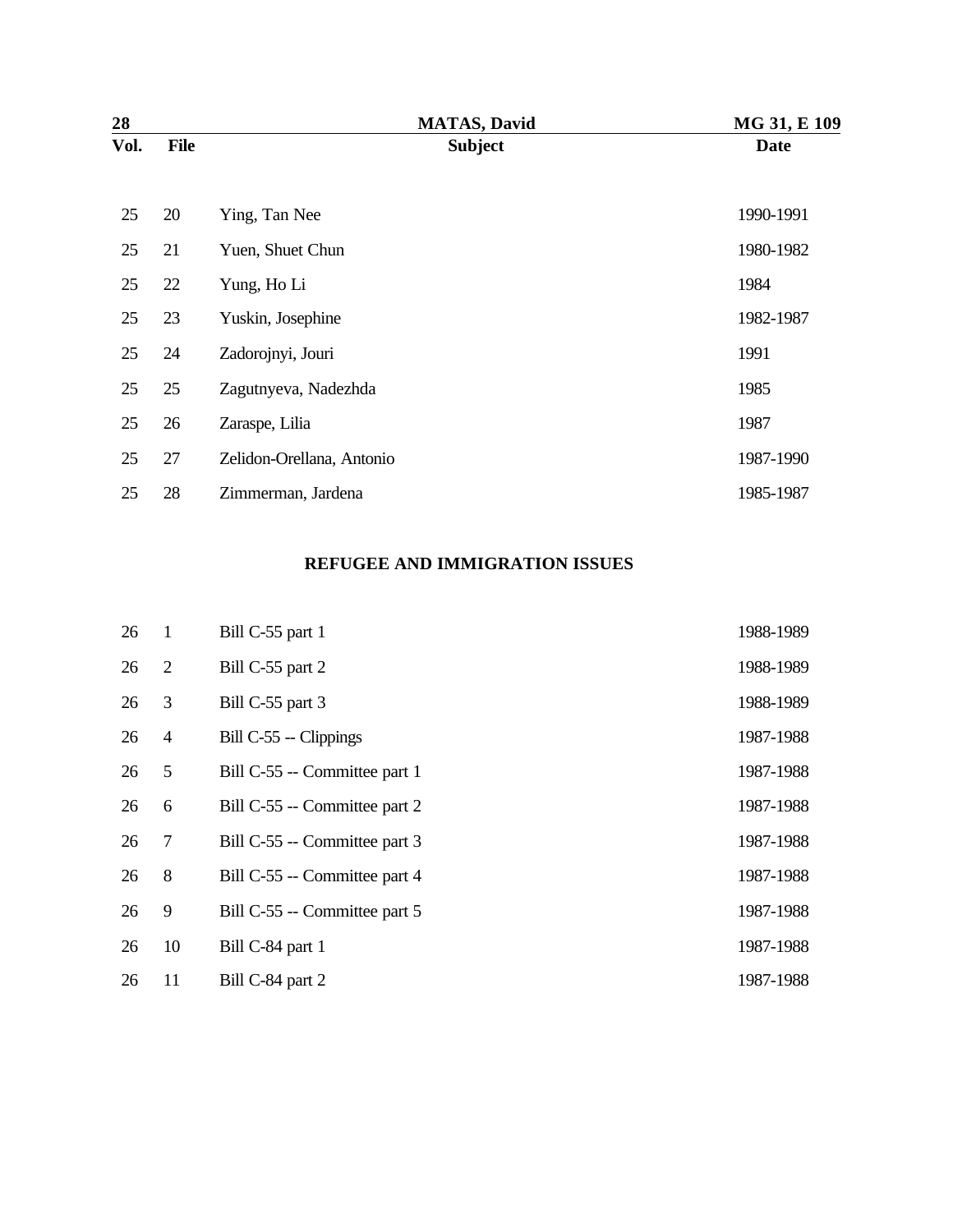| Vol. | File | Subject | Date |
|---|---|---|---|
| 25 | 20 | Ying, Tan Nee | 1990-1991 |
| 25 | 21 | Yuen, Shuet Chun | 1980-1982 |
| 25 | 22 | Yung, Ho Li | 1984 |
| 25 | 23 | Yuskin, Josephine | 1982-1987 |
| 25 | 24 | Zadorojnyi, Jouri | 1991 |
| 25 | 25 | Zagutnyeva, Nadezhda | 1985 |
| 25 | 26 | Zaraspe, Lilia | 1987 |
| 25 | 27 | Zelidon-Orellana, Antonio | 1987-1990 |
| 25 | 28 | Zimmerman, Jardena | 1985-1987 |

## REFUGEE AND IMMIGRATION ISSUES

| Vol. | File | Subject | Date |
|---|---|---|---|
| 26 | 1 | Bill C-55 part 1 | 1988-1989 |
| 26 | 2 | Bill C-55 part 2 | 1988-1989 |
| 26 | 3 | Bill C-55 part 3 | 1988-1989 |
| 26 | 4 | Bill C-55 -- Clippings | 1987-1988 |
| 26 | 5 | Bill C-55 -- Committee part 1 | 1987-1988 |
| 26 | 6 | Bill C-55 -- Committee part 2 | 1987-1988 |
| 26 | 7 | Bill C-55 -- Committee part 3 | 1987-1988 |
| 26 | 8 | Bill C-55 -- Committee part 4 | 1987-1988 |
| 26 | 9 | Bill C-55 -- Committee part 5 | 1987-1988 |
| 26 | 10 | Bill C-84 part 1 | 1987-1988 |
| 26 | 11 | Bill C-84 part 2 | 1987-1988 |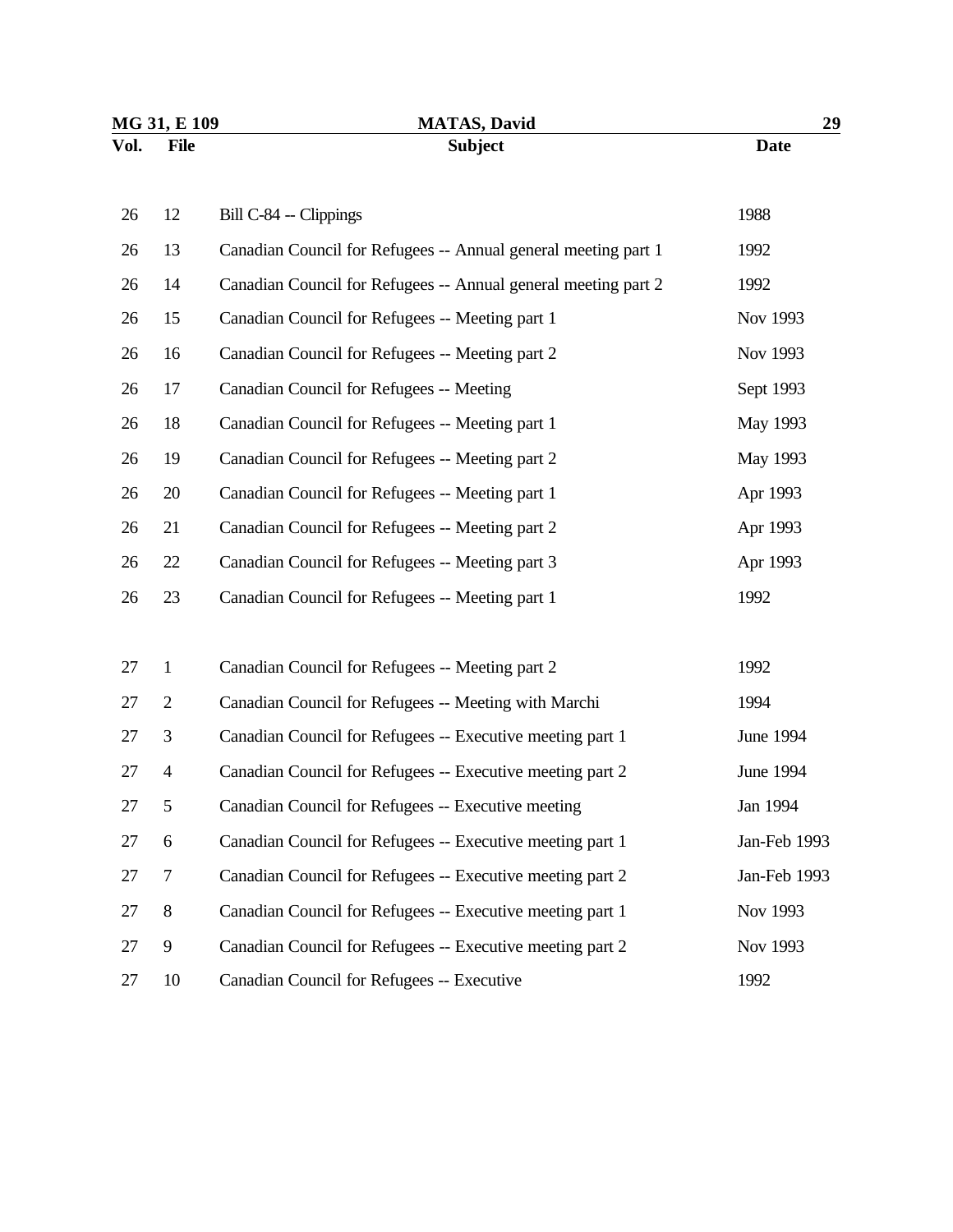| Vol. | File | Subject | Date |
|---|---|---|---|
| 26 | 12 | Bill C-84 -- Clippings | 1988 |
| 26 | 13 | Canadian Council for Refugees -- Annual general meeting part 1 | 1992 |
| 26 | 14 | Canadian Council for Refugees -- Annual general meeting part 2 | 1992 |
| 26 | 15 | Canadian Council for Refugees -- Meeting part 1 | Nov 1993 |
| 26 | 16 | Canadian Council for Refugees -- Meeting part 2 | Nov 1993 |
| 26 | 17 | Canadian Council for Refugees -- Meeting | Sept 1993 |
| 26 | 18 | Canadian Council for Refugees -- Meeting part 1 | May 1993 |
| 26 | 19 | Canadian Council for Refugees -- Meeting part 2 | May 1993 |
| 26 | 20 | Canadian Council for Refugees -- Meeting part 1 | Apr 1993 |
| 26 | 21 | Canadian Council for Refugees -- Meeting part 2 | Apr 1993 |
| 26 | 22 | Canadian Council for Refugees -- Meeting part 3 | Apr 1993 |
| 26 | 23 | Canadian Council for Refugees -- Meeting part 1 | 1992 |
| 27 | 1 | Canadian Council for Refugees -- Meeting part 2 | 1992 |
| 27 | 2 | Canadian Council for Refugees -- Meeting with Marchi | 1994 |
| 27 | 3 | Canadian Council for Refugees -- Executive meeting part 1 | June 1994 |
| 27 | 4 | Canadian Council for Refugees -- Executive meeting part 2 | June 1994 |
| 27 | 5 | Canadian Council for Refugees -- Executive meeting | Jan 1994 |
| 27 | 6 | Canadian Council for Refugees -- Executive meeting part 1 | Jan-Feb 1993 |
| 27 | 7 | Canadian Council for Refugees -- Executive meeting part 2 | Jan-Feb 1993 |
| 27 | 8 | Canadian Council for Refugees -- Executive meeting part 1 | Nov 1993 |
| 27 | 9 | Canadian Council for Refugees -- Executive meeting part 2 | Nov 1993 |
| 27 | 10 | Canadian Council for Refugees -- Executive | 1992 |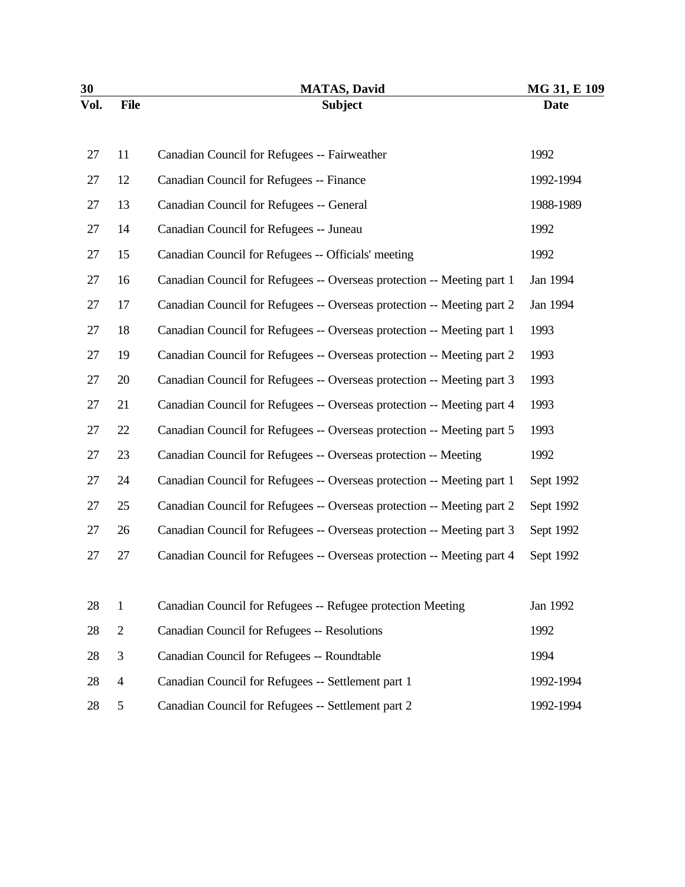| Vol. | File | Subject | Date |
| --- | --- | --- | --- |
| 27 | 11 | Canadian Council for Refugees -- Fairweather | 1992 |
| 27 | 12 | Canadian Council for Refugees -- Finance | 1992-1994 |
| 27 | 13 | Canadian Council for Refugees -- General | 1988-1989 |
| 27 | 14 | Canadian Council for Refugees -- Juneau | 1992 |
| 27 | 15 | Canadian Council for Refugees -- Officials' meeting | 1992 |
| 27 | 16 | Canadian Council for Refugees -- Overseas protection -- Meeting part 1 | Jan 1994 |
| 27 | 17 | Canadian Council for Refugees -- Overseas protection -- Meeting part 2 | Jan 1994 |
| 27 | 18 | Canadian Council for Refugees -- Overseas protection -- Meeting part 1 | 1993 |
| 27 | 19 | Canadian Council for Refugees -- Overseas protection -- Meeting part 2 | 1993 |
| 27 | 20 | Canadian Council for Refugees -- Overseas protection -- Meeting part 3 | 1993 |
| 27 | 21 | Canadian Council for Refugees -- Overseas protection -- Meeting part 4 | 1993 |
| 27 | 22 | Canadian Council for Refugees -- Overseas protection -- Meeting part 5 | 1993 |
| 27 | 23 | Canadian Council for Refugees -- Overseas protection -- Meeting | 1992 |
| 27 | 24 | Canadian Council for Refugees -- Overseas protection -- Meeting part 1 | Sept 1992 |
| 27 | 25 | Canadian Council for Refugees -- Overseas protection -- Meeting part 2 | Sept 1992 |
| 27 | 26 | Canadian Council for Refugees -- Overseas protection -- Meeting part 3 | Sept 1992 |
| 27 | 27 | Canadian Council for Refugees -- Overseas protection -- Meeting part 4 | Sept 1992 |
| 28 | 1 | Canadian Council for Refugees -- Refugee protection Meeting | Jan 1992 |
| 28 | 2 | Canadian Council for Refugees -- Resolutions | 1992 |
| 28 | 3 | Canadian Council for Refugees -- Roundtable | 1994 |
| 28 | 4 | Canadian Council for Refugees -- Settlement part 1 | 1992-1994 |
| 28 | 5 | Canadian Council for Refugees -- Settlement part 2 | 1992-1994 |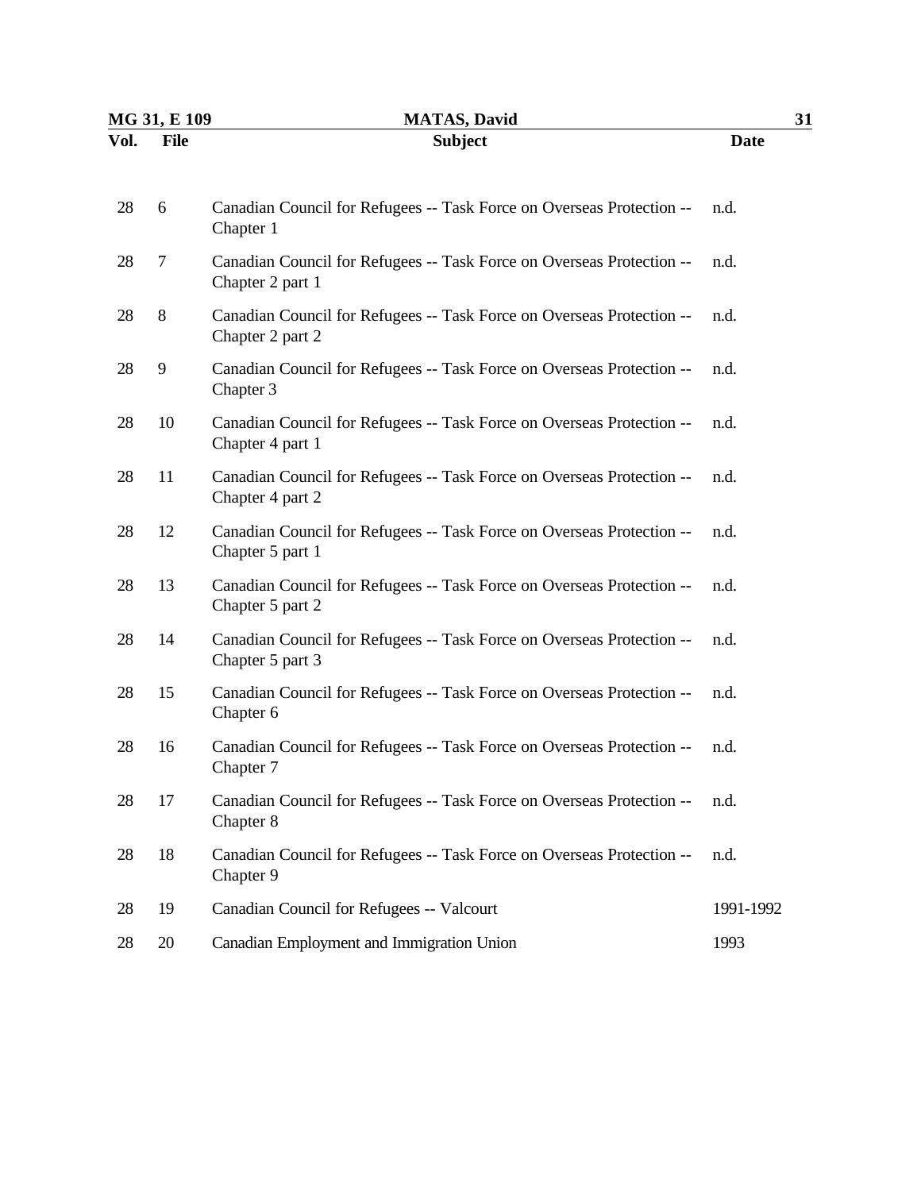| Vol. | File | Subject | Date |
|---|---|---|---|
| 28 | 6 | Canadian Council for Refugees -- Task Force on Overseas Protection -- Chapter 1 | n.d. |
| 28 | 7 | Canadian Council for Refugees -- Task Force on Overseas Protection -- Chapter 2 part 1 | n.d. |
| 28 | 8 | Canadian Council for Refugees -- Task Force on Overseas Protection -- Chapter 2 part 2 | n.d. |
| 28 | 9 | Canadian Council for Refugees -- Task Force on Overseas Protection -- Chapter 3 | n.d. |
| 28 | 10 | Canadian Council for Refugees -- Task Force on Overseas Protection -- Chapter 4 part 1 | n.d. |
| 28 | 11 | Canadian Council for Refugees -- Task Force on Overseas Protection -- Chapter 4 part 2 | n.d. |
| 28 | 12 | Canadian Council for Refugees -- Task Force on Overseas Protection -- Chapter 5 part 1 | n.d. |
| 28 | 13 | Canadian Council for Refugees -- Task Force on Overseas Protection -- Chapter 5 part 2 | n.d. |
| 28 | 14 | Canadian Council for Refugees -- Task Force on Overseas Protection -- Chapter 5 part 3 | n.d. |
| 28 | 15 | Canadian Council for Refugees -- Task Force on Overseas Protection -- Chapter 6 | n.d. |
| 28 | 16 | Canadian Council for Refugees -- Task Force on Overseas Protection -- Chapter 7 | n.d. |
| 28 | 17 | Canadian Council for Refugees -- Task Force on Overseas Protection -- Chapter 8 | n.d. |
| 28 | 18 | Canadian Council for Refugees -- Task Force on Overseas Protection -- Chapter 9 | n.d. |
| 28 | 19 | Canadian Council for Refugees -- Valcourt | 1991-1992 |
| 28 | 20 | Canadian Employment and Immigration Union | 1993 |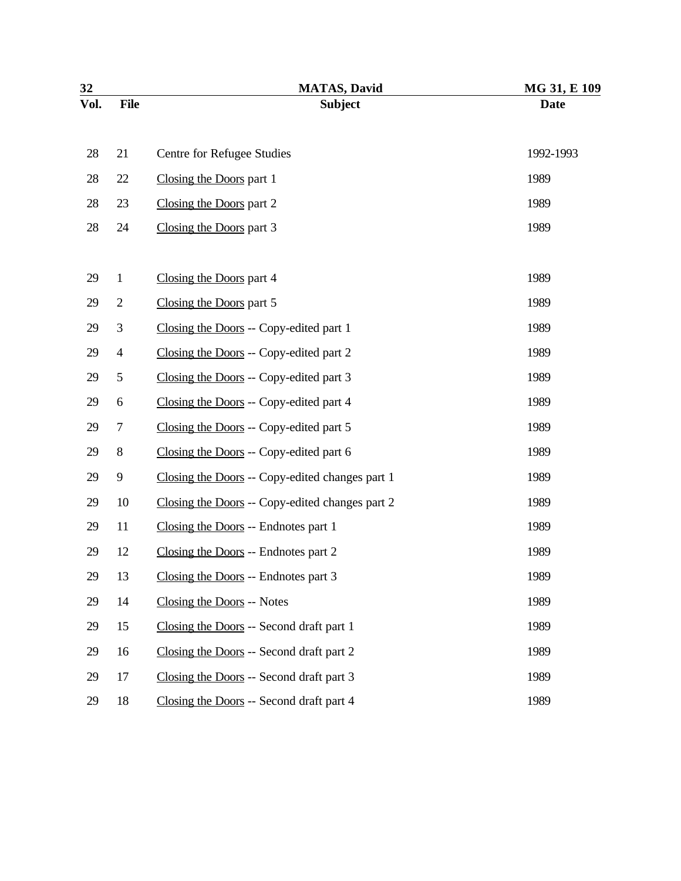| Vol. | File | Subject | Date |
|---|---|---|---|
| 28 | 21 | Centre for Refugee Studies | 1992-1993 |
| 28 | 22 | Closing the Doors part 1 | 1989 |
| 28 | 23 | Closing the Doors part 2 | 1989 |
| 28 | 24 | Closing the Doors part 3 | 1989 |
| 29 | 1 | Closing the Doors part 4 | 1989 |
| 29 | 2 | Closing the Doors part 5 | 1989 |
| 29 | 3 | Closing the Doors -- Copy-edited part 1 | 1989 |
| 29 | 4 | Closing the Doors -- Copy-edited part 2 | 1989 |
| 29 | 5 | Closing the Doors -- Copy-edited part 3 | 1989 |
| 29 | 6 | Closing the Doors -- Copy-edited part 4 | 1989 |
| 29 | 7 | Closing the Doors -- Copy-edited part 5 | 1989 |
| 29 | 8 | Closing the Doors -- Copy-edited part 6 | 1989 |
| 29 | 9 | Closing the Doors -- Copy-edited changes part 1 | 1989 |
| 29 | 10 | Closing the Doors -- Copy-edited changes part 2 | 1989 |
| 29 | 11 | Closing the Doors -- Endnotes part 1 | 1989 |
| 29 | 12 | Closing the Doors -- Endnotes part 2 | 1989 |
| 29 | 13 | Closing the Doors -- Endnotes part 3 | 1989 |
| 29 | 14 | Closing the Doors -- Notes | 1989 |
| 29 | 15 | Closing the Doors -- Second draft part 1 | 1989 |
| 29 | 16 | Closing the Doors -- Second draft part 2 | 1989 |
| 29 | 17 | Closing the Doors -- Second draft part 3 | 1989 |
| 29 | 18 | Closing the Doors -- Second draft part 4 | 1989 |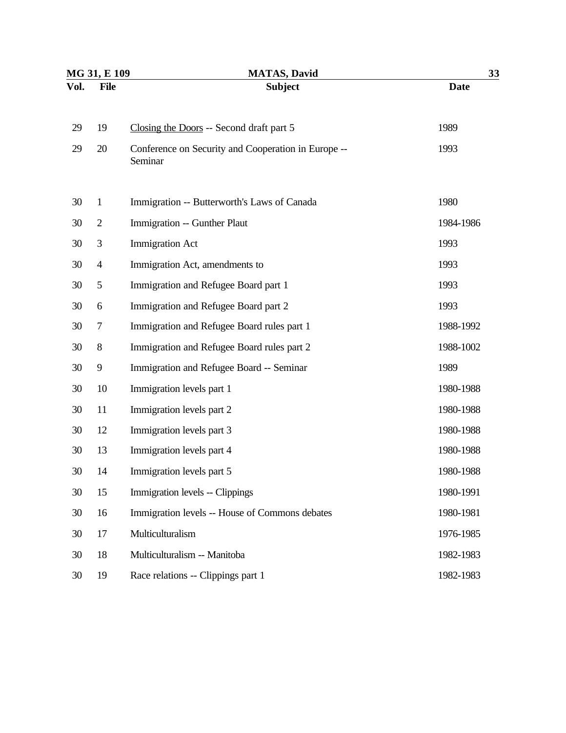| Vol. | File | Subject | Date |
|---|---|---|---|
| 29 | 19 | Closing the Doors -- Second draft part 5 | 1989 |
| 29 | 20 | Conference on Security and Cooperation in Europe -- Seminar | 1993 |
| 30 | 1 | Immigration -- Butterworth's Laws of Canada | 1980 |
| 30 | 2 | Immigration -- Gunther Plaut | 1984-1986 |
| 30 | 3 | Immigration Act | 1993 |
| 30 | 4 | Immigration Act, amendments to | 1993 |
| 30 | 5 | Immigration and Refugee Board part 1 | 1993 |
| 30 | 6 | Immigration and Refugee Board part 2 | 1993 |
| 30 | 7 | Immigration and Refugee Board rules part 1 | 1988-1992 |
| 30 | 8 | Immigration and Refugee Board rules part 2 | 1988-1002 |
| 30 | 9 | Immigration and Refugee Board -- Seminar | 1989 |
| 30 | 10 | Immigration levels part 1 | 1980-1988 |
| 30 | 11 | Immigration levels part 2 | 1980-1988 |
| 30 | 12 | Immigration levels part 3 | 1980-1988 |
| 30 | 13 | Immigration levels part 4 | 1980-1988 |
| 30 | 14 | Immigration levels part 5 | 1980-1988 |
| 30 | 15 | Immigration levels -- Clippings | 1980-1991 |
| 30 | 16 | Immigration levels -- House of Commons debates | 1980-1981 |
| 30 | 17 | Multiculturalism | 1976-1985 |
| 30 | 18 | Multiculturalism -- Manitoba | 1982-1983 |
| 30 | 19 | Race relations -- Clippings part 1 | 1982-1983 |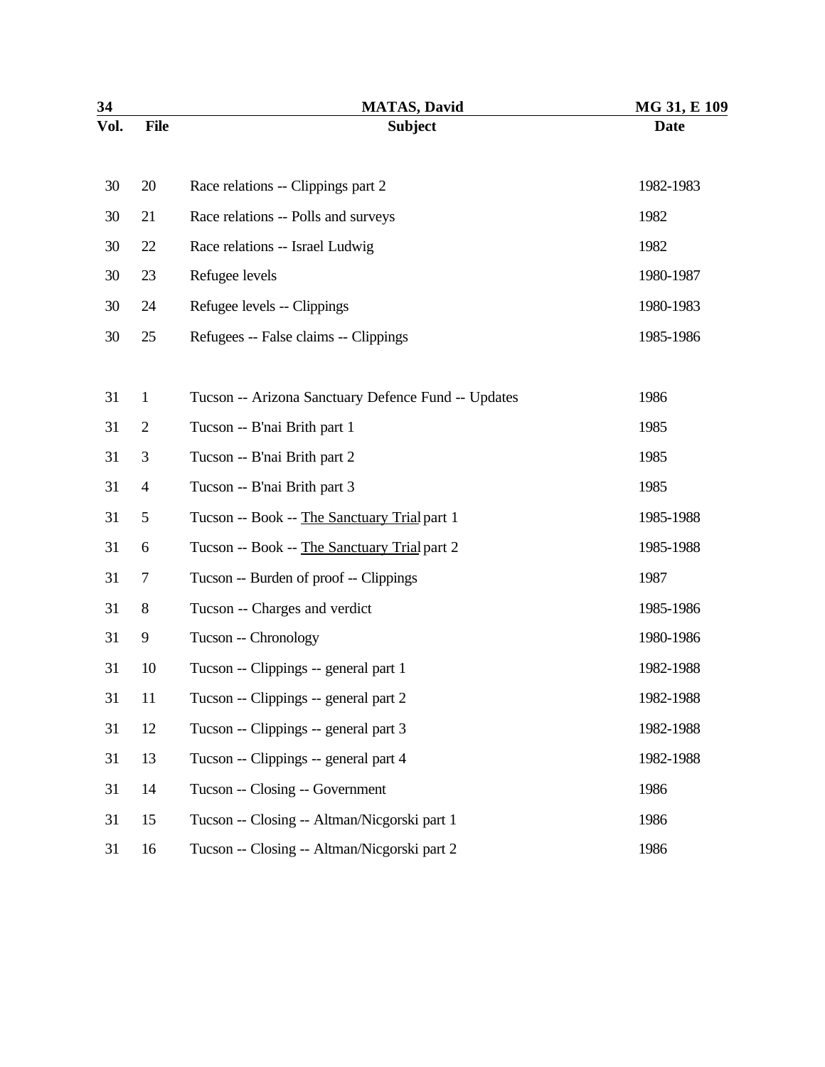| Vol. | File | Subject | Date |
|---|---|---|---|
| 30 | 20 | Race relations -- Clippings part 2 | 1982-1983 |
| 30 | 21 | Race relations -- Polls and surveys | 1982 |
| 30 | 22 | Race relations -- Israel Ludwig | 1982 |
| 30 | 23 | Refugee levels | 1980-1987 |
| 30 | 24 | Refugee levels -- Clippings | 1980-1983 |
| 30 | 25 | Refugees -- False claims -- Clippings | 1985-1986 |
| 31 | 1 | Tucson -- Arizona Sanctuary Defence Fund -- Updates | 1986 |
| 31 | 2 | Tucson -- B'nai Brith part 1 | 1985 |
| 31 | 3 | Tucson -- B'nai Brith part 2 | 1985 |
| 31 | 4 | Tucson -- B'nai Brith part 3 | 1985 |
| 31 | 5 | Tucson -- Book -- <u>The Sanctuary Trial</u> part 1 | 1985-1988 |
| 31 | 6 | Tucson -- Book -- <u>The Sanctuary Trial</u> part 2 | 1985-1988 |
| 31 | 7 | Tucson -- Burden of proof -- Clippings | 1987 |
| 31 | 8 | Tucson -- Charges and verdict | 1985-1986 |
| 31 | 9 | Tucson -- Chronology | 1980-1986 |
| 31 | 10 | Tucson -- Clippings -- general part 1 | 1982-1988 |
| 31 | 11 | Tucson -- Clippings -- general part 2 | 1982-1988 |
| 31 | 12 | Tucson -- Clippings -- general part 3 | 1982-1988 |
| 31 | 13 | Tucson -- Clippings -- general part 4 | 1982-1988 |
| 31 | 14 | Tucson -- Closing -- Government | 1986 |
| 31 | 15 | Tucson -- Closing -- Altman/Nicgorski part 1 | 1986 |
| 31 | 16 | Tucson -- Closing -- Altman/Nicgorski part 2 | 1986 |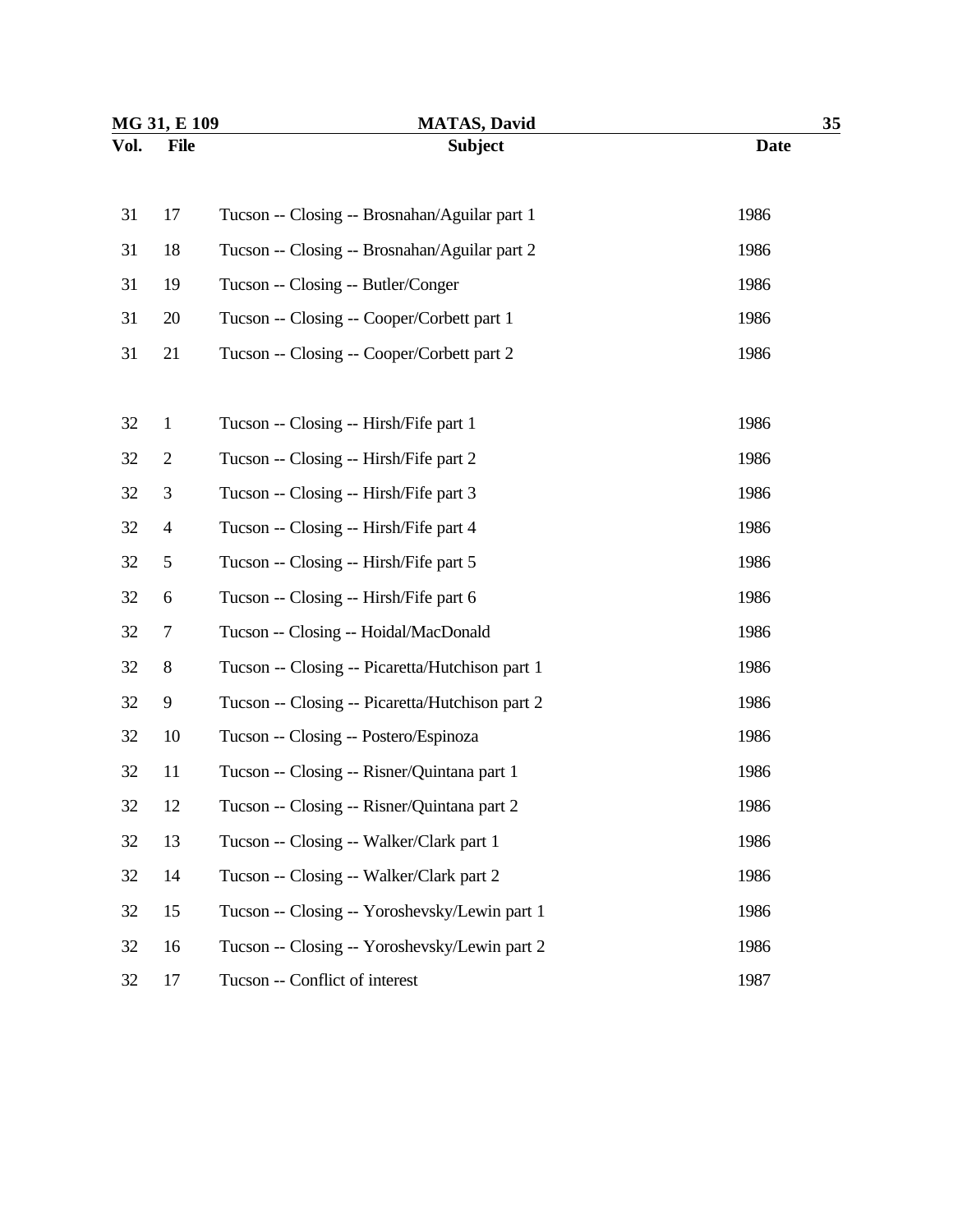| Vol. | File | Subject | Date |
|---|---|---|---|
| 31 | 17 | Tucson -- Closing -- Brosnahan/Aguilar part 1 | 1986 |
| 31 | 18 | Tucson -- Closing -- Brosnahan/Aguilar part 2 | 1986 |
| 31 | 19 | Tucson -- Closing -- Butler/Conger | 1986 |
| 31 | 20 | Tucson -- Closing -- Cooper/Corbett part 1 | 1986 |
| 31 | 21 | Tucson -- Closing -- Cooper/Corbett part 2 | 1986 |
| 32 | 1 | Tucson -- Closing -- Hirsh/Fife part 1 | 1986 |
| 32 | 2 | Tucson -- Closing -- Hirsh/Fife part 2 | 1986 |
| 32 | 3 | Tucson -- Closing -- Hirsh/Fife part 3 | 1986 |
| 32 | 4 | Tucson -- Closing -- Hirsh/Fife part 4 | 1986 |
| 32 | 5 | Tucson -- Closing -- Hirsh/Fife part 5 | 1986 |
| 32 | 6 | Tucson -- Closing -- Hirsh/Fife part 6 | 1986 |
| 32 | 7 | Tucson -- Closing -- Hoidal/MacDonald | 1986 |
| 32 | 8 | Tucson -- Closing -- Picaretta/Hutchison part 1 | 1986 |
| 32 | 9 | Tucson -- Closing -- Picaretta/Hutchison part 2 | 1986 |
| 32 | 10 | Tucson -- Closing -- Postero/Espinoza | 1986 |
| 32 | 11 | Tucson -- Closing -- Risner/Quintana part 1 | 1986 |
| 32 | 12 | Tucson -- Closing -- Risner/Quintana part 2 | 1986 |
| 32 | 13 | Tucson -- Closing -- Walker/Clark part 1 | 1986 |
| 32 | 14 | Tucson -- Closing -- Walker/Clark part 2 | 1986 |
| 32 | 15 | Tucson -- Closing -- Yoroshevsky/Lewin part 1 | 1986 |
| 32 | 16 | Tucson -- Closing -- Yoroshevsky/Lewin part 2 | 1986 |
| 32 | 17 | Tucson -- Conflict of interest | 1987 |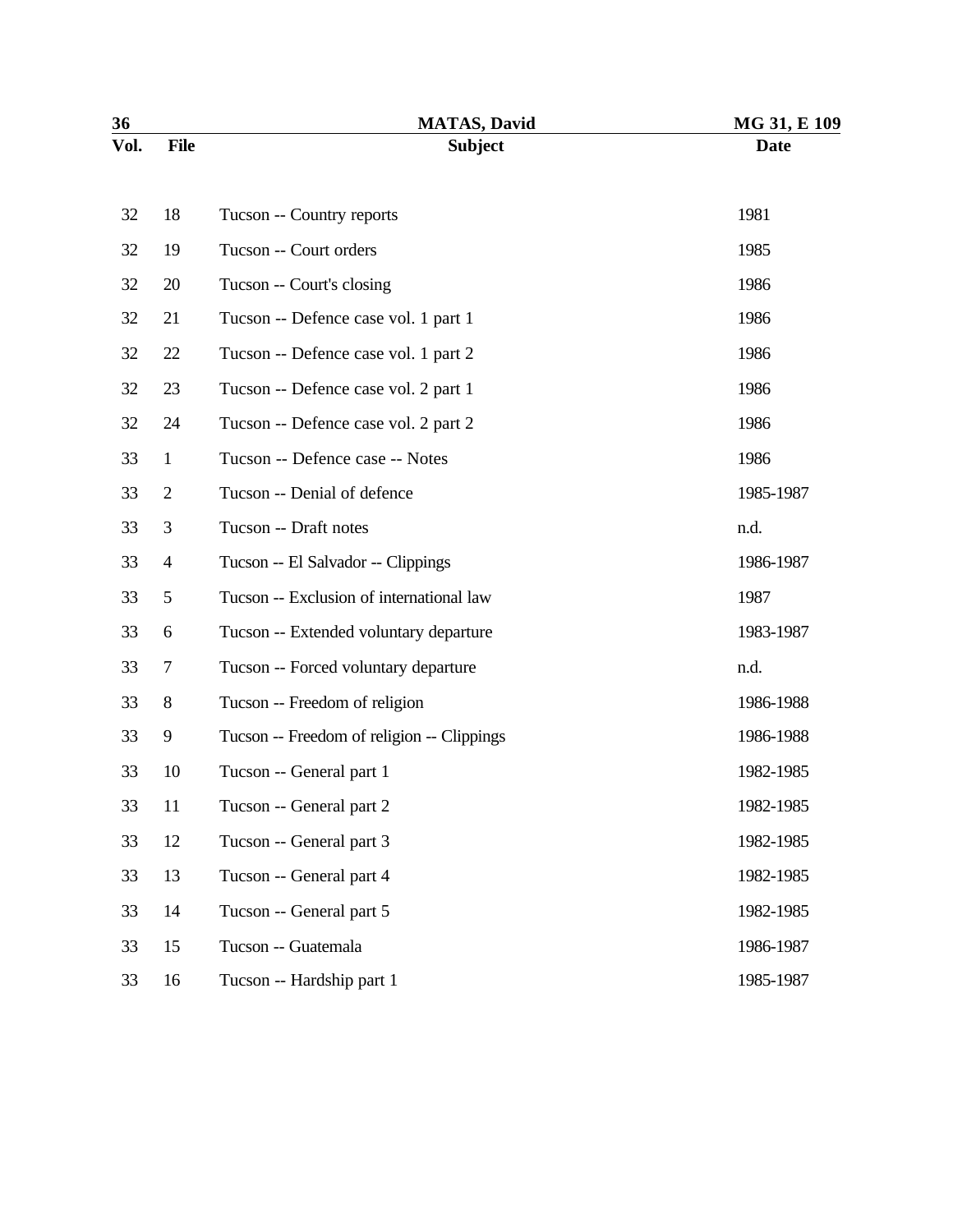| Vol. | File | Subject | Date |
|---|---|---|---|
| 32 | 18 | Tucson -- Country reports | 1981 |
| 32 | 19 | Tucson -- Court orders | 1985 |
| 32 | 20 | Tucson -- Court's closing | 1986 |
| 32 | 21 | Tucson -- Defence case vol. 1 part 1 | 1986 |
| 32 | 22 | Tucson -- Defence case vol. 1 part 2 | 1986 |
| 32 | 23 | Tucson -- Defence case vol. 2 part 1 | 1986 |
| 32 | 24 | Tucson -- Defence case vol. 2 part 2 | 1986 |
| 33 | 1 | Tucson -- Defence case -- Notes | 1986 |
| 33 | 2 | Tucson -- Denial of defence | 1985-1987 |
| 33 | 3 | Tucson -- Draft notes | n.d. |
| 33 | 4 | Tucson -- El Salvador -- Clippings | 1986-1987 |
| 33 | 5 | Tucson -- Exclusion of international law | 1987 |
| 33 | 6 | Tucson -- Extended voluntary departure | 1983-1987 |
| 33 | 7 | Tucson -- Forced voluntary departure | n.d. |
| 33 | 8 | Tucson -- Freedom of religion | 1986-1988 |
| 33 | 9 | Tucson -- Freedom of religion -- Clippings | 1986-1988 |
| 33 | 10 | Tucson -- General part 1 | 1982-1985 |
| 33 | 11 | Tucson -- General part 2 | 1982-1985 |
| 33 | 12 | Tucson -- General part 3 | 1982-1985 |
| 33 | 13 | Tucson -- General part 4 | 1982-1985 |
| 33 | 14 | Tucson -- General part 5 | 1982-1985 |
| 33 | 15 | Tucson -- Guatemala | 1986-1987 |
| 33 | 16 | Tucson -- Hardship part 1 | 1985-1987 |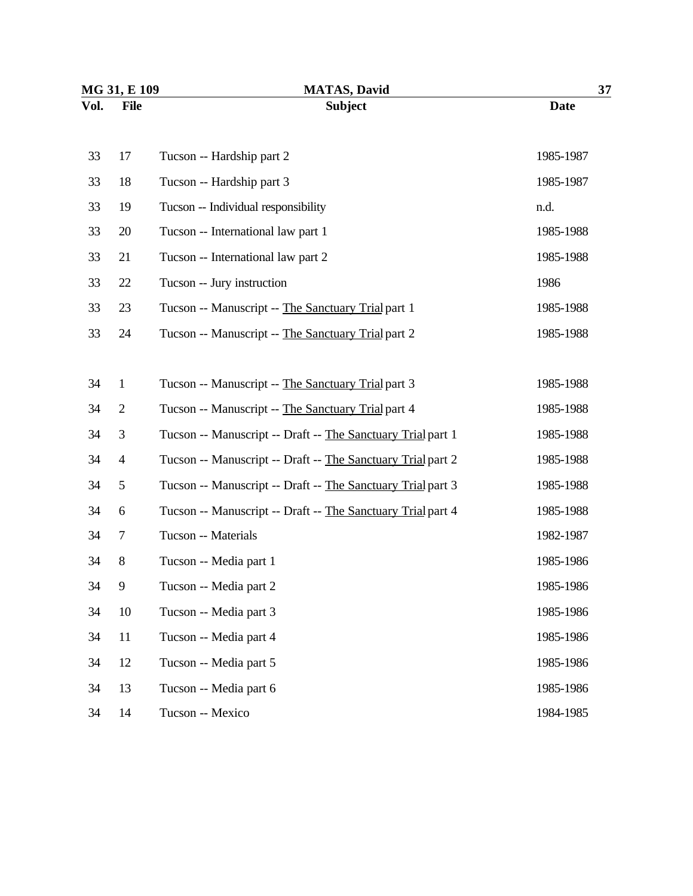| Vol. | File | Subject | Date |
|---|---|---|---|
| 33 | 17 | Tucson -- Hardship part 2 | 1985-1987 |
| 33 | 18 | Tucson -- Hardship part 3 | 1985-1987 |
| 33 | 19 | Tucson -- Individual responsibility | n.d. |
| 33 | 20 | Tucson -- International law part 1 | 1985-1988 |
| 33 | 21 | Tucson -- International law part 2 | 1985-1988 |
| 33 | 22 | Tucson -- Jury instruction | 1986 |
| 33 | 23 | Tucson -- Manuscript -- The Sanctuary Trial part 1 | 1985-1988 |
| 33 | 24 | Tucson -- Manuscript -- The Sanctuary Trial part 2 | 1985-1988 |
| 34 | 1 | Tucson -- Manuscript -- The Sanctuary Trial part 3 | 1985-1988 |
| 34 | 2 | Tucson -- Manuscript -- The Sanctuary Trial part 4 | 1985-1988 |
| 34 | 3 | Tucson -- Manuscript -- Draft -- The Sanctuary Trial part 1 | 1985-1988 |
| 34 | 4 | Tucson -- Manuscript -- Draft -- The Sanctuary Trial part 2 | 1985-1988 |
| 34 | 5 | Tucson -- Manuscript -- Draft -- The Sanctuary Trial part 3 | 1985-1988 |
| 34 | 6 | Tucson -- Manuscript -- Draft -- The Sanctuary Trial part 4 | 1985-1988 |
| 34 | 7 | Tucson -- Materials | 1982-1987 |
| 34 | 8 | Tucson -- Media part 1 | 1985-1986 |
| 34 | 9 | Tucson -- Media part 2 | 1985-1986 |
| 34 | 10 | Tucson -- Media part 3 | 1985-1986 |
| 34 | 11 | Tucson -- Media part 4 | 1985-1986 |
| 34 | 12 | Tucson -- Media part 5 | 1985-1986 |
| 34 | 13 | Tucson -- Media part 6 | 1985-1986 |
| 34 | 14 | Tucson -- Mexico | 1984-1985 |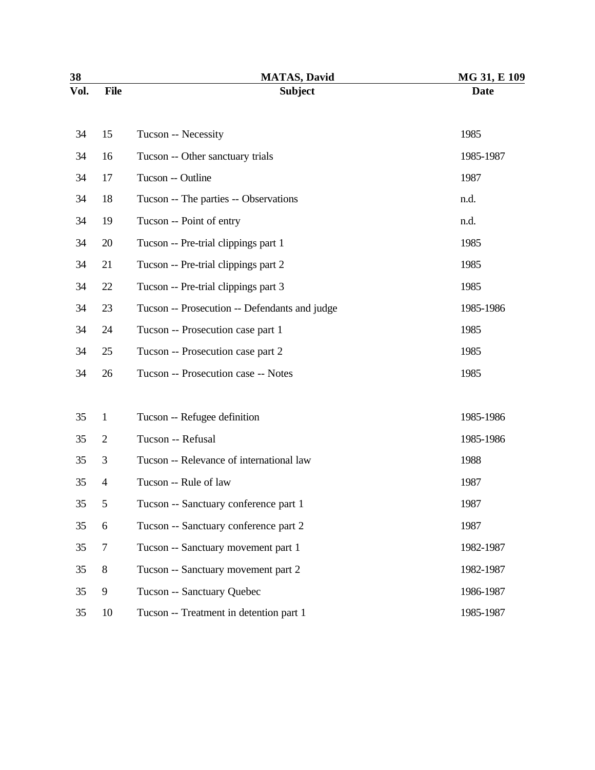| Vol. | File | Subject | Date |
|---|---|---|---|
| 34 | 15 | Tucson -- Necessity | 1985 |
| 34 | 16 | Tucson -- Other sanctuary trials | 1985-1987 |
| 34 | 17 | Tucson -- Outline | 1987 |
| 34 | 18 | Tucson -- The parties -- Observations | n.d. |
| 34 | 19 | Tucson -- Point of entry | n.d. |
| 34 | 20 | Tucson -- Pre-trial clippings part 1 | 1985 |
| 34 | 21 | Tucson -- Pre-trial clippings part 2 | 1985 |
| 34 | 22 | Tucson -- Pre-trial clippings part 3 | 1985 |
| 34 | 23 | Tucson -- Prosecution -- Defendants and judge | 1985-1986 |
| 34 | 24 | Tucson -- Prosecution case part 1 | 1985 |
| 34 | 25 | Tucson -- Prosecution case part 2 | 1985 |
| 34 | 26 | Tucson -- Prosecution case -- Notes | 1985 |
| 35 | 1 | Tucson -- Refugee definition | 1985-1986 |
| 35 | 2 | Tucson -- Refusal | 1985-1986 |
| 35 | 3 | Tucson -- Relevance of international law | 1988 |
| 35 | 4 | Tucson -- Rule of law | 1987 |
| 35 | 5 | Tucson -- Sanctuary conference part 1 | 1987 |
| 35 | 6 | Tucson -- Sanctuary conference part 2 | 1987 |
| 35 | 7 | Tucson -- Sanctuary movement part 1 | 1982-1987 |
| 35 | 8 | Tucson -- Sanctuary movement part 2 | 1982-1987 |
| 35 | 9 | Tucson -- Sanctuary Quebec | 1986-1987 |
| 35 | 10 | Tucson -- Treatment in detention part 1 | 1985-1987 |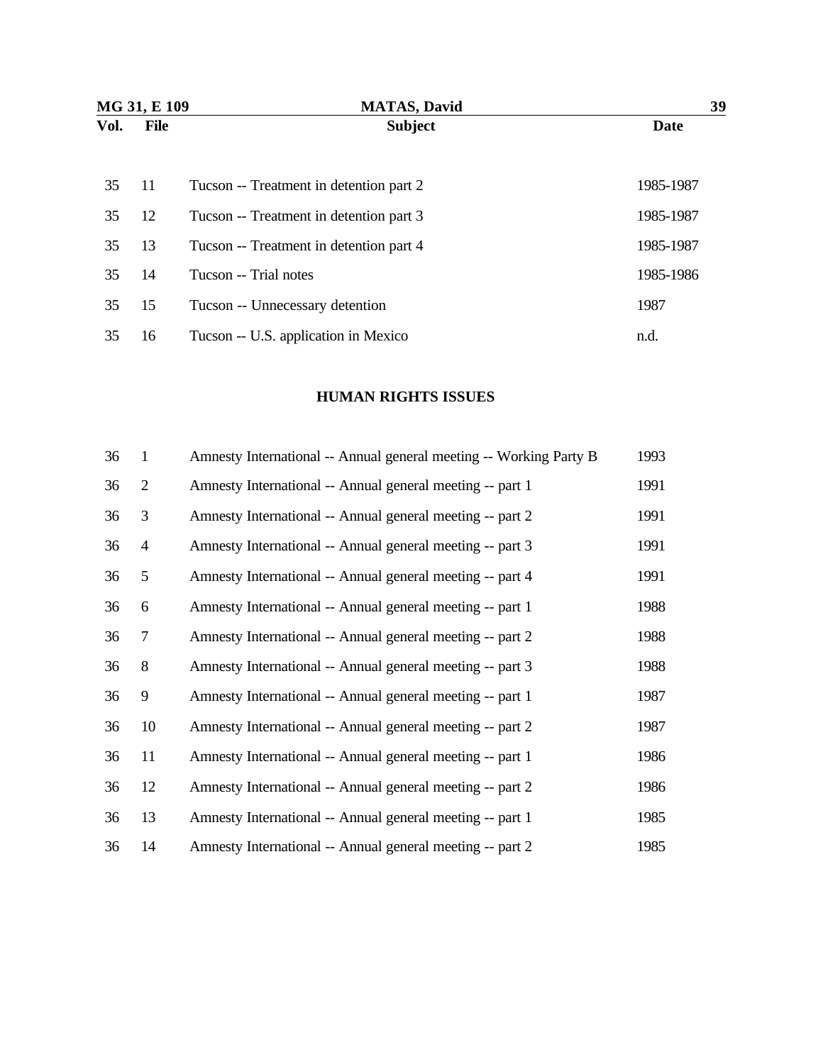| Vol. | File | Subject | Date |
|---|---|---|---|
| 35 | 11 | Tucson -- Treatment in detention part 2 | 1985-1987 |
| 35 | 12 | Tucson -- Treatment in detention part 3 | 1985-1987 |
| 35 | 13 | Tucson -- Treatment in detention part 4 | 1985-1987 |
| 35 | 14 | Tucson -- Trial notes | 1985-1986 |
| 35 | 15 | Tucson -- Unnecessary detention | 1987 |
| 35 | 16 | Tucson -- U.S. application in Mexico | n.d. |

## HUMAN RIGHTS ISSUES

| Vol. | File | Subject | Date |
|---|---|---|---|
| 36 | 1 | Amnesty International -- Annual general meeting -- Working Party B | 1993 |
| 36 | 2 | Amnesty International -- Annual general meeting -- part 1 | 1991 |
| 36 | 3 | Amnesty International -- Annual general meeting -- part 2 | 1991 |
| 36 | 4 | Amnesty International -- Annual general meeting -- part 3 | 1991 |
| 36 | 5 | Amnesty International -- Annual general meeting -- part 4 | 1991 |
| 36 | 6 | Amnesty International -- Annual general meeting -- part 1 | 1988 |
| 36 | 7 | Amnesty International -- Annual general meeting -- part 2 | 1988 |
| 36 | 8 | Amnesty International -- Annual general meeting -- part 3 | 1988 |
| 36 | 9 | Amnesty International -- Annual general meeting -- part 1 | 1987 |
| 36 | 10 | Amnesty International -- Annual general meeting -- part 2 | 1987 |
| 36 | 11 | Amnesty International -- Annual general meeting -- part 1 | 1986 |
| 36 | 12 | Amnesty International -- Annual general meeting -- part 2 | 1986 |
| 36 | 13 | Amnesty International -- Annual general meeting -- part 1 | 1985 |
| 36 | 14 | Amnesty International -- Annual general meeting -- part 2 | 1985 |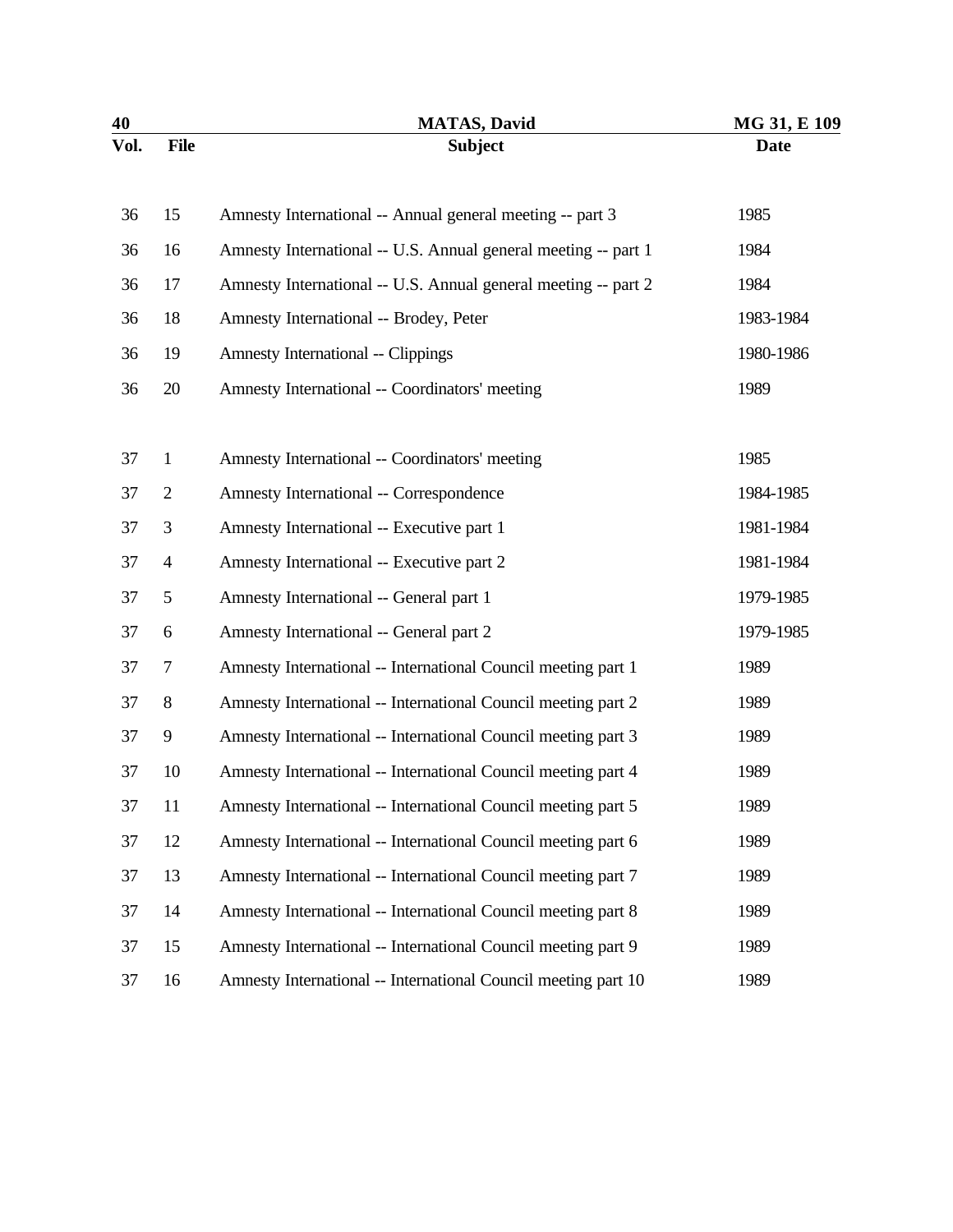| Vol. | File | Subject | Date |
|---|---|---|---|
| 36 | 15 | Amnesty International -- Annual general meeting -- part 3 | 1985 |
| 36 | 16 | Amnesty International -- U.S. Annual general meeting -- part 1 | 1984 |
| 36 | 17 | Amnesty International -- U.S. Annual general meeting -- part 2 | 1984 |
| 36 | 18 | Amnesty International -- Brodey, Peter | 1983-1984 |
| 36 | 19 | Amnesty International -- Clippings | 1980-1986 |
| 36 | 20 | Amnesty International -- Coordinators' meeting | 1989 |
| 37 | 1 | Amnesty International -- Coordinators' meeting | 1985 |
| 37 | 2 | Amnesty International -- Correspondence | 1984-1985 |
| 37 | 3 | Amnesty International -- Executive part 1 | 1981-1984 |
| 37 | 4 | Amnesty International -- Executive part 2 | 1981-1984 |
| 37 | 5 | Amnesty International -- General part 1 | 1979-1985 |
| 37 | 6 | Amnesty International -- General part 2 | 1979-1985 |
| 37 | 7 | Amnesty International -- International Council meeting part 1 | 1989 |
| 37 | 8 | Amnesty International -- International Council meeting part 2 | 1989 |
| 37 | 9 | Amnesty International -- International Council meeting part 3 | 1989 |
| 37 | 10 | Amnesty International -- International Council meeting part 4 | 1989 |
| 37 | 11 | Amnesty International -- International Council meeting part 5 | 1989 |
| 37 | 12 | Amnesty International -- International Council meeting part 6 | 1989 |
| 37 | 13 | Amnesty International -- International Council meeting part 7 | 1989 |
| 37 | 14 | Amnesty International -- International Council meeting part 8 | 1989 |
| 37 | 15 | Amnesty International -- International Council meeting part 9 | 1989 |
| 37 | 16 | Amnesty International -- International Council meeting part 10 | 1989 |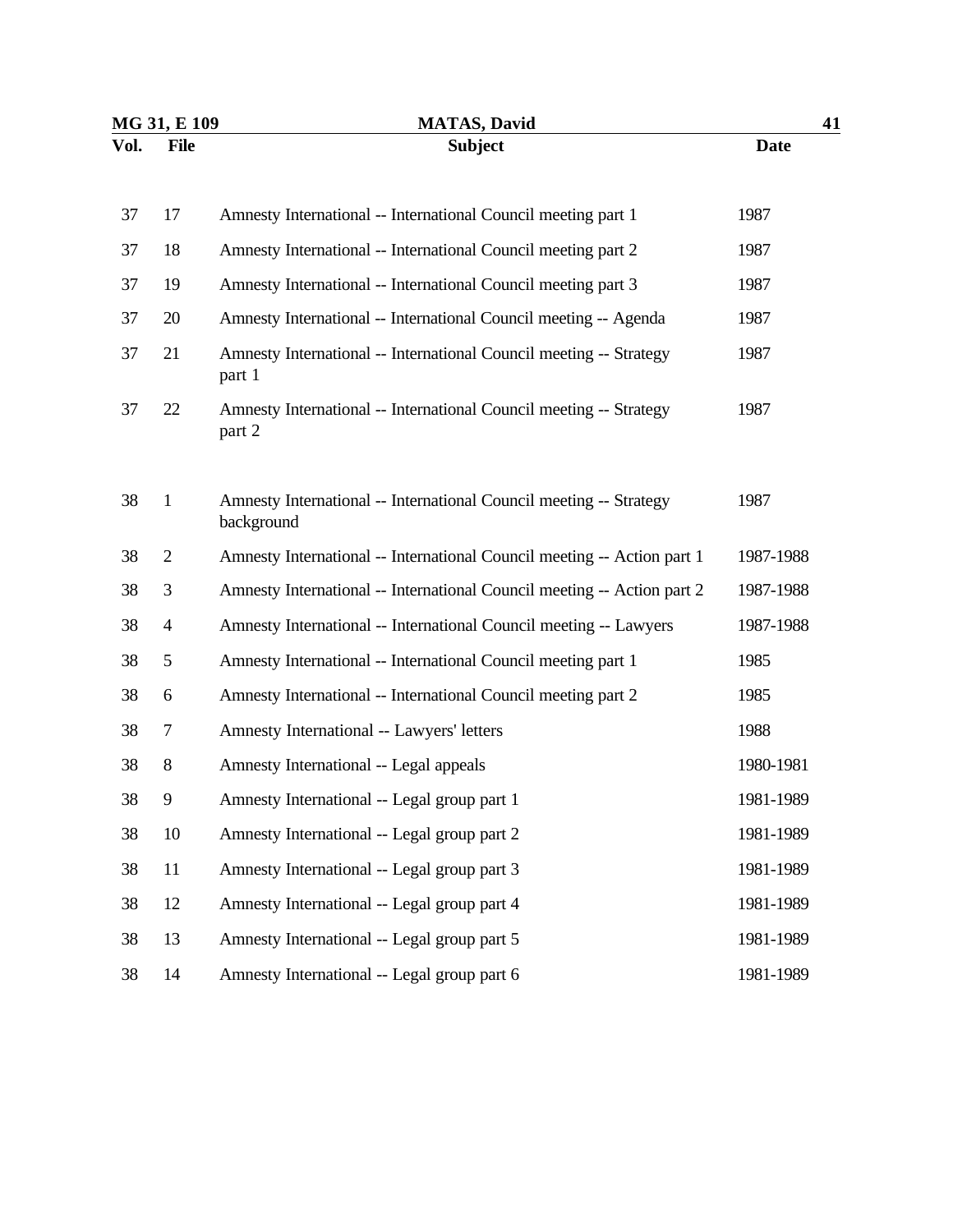| Vol. | File | Subject | Date |
|---|---|---|---|
| 37 | 17 | Amnesty International -- International Council meeting part 1 | 1987 |
| 37 | 18 | Amnesty International -- International Council meeting part 2 | 1987 |
| 37 | 19 | Amnesty International -- International Council meeting part 3 | 1987 |
| 37 | 20 | Amnesty International -- International Council meeting -- Agenda | 1987 |
| 37 | 21 | Amnesty International -- International Council meeting -- Strategy part 1 | 1987 |
| 37 | 22 | Amnesty International -- International Council meeting -- Strategy part 2 | 1987 |
| 38 | 1 | Amnesty International -- International Council meeting -- Strategy background | 1987 |
| 38 | 2 | Amnesty International -- International Council meeting -- Action part 1 | 1987-1988 |
| 38 | 3 | Amnesty International -- International Council meeting -- Action part 2 | 1987-1988 |
| 38 | 4 | Amnesty International -- International Council meeting -- Lawyers | 1987-1988 |
| 38 | 5 | Amnesty International -- International Council meeting part 1 | 1985 |
| 38 | 6 | Amnesty International -- International Council meeting part 2 | 1985 |
| 38 | 7 | Amnesty International -- Lawyers' letters | 1988 |
| 38 | 8 | Amnesty International -- Legal appeals | 1980-1981 |
| 38 | 9 | Amnesty International -- Legal group part 1 | 1981-1989 |
| 38 | 10 | Amnesty International -- Legal group part 2 | 1981-1989 |
| 38 | 11 | Amnesty International -- Legal group part 3 | 1981-1989 |
| 38 | 12 | Amnesty International -- Legal group part 4 | 1981-1989 |
| 38 | 13 | Amnesty International -- Legal group part 5 | 1981-1989 |
| 38 | 14 | Amnesty International -- Legal group part 6 | 1981-1989 |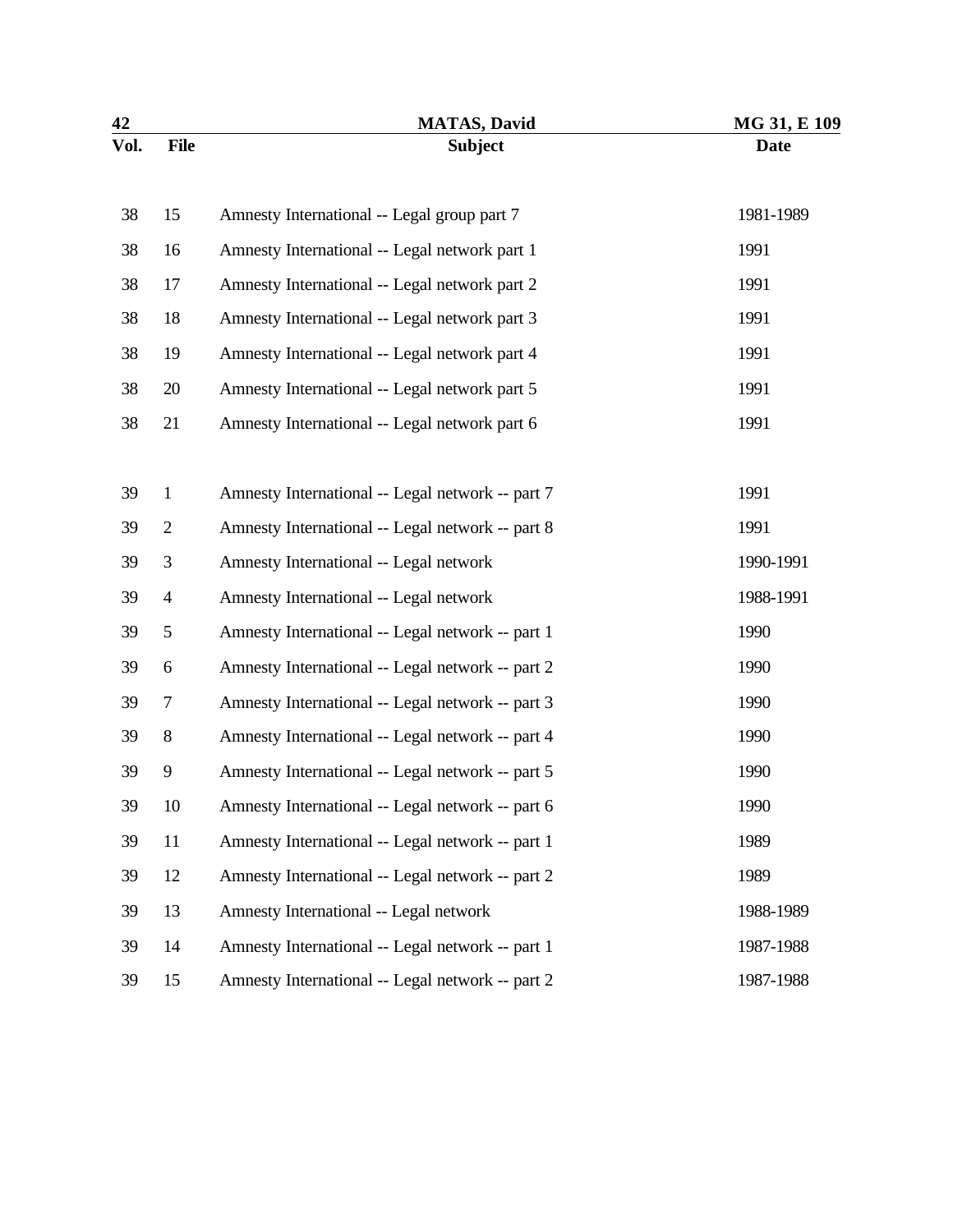| Vol. | File | Subject | Date |
|---|---|---|---|
| 38 | 15 | Amnesty International -- Legal group part 7 | 1981-1989 |
| 38 | 16 | Amnesty International -- Legal network part 1 | 1991 |
| 38 | 17 | Amnesty International -- Legal network part 2 | 1991 |
| 38 | 18 | Amnesty International -- Legal network part 3 | 1991 |
| 38 | 19 | Amnesty International -- Legal network part 4 | 1991 |
| 38 | 20 | Amnesty International -- Legal network part 5 | 1991 |
| 38 | 21 | Amnesty International -- Legal network part 6 | 1991 |
| 39 | 1 | Amnesty International -- Legal network -- part 7 | 1991 |
| 39 | 2 | Amnesty International -- Legal network -- part 8 | 1991 |
| 39 | 3 | Amnesty International -- Legal network | 1990-1991 |
| 39 | 4 | Amnesty International -- Legal network | 1988-1991 |
| 39 | 5 | Amnesty International -- Legal network -- part 1 | 1990 |
| 39 | 6 | Amnesty International -- Legal network -- part 2 | 1990 |
| 39 | 7 | Amnesty International -- Legal network -- part 3 | 1990 |
| 39 | 8 | Amnesty International -- Legal network -- part 4 | 1990 |
| 39 | 9 | Amnesty International -- Legal network -- part 5 | 1990 |
| 39 | 10 | Amnesty International -- Legal network -- part 6 | 1990 |
| 39 | 11 | Amnesty International -- Legal network -- part 1 | 1989 |
| 39 | 12 | Amnesty International -- Legal network -- part 2 | 1989 |
| 39 | 13 | Amnesty International -- Legal network | 1988-1989 |
| 39 | 14 | Amnesty International -- Legal network -- part 1 | 1987-1988 |
| 39 | 15 | Amnesty International -- Legal network -- part 2 | 1987-1988 |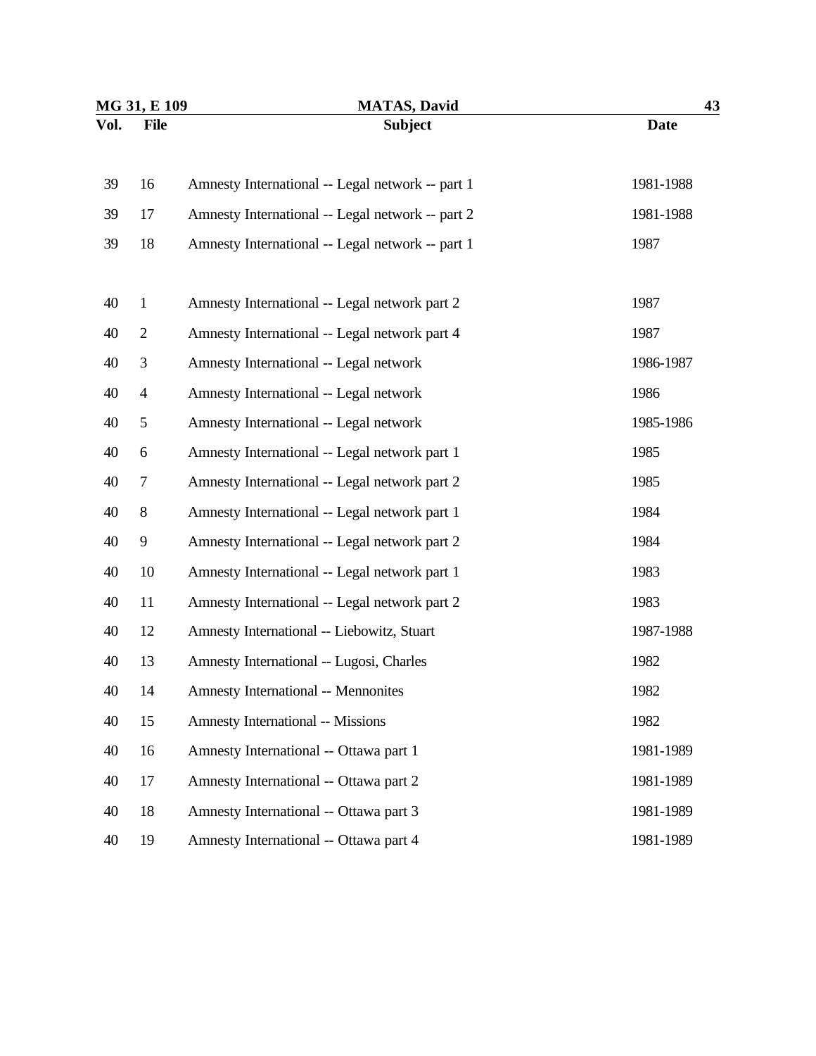| Vol. | File | Subject | Date |
| --- | --- | --- | --- |
| 39 | 16 | Amnesty International -- Legal network -- part 1 | 1981-1988 |
| 39 | 17 | Amnesty International -- Legal network -- part 2 | 1981-1988 |
| 39 | 18 | Amnesty International -- Legal network -- part 1 | 1987 |
| 40 | 1 | Amnesty International -- Legal network part 2 | 1987 |
| 40 | 2 | Amnesty International -- Legal network part 4 | 1987 |
| 40 | 3 | Amnesty International -- Legal network | 1986-1987 |
| 40 | 4 | Amnesty International -- Legal network | 1986 |
| 40 | 5 | Amnesty International -- Legal network | 1985-1986 |
| 40 | 6 | Amnesty International -- Legal network part 1 | 1985 |
| 40 | 7 | Amnesty International -- Legal network part 2 | 1985 |
| 40 | 8 | Amnesty International -- Legal network part 1 | 1984 |
| 40 | 9 | Amnesty International -- Legal network part 2 | 1984 |
| 40 | 10 | Amnesty International -- Legal network part 1 | 1983 |
| 40 | 11 | Amnesty International -- Legal network part 2 | 1983 |
| 40 | 12 | Amnesty International -- Liebowitz, Stuart | 1987-1988 |
| 40 | 13 | Amnesty International -- Lugosi, Charles | 1982 |
| 40 | 14 | Amnesty International -- Mennonites | 1982 |
| 40 | 15 | Amnesty International -- Missions | 1982 |
| 40 | 16 | Amnesty International -- Ottawa part 1 | 1981-1989 |
| 40 | 17 | Amnesty International -- Ottawa part 2 | 1981-1989 |
| 40 | 18 | Amnesty International -- Ottawa part 3 | 1981-1989 |
| 40 | 19 | Amnesty International -- Ottawa part 4 | 1981-1989 |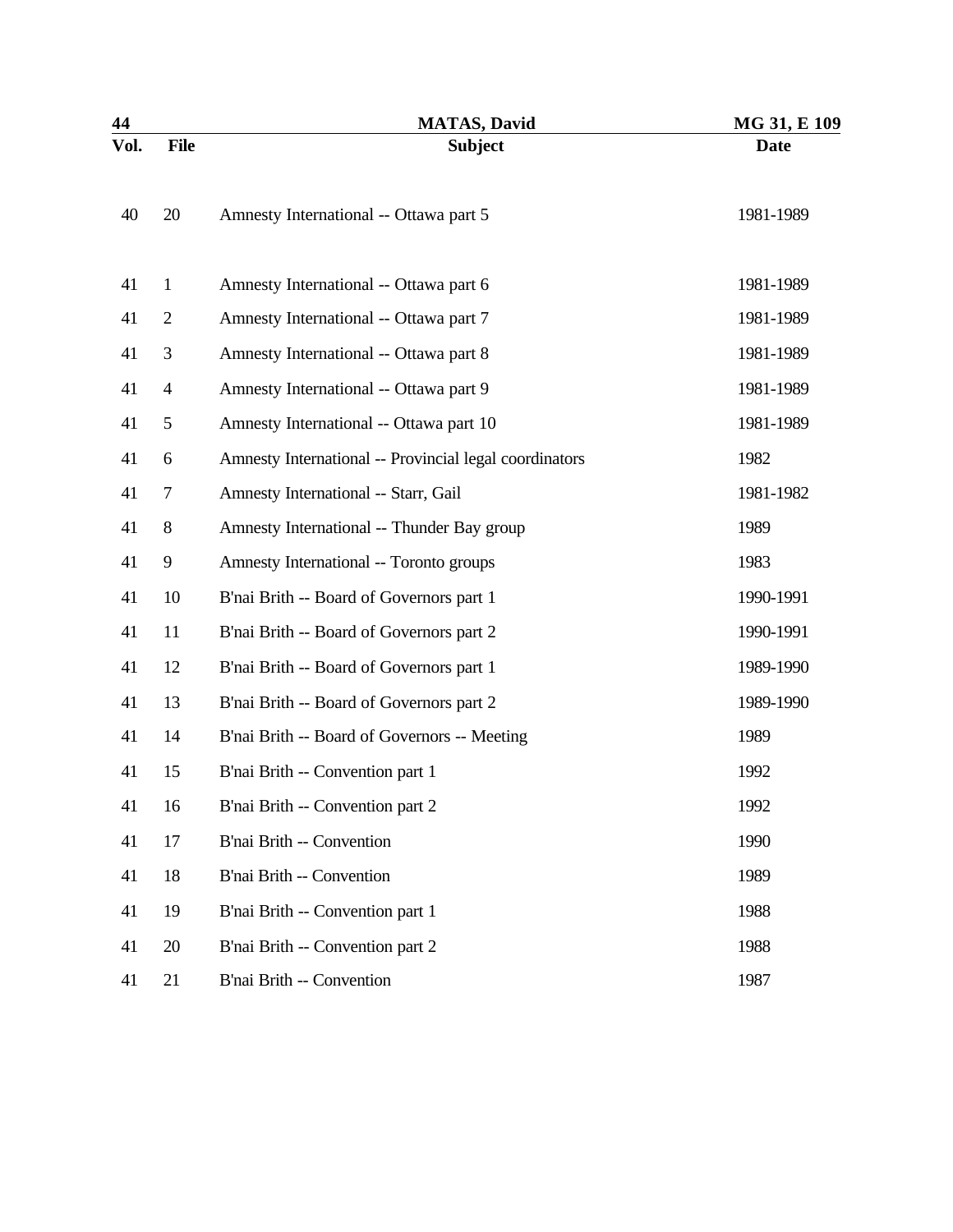| Vol. | File | Subject | Date |
|---|---|---|---|
| 40 | 20 | Amnesty International -- Ottawa part 5 | 1981-1989 |
| 41 | 1 | Amnesty International -- Ottawa part 6 | 1981-1989 |
| 41 | 2 | Amnesty International -- Ottawa part 7 | 1981-1989 |
| 41 | 3 | Amnesty International -- Ottawa part 8 | 1981-1989 |
| 41 | 4 | Amnesty International -- Ottawa part 9 | 1981-1989 |
| 41 | 5 | Amnesty International -- Ottawa part 10 | 1981-1989 |
| 41 | 6 | Amnesty International -- Provincial legal coordinators | 1982 |
| 41 | 7 | Amnesty International -- Starr, Gail | 1981-1982 |
| 41 | 8 | Amnesty International -- Thunder Bay group | 1989 |
| 41 | 9 | Amnesty International -- Toronto groups | 1983 |
| 41 | 10 | B'nai Brith -- Board of Governors part 1 | 1990-1991 |
| 41 | 11 | B'nai Brith -- Board of Governors part 2 | 1990-1991 |
| 41 | 12 | B'nai Brith -- Board of Governors part 1 | 1989-1990 |
| 41 | 13 | B'nai Brith -- Board of Governors part 2 | 1989-1990 |
| 41 | 14 | B'nai Brith -- Board of Governors -- Meeting | 1989 |
| 41 | 15 | B'nai Brith -- Convention part 1 | 1992 |
| 41 | 16 | B'nai Brith -- Convention part 2 | 1992 |
| 41 | 17 | B'nai Brith -- Convention | 1990 |
| 41 | 18 | B'nai Brith -- Convention | 1989 |
| 41 | 19 | B'nai Brith -- Convention part 1 | 1988 |
| 41 | 20 | B'nai Brith -- Convention part 2 | 1988 |
| 41 | 21 | B'nai Brith -- Convention | 1987 |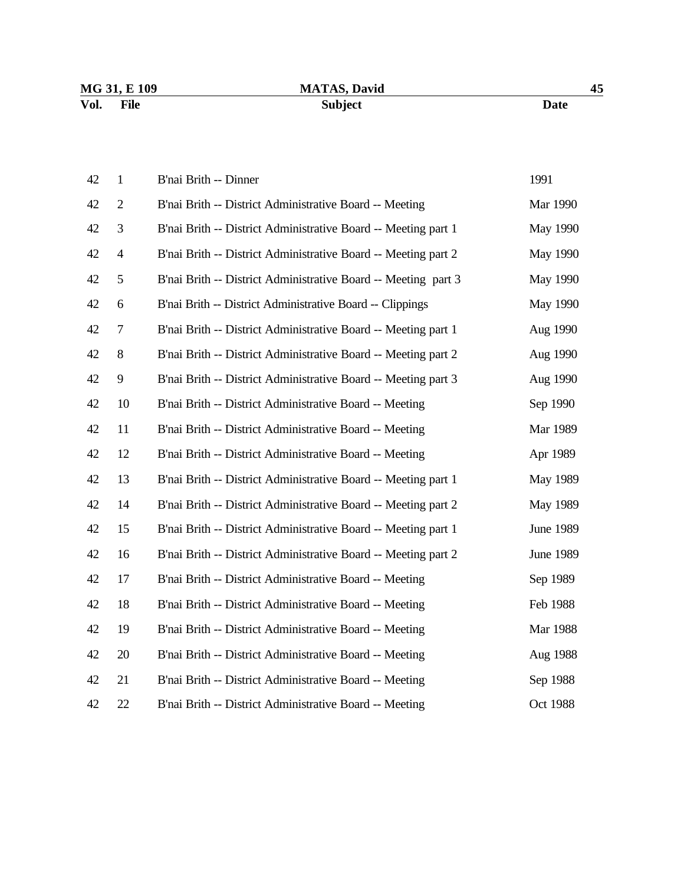| Vol. | File | Subject | Date |
| --- | --- | --- | --- |
| 42 | 1 | B'nai Brith -- Dinner | 1991 |
| 42 | 2 | B'nai Brith -- District Administrative Board -- Meeting | Mar 1990 |
| 42 | 3 | B'nai Brith -- District Administrative Board -- Meeting part 1 | May 1990 |
| 42 | 4 | B'nai Brith -- District Administrative Board -- Meeting part 2 | May 1990 |
| 42 | 5 | B'nai Brith -- District Administrative Board -- Meeting part 3 | May 1990 |
| 42 | 6 | B'nai Brith -- District Administrative Board -- Clippings | May 1990 |
| 42 | 7 | B'nai Brith -- District Administrative Board -- Meeting part 1 | Aug 1990 |
| 42 | 8 | B'nai Brith -- District Administrative Board -- Meeting part 2 | Aug 1990 |
| 42 | 9 | B'nai Brith -- District Administrative Board -- Meeting part 3 | Aug 1990 |
| 42 | 10 | B'nai Brith -- District Administrative Board -- Meeting | Sep 1990 |
| 42 | 11 | B'nai Brith -- District Administrative Board -- Meeting | Mar 1989 |
| 42 | 12 | B'nai Brith -- District Administrative Board -- Meeting | Apr 1989 |
| 42 | 13 | B'nai Brith -- District Administrative Board -- Meeting part 1 | May 1989 |
| 42 | 14 | B'nai Brith -- District Administrative Board -- Meeting part 2 | May 1989 |
| 42 | 15 | B'nai Brith -- District Administrative Board -- Meeting part 1 | June 1989 |
| 42 | 16 | B'nai Brith -- District Administrative Board -- Meeting part 2 | June 1989 |
| 42 | 17 | B'nai Brith -- District Administrative Board -- Meeting | Sep 1989 |
| 42 | 18 | B'nai Brith -- District Administrative Board -- Meeting | Feb 1988 |
| 42 | 19 | B'nai Brith -- District Administrative Board -- Meeting | Mar 1988 |
| 42 | 20 | B'nai Brith -- District Administrative Board -- Meeting | Aug 1988 |
| 42 | 21 | B'nai Brith -- District Administrative Board -- Meeting | Sep 1988 |
| 42 | 22 | B'nai Brith -- District Administrative Board -- Meeting | Oct 1988 |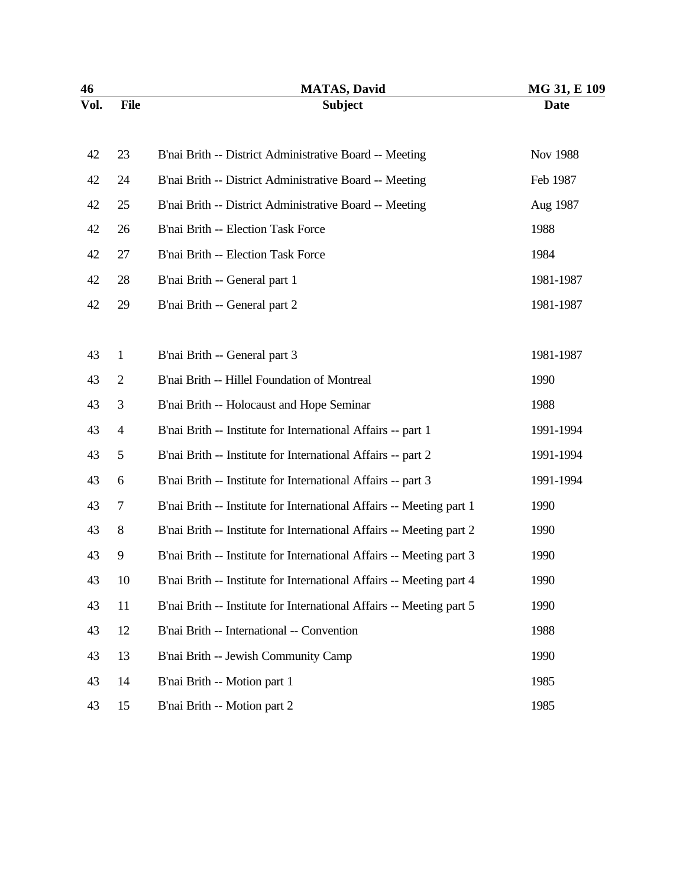| Vol. | File | Subject | Date |
|---|---|---|---|
| 42 | 23 | B'nai Brith -- District Administrative Board -- Meeting | Nov 1988 |
| 42 | 24 | B'nai Brith -- District Administrative Board -- Meeting | Feb 1987 |
| 42 | 25 | B'nai Brith -- District Administrative Board -- Meeting | Aug 1987 |
| 42 | 26 | B'nai Brith -- Election Task Force | 1988 |
| 42 | 27 | B'nai Brith -- Election Task Force | 1984 |
| 42 | 28 | B'nai Brith -- General part 1 | 1981-1987 |
| 42 | 29 | B'nai Brith -- General part 2 | 1981-1987 |
| 43 | 1 | B'nai Brith -- General part 3 | 1981-1987 |
| 43 | 2 | B'nai Brith -- Hillel Foundation of Montreal | 1990 |
| 43 | 3 | B'nai Brith -- Holocaust and Hope Seminar | 1988 |
| 43 | 4 | B'nai Brith -- Institute for International Affairs -- part 1 | 1991-1994 |
| 43 | 5 | B'nai Brith -- Institute for International Affairs -- part 2 | 1991-1994 |
| 43 | 6 | B'nai Brith -- Institute for International Affairs -- part 3 | 1991-1994 |
| 43 | 7 | B'nai Brith -- Institute for International Affairs -- Meeting part 1 | 1990 |
| 43 | 8 | B'nai Brith -- Institute for International Affairs -- Meeting part 2 | 1990 |
| 43 | 9 | B'nai Brith -- Institute for International Affairs -- Meeting part 3 | 1990 |
| 43 | 10 | B'nai Brith -- Institute for International Affairs -- Meeting part 4 | 1990 |
| 43 | 11 | B'nai Brith -- Institute for International Affairs -- Meeting part 5 | 1990 |
| 43 | 12 | B'nai Brith -- International -- Convention | 1988 |
| 43 | 13 | B'nai Brith -- Jewish Community Camp | 1990 |
| 43 | 14 | B'nai Brith -- Motion part 1 | 1985 |
| 43 | 15 | B'nai Brith -- Motion part 2 | 1985 |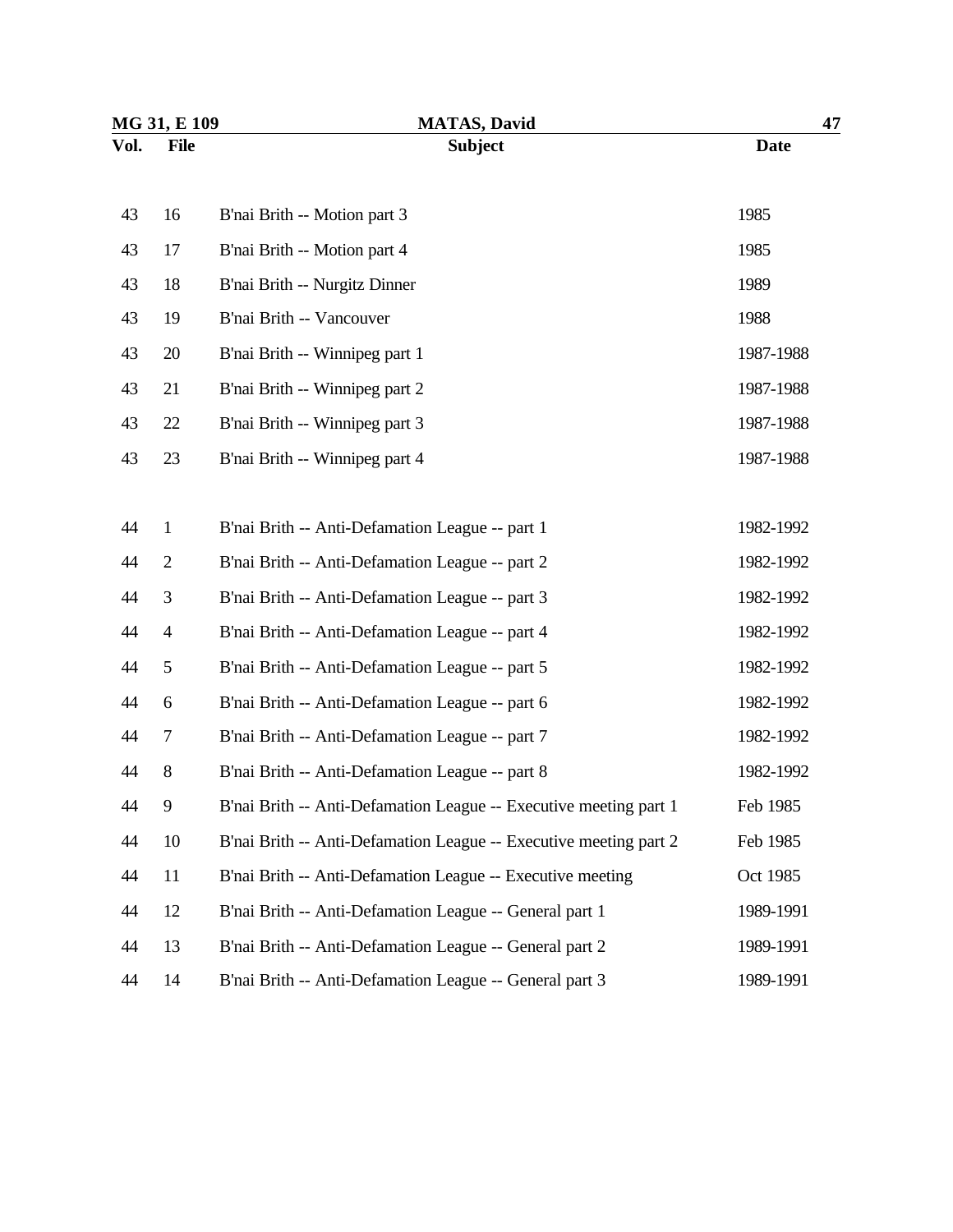| Vol. | File | Subject | Date |
|---|---|---|---|
| 43 | 16 | B'nai Brith -- Motion part 3 | 1985 |
| 43 | 17 | B'nai Brith -- Motion part 4 | 1985 |
| 43 | 18 | B'nai Brith -- Nurgitz Dinner | 1989 |
| 43 | 19 | B'nai Brith -- Vancouver | 1988 |
| 43 | 20 | B'nai Brith -- Winnipeg part 1 | 1987-1988 |
| 43 | 21 | B'nai Brith -- Winnipeg part 2 | 1987-1988 |
| 43 | 22 | B'nai Brith -- Winnipeg part 3 | 1987-1988 |
| 43 | 23 | B'nai Brith -- Winnipeg part 4 | 1987-1988 |
| 44 | 1 | B'nai Brith -- Anti-Defamation League -- part 1 | 1982-1992 |
| 44 | 2 | B'nai Brith -- Anti-Defamation League -- part 2 | 1982-1992 |
| 44 | 3 | B'nai Brith -- Anti-Defamation League -- part 3 | 1982-1992 |
| 44 | 4 | B'nai Brith -- Anti-Defamation League -- part 4 | 1982-1992 |
| 44 | 5 | B'nai Brith -- Anti-Defamation League -- part 5 | 1982-1992 |
| 44 | 6 | B'nai Brith -- Anti-Defamation League -- part 6 | 1982-1992 |
| 44 | 7 | B'nai Brith -- Anti-Defamation League -- part 7 | 1982-1992 |
| 44 | 8 | B'nai Brith -- Anti-Defamation League -- part 8 | 1982-1992 |
| 44 | 9 | B'nai Brith -- Anti-Defamation League -- Executive meeting part 1 | Feb 1985 |
| 44 | 10 | B'nai Brith -- Anti-Defamation League -- Executive meeting part 2 | Feb 1985 |
| 44 | 11 | B'nai Brith -- Anti-Defamation League -- Executive meeting | Oct 1985 |
| 44 | 12 | B'nai Brith -- Anti-Defamation League -- General part 1 | 1989-1991 |
| 44 | 13 | B'nai Brith -- Anti-Defamation League -- General part 2 | 1989-1991 |
| 44 | 14 | B'nai Brith -- Anti-Defamation League -- General part 3 | 1989-1991 |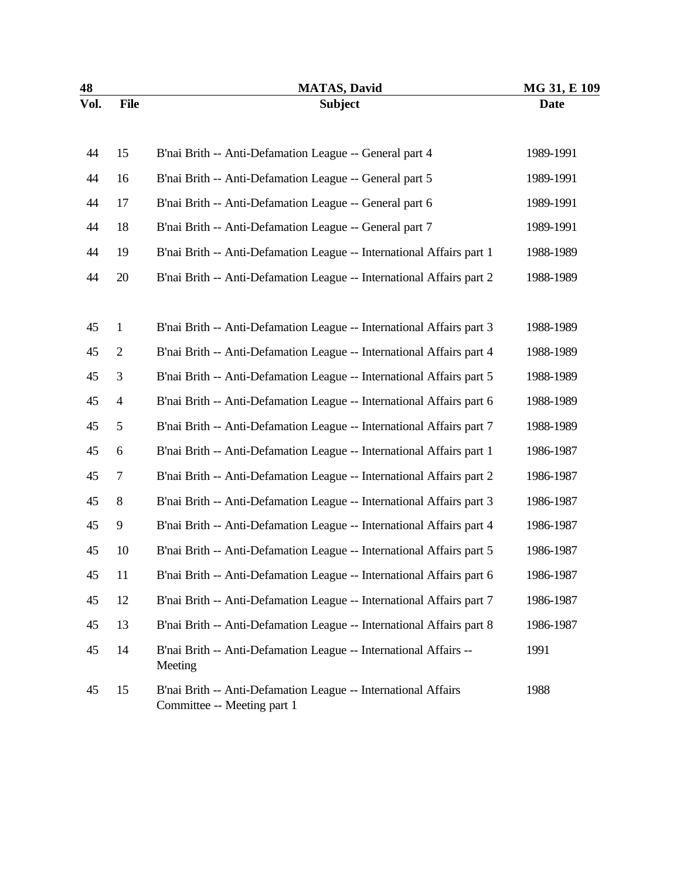| Vol. | File | Subject | Date |
| --- | --- | --- | --- |
| 44 | 15 | B'nai Brith -- Anti-Defamation League -- General part 4 | 1989-1991 |
| 44 | 16 | B'nai Brith -- Anti-Defamation League -- General part 5 | 1989-1991 |
| 44 | 17 | B'nai Brith -- Anti-Defamation League -- General part 6 | 1989-1991 |
| 44 | 18 | B'nai Brith -- Anti-Defamation League -- General part 7 | 1989-1991 |
| 44 | 19 | B'nai Brith -- Anti-Defamation League -- International Affairs part 1 | 1988-1989 |
| 44 | 20 | B'nai Brith -- Anti-Defamation League -- International Affairs part 2 | 1988-1989 |
| 45 | 1 | B'nai Brith -- Anti-Defamation League -- International Affairs part 3 | 1988-1989 |
| 45 | 2 | B'nai Brith -- Anti-Defamation League -- International Affairs part 4 | 1988-1989 |
| 45 | 3 | B'nai Brith -- Anti-Defamation League -- International Affairs part 5 | 1988-1989 |
| 45 | 4 | B'nai Brith -- Anti-Defamation League -- International Affairs part 6 | 1988-1989 |
| 45 | 5 | B'nai Brith -- Anti-Defamation League -- International Affairs part 7 | 1988-1989 |
| 45 | 6 | B'nai Brith -- Anti-Defamation League -- International Affairs part 1 | 1986-1987 |
| 45 | 7 | B'nai Brith -- Anti-Defamation League -- International Affairs part 2 | 1986-1987 |
| 45 | 8 | B'nai Brith -- Anti-Defamation League -- International Affairs part 3 | 1986-1987 |
| 45 | 9 | B'nai Brith -- Anti-Defamation League -- International Affairs part 4 | 1986-1987 |
| 45 | 10 | B'nai Brith -- Anti-Defamation League -- International Affairs part 5 | 1986-1987 |
| 45 | 11 | B'nai Brith -- Anti-Defamation League -- International Affairs part 6 | 1986-1987 |
| 45 | 12 | B'nai Brith -- Anti-Defamation League -- International Affairs part 7 | 1986-1987 |
| 45 | 13 | B'nai Brith -- Anti-Defamation League -- International Affairs part 8 | 1986-1987 |
| 45 | 14 | B'nai Brith -- Anti-Defamation League -- International Affairs -- Meeting | 1991 |
| 45 | 15 | B'nai Brith -- Anti-Defamation League -- International Affairs Committee -- Meeting part 1 | 1988 |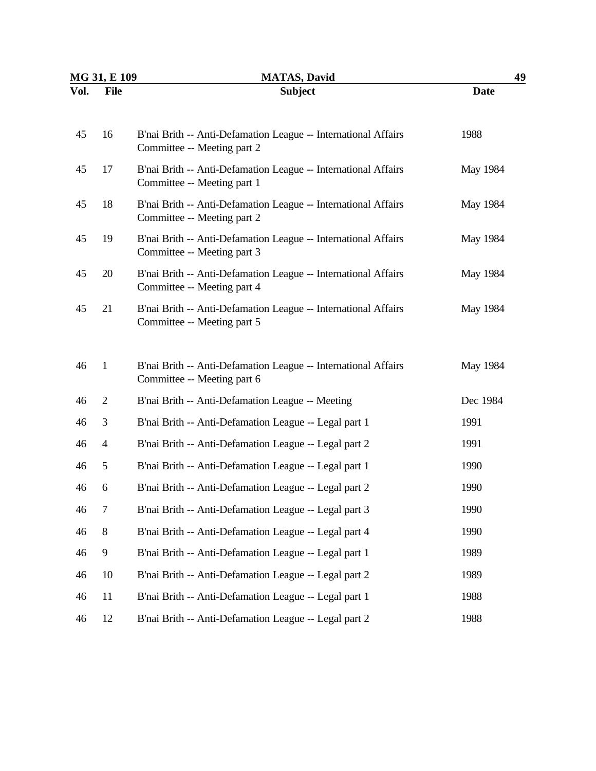| Vol. | File | Subject | Date |
|---|---|---|---|
| 45 | 16 | B'nai Brith -- Anti-Defamation League -- International Affairs Committee -- Meeting part 2 | 1988 |
| 45 | 17 | B'nai Brith -- Anti-Defamation League -- International Affairs Committee -- Meeting part 1 | May 1984 |
| 45 | 18 | B'nai Brith -- Anti-Defamation League -- International Affairs Committee -- Meeting part 2 | May 1984 |
| 45 | 19 | B'nai Brith -- Anti-Defamation League -- International Affairs Committee -- Meeting part 3 | May 1984 |
| 45 | 20 | B'nai Brith -- Anti-Defamation League -- International Affairs Committee -- Meeting part 4 | May 1984 |
| 45 | 21 | B'nai Brith -- Anti-Defamation League -- International Affairs Committee -- Meeting part 5 | May 1984 |
| 46 | 1 | B'nai Brith -- Anti-Defamation League -- International Affairs Committee -- Meeting part 6 | May 1984 |
| 46 | 2 | B'nai Brith -- Anti-Defamation League -- Meeting | Dec 1984 |
| 46 | 3 | B'nai Brith -- Anti-Defamation League -- Legal part 1 | 1991 |
| 46 | 4 | B'nai Brith -- Anti-Defamation League -- Legal part 2 | 1991 |
| 46 | 5 | B'nai Brith -- Anti-Defamation League -- Legal part 1 | 1990 |
| 46 | 6 | B'nai Brith -- Anti-Defamation League -- Legal part 2 | 1990 |
| 46 | 7 | B'nai Brith -- Anti-Defamation League -- Legal part 3 | 1990 |
| 46 | 8 | B'nai Brith -- Anti-Defamation League -- Legal part 4 | 1990 |
| 46 | 9 | B'nai Brith -- Anti-Defamation League -- Legal part 1 | 1989 |
| 46 | 10 | B'nai Brith -- Anti-Defamation League -- Legal part 2 | 1989 |
| 46 | 11 | B'nai Brith -- Anti-Defamation League -- Legal part 1 | 1988 |
| 46 | 12 | B'nai Brith -- Anti-Defamation League -- Legal part 2 | 1988 |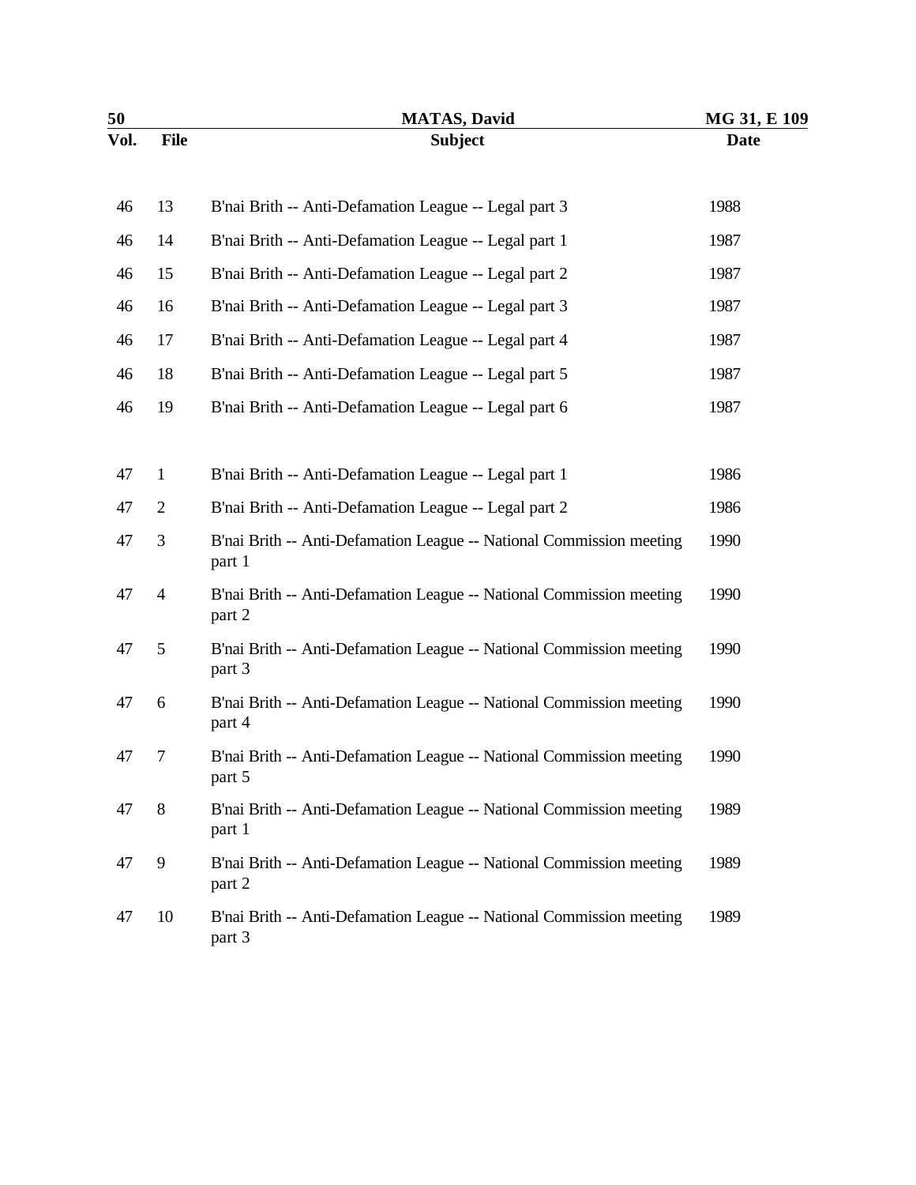| Vol. | File | Subject | Date |
|---|---|---|---|
| 46 | 13 | B'nai Brith -- Anti-Defamation League -- Legal part 3 | 1988 |
| 46 | 14 | B'nai Brith -- Anti-Defamation League -- Legal part 1 | 1987 |
| 46 | 15 | B'nai Brith -- Anti-Defamation League -- Legal part 2 | 1987 |
| 46 | 16 | B'nai Brith -- Anti-Defamation League -- Legal part 3 | 1987 |
| 46 | 17 | B'nai Brith -- Anti-Defamation League -- Legal part 4 | 1987 |
| 46 | 18 | B'nai Brith -- Anti-Defamation League -- Legal part 5 | 1987 |
| 46 | 19 | B'nai Brith -- Anti-Defamation League -- Legal part 6 | 1987 |
| 47 | 1 | B'nai Brith -- Anti-Defamation League -- Legal part 1 | 1986 |
| 47 | 2 | B'nai Brith -- Anti-Defamation League -- Legal part 2 | 1986 |
| 47 | 3 | B'nai Brith -- Anti-Defamation League -- National Commission meeting part 1 | 1990 |
| 47 | 4 | B'nai Brith -- Anti-Defamation League -- National Commission meeting part 2 | 1990 |
| 47 | 5 | B'nai Brith -- Anti-Defamation League -- National Commission meeting part 3 | 1990 |
| 47 | 6 | B'nai Brith -- Anti-Defamation League -- National Commission meeting part 4 | 1990 |
| 47 | 7 | B'nai Brith -- Anti-Defamation League -- National Commission meeting part 5 | 1990 |
| 47 | 8 | B'nai Brith -- Anti-Defamation League -- National Commission meeting part 1 | 1989 |
| 47 | 9 | B'nai Brith -- Anti-Defamation League -- National Commission meeting part 2 | 1989 |
| 47 | 10 | B'nai Brith -- Anti-Defamation League -- National Commission meeting part 3 | 1989 |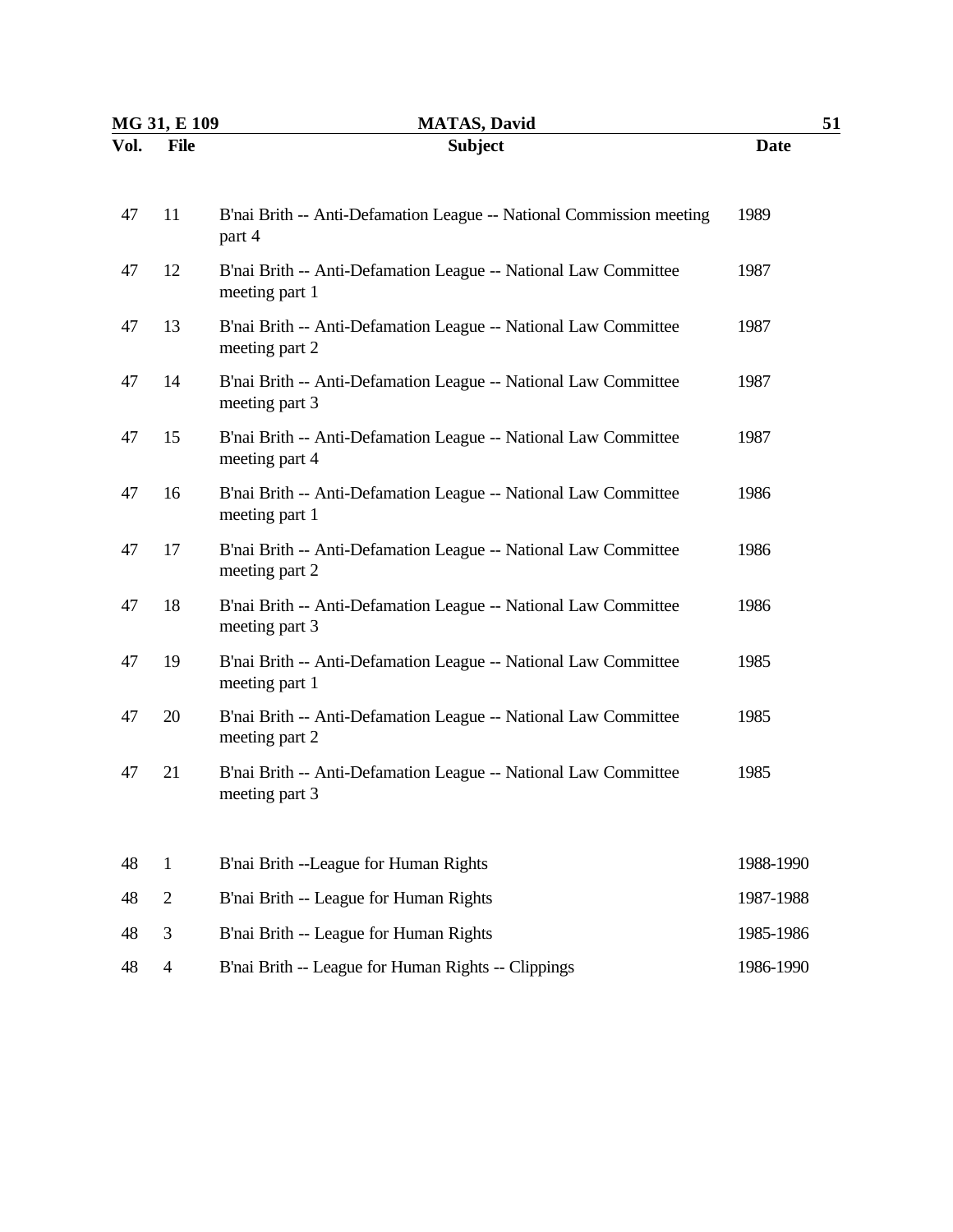| Vol. | File | Subject | Date |
|---|---|---|---|
| 47 | 11 | B'nai Brith -- Anti-Defamation League -- National Commission meeting part 4 | 1989 |
| 47 | 12 | B'nai Brith -- Anti-Defamation League -- National Law Committee meeting part 1 | 1987 |
| 47 | 13 | B'nai Brith -- Anti-Defamation League -- National Law Committee meeting part 2 | 1987 |
| 47 | 14 | B'nai Brith -- Anti-Defamation League -- National Law Committee meeting part 3 | 1987 |
| 47 | 15 | B'nai Brith -- Anti-Defamation League -- National Law Committee meeting part 4 | 1987 |
| 47 | 16 | B'nai Brith -- Anti-Defamation League -- National Law Committee meeting part 1 | 1986 |
| 47 | 17 | B'nai Brith -- Anti-Defamation League -- National Law Committee meeting part 2 | 1986 |
| 47 | 18 | B'nai Brith -- Anti-Defamation League -- National Law Committee meeting part 3 | 1986 |
| 47 | 19 | B'nai Brith -- Anti-Defamation League -- National Law Committee meeting part 1 | 1985 |
| 47 | 20 | B'nai Brith -- Anti-Defamation League -- National Law Committee meeting part 2 | 1985 |
| 47 | 21 | B'nai Brith -- Anti-Defamation League -- National Law Committee meeting part 3 | 1985 |
| 48 | 1 | B'nai Brith --League for Human Rights | 1988-1990 |
| 48 | 2 | B'nai Brith -- League for Human Rights | 1987-1988 |
| 48 | 3 | B'nai Brith -- League for Human Rights | 1985-1986 |
| 48 | 4 | B'nai Brith -- League for Human Rights -- Clippings | 1986-1990 |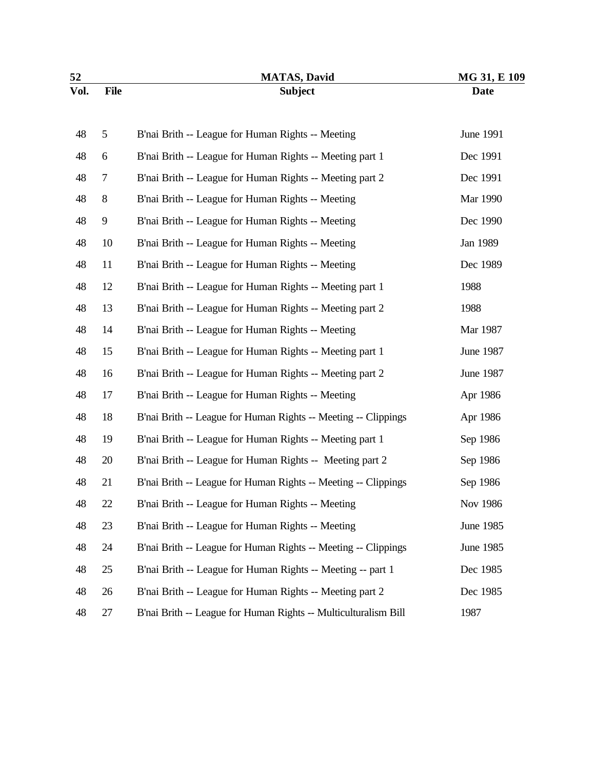| Vol. | File | Subject | Date |
|---|---|---|---|
| 48 | 5 | B'nai Brith -- League for Human Rights -- Meeting | June 1991 |
| 48 | 6 | B'nai Brith -- League for Human Rights -- Meeting part 1 | Dec 1991 |
| 48 | 7 | B'nai Brith -- League for Human Rights -- Meeting part 2 | Dec 1991 |
| 48 | 8 | B'nai Brith -- League for Human Rights -- Meeting | Mar 1990 |
| 48 | 9 | B'nai Brith -- League for Human Rights -- Meeting | Dec 1990 |
| 48 | 10 | B'nai Brith -- League for Human Rights -- Meeting | Jan 1989 |
| 48 | 11 | B'nai Brith -- League for Human Rights -- Meeting | Dec 1989 |
| 48 | 12 | B'nai Brith -- League for Human Rights -- Meeting part 1 | 1988 |
| 48 | 13 | B'nai Brith -- League for Human Rights -- Meeting part 2 | 1988 |
| 48 | 14 | B'nai Brith -- League for Human Rights -- Meeting | Mar 1987 |
| 48 | 15 | B'nai Brith -- League for Human Rights -- Meeting part 1 | June 1987 |
| 48 | 16 | B'nai Brith -- League for Human Rights -- Meeting part 2 | June 1987 |
| 48 | 17 | B'nai Brith -- League for Human Rights -- Meeting | Apr 1986 |
| 48 | 18 | B'nai Brith -- League for Human Rights -- Meeting -- Clippings | Apr 1986 |
| 48 | 19 | B'nai Brith -- League for Human Rights -- Meeting part 1 | Sep 1986 |
| 48 | 20 | B'nai Brith -- League for Human Rights -- Meeting part 2 | Sep 1986 |
| 48 | 21 | B'nai Brith -- League for Human Rights -- Meeting -- Clippings | Sep 1986 |
| 48 | 22 | B'nai Brith -- League for Human Rights -- Meeting | Nov 1986 |
| 48 | 23 | B'nai Brith -- League for Human Rights -- Meeting | June 1985 |
| 48 | 24 | B'nai Brith -- League for Human Rights -- Meeting -- Clippings | June 1985 |
| 48 | 25 | B'nai Brith -- League for Human Rights -- Meeting -- part 1 | Dec 1985 |
| 48 | 26 | B'nai Brith -- League for Human Rights -- Meeting part 2 | Dec 1985 |
| 48 | 27 | B'nai Brith -- League for Human Rights -- Multiculturalism Bill | 1987 |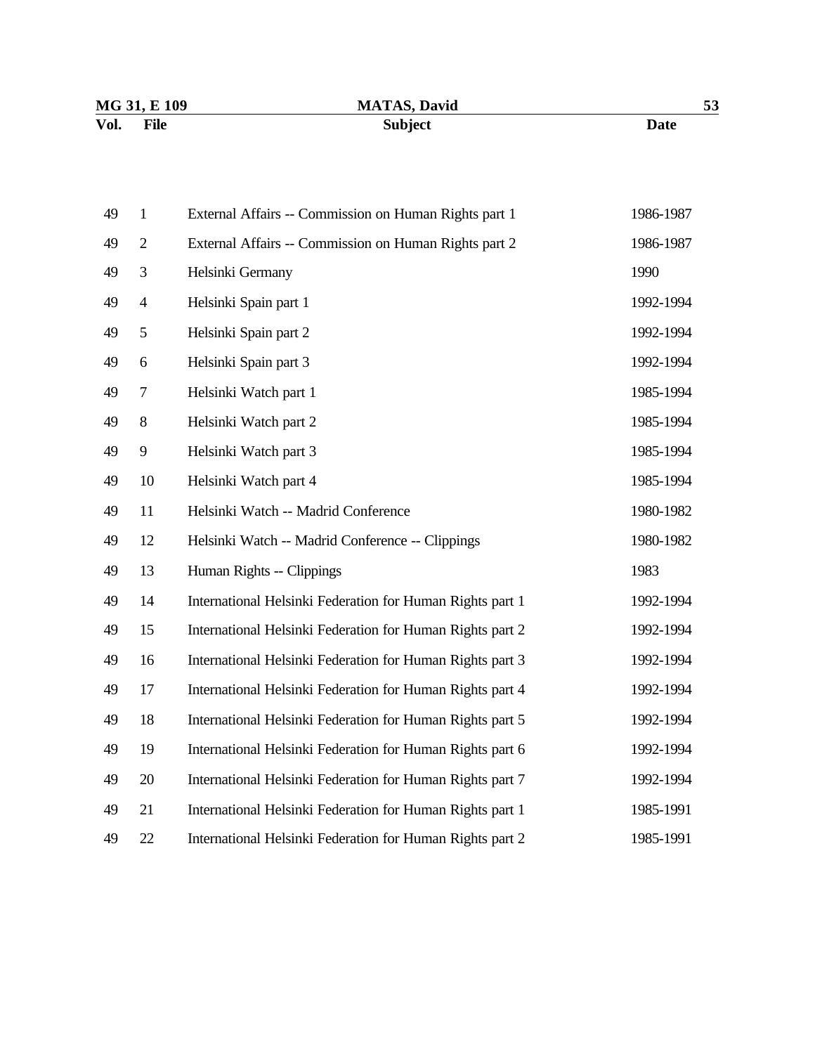| Vol. | File | Subject | Date |
|---|---|---|---|
| 49 | 1 | External Affairs -- Commission on Human Rights part 1 | 1986-1987 |
| 49 | 2 | External Affairs -- Commission on Human Rights part 2 | 1986-1987 |
| 49 | 3 | Helsinki Germany | 1990 |
| 49 | 4 | Helsinki Spain part 1 | 1992-1994 |
| 49 | 5 | Helsinki Spain part 2 | 1992-1994 |
| 49 | 6 | Helsinki Spain part 3 | 1992-1994 |
| 49 | 7 | Helsinki Watch part 1 | 1985-1994 |
| 49 | 8 | Helsinki Watch part 2 | 1985-1994 |
| 49 | 9 | Helsinki Watch part 3 | 1985-1994 |
| 49 | 10 | Helsinki Watch part 4 | 1985-1994 |
| 49 | 11 | Helsinki Watch -- Madrid Conference | 1980-1982 |
| 49 | 12 | Helsinki Watch -- Madrid Conference -- Clippings | 1980-1982 |
| 49 | 13 | Human Rights -- Clippings | 1983 |
| 49 | 14 | International Helsinki Federation for Human Rights part 1 | 1992-1994 |
| 49 | 15 | International Helsinki Federation for Human Rights part 2 | 1992-1994 |
| 49 | 16 | International Helsinki Federation for Human Rights part 3 | 1992-1994 |
| 49 | 17 | International Helsinki Federation for Human Rights part 4 | 1992-1994 |
| 49 | 18 | International Helsinki Federation for Human Rights part 5 | 1992-1994 |
| 49 | 19 | International Helsinki Federation for Human Rights part 6 | 1992-1994 |
| 49 | 20 | International Helsinki Federation for Human Rights part 7 | 1992-1994 |
| 49 | 21 | International Helsinki Federation for Human Rights part 1 | 1985-1991 |
| 49 | 22 | International Helsinki Federation for Human Rights part 2 | 1985-1991 |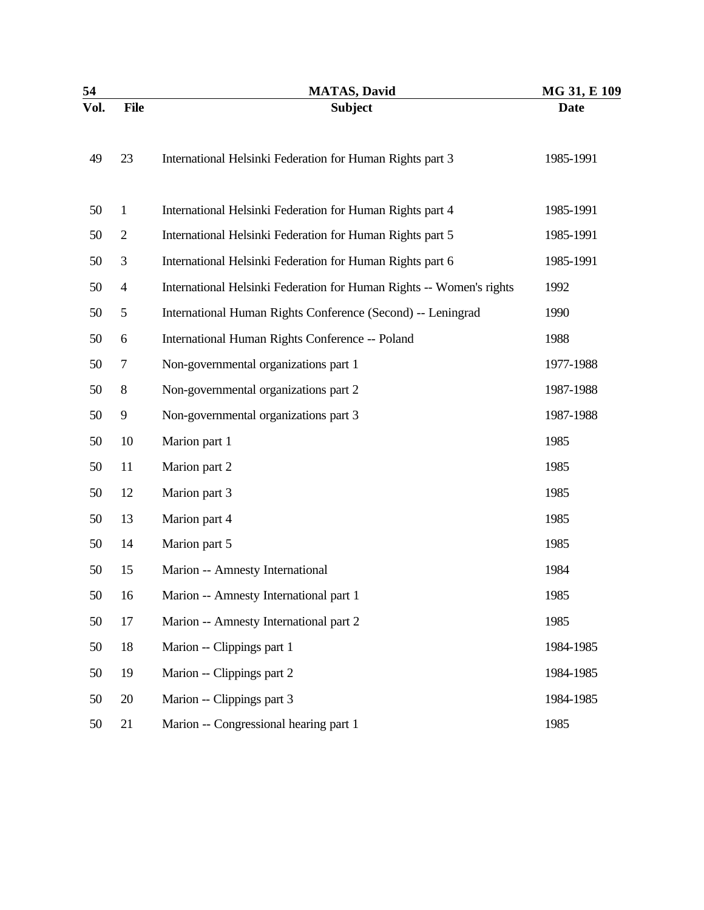| Vol. | File | Subject | Date |
|---|---|---|---|
| 49 | 23 | International Helsinki Federation for Human Rights part 3 | 1985-1991 |
| 50 | 1 | International Helsinki Federation for Human Rights part 4 | 1985-1991 |
| 50 | 2 | International Helsinki Federation for Human Rights part 5 | 1985-1991 |
| 50 | 3 | International Helsinki Federation for Human Rights part 6 | 1985-1991 |
| 50 | 4 | International Helsinki Federation for Human Rights -- Women's rights | 1992 |
| 50 | 5 | International Human Rights Conference (Second) -- Leningrad | 1990 |
| 50 | 6 | International Human Rights Conference -- Poland | 1988 |
| 50 | 7 | Non-governmental organizations part 1 | 1977-1988 |
| 50 | 8 | Non-governmental organizations part 2 | 1987-1988 |
| 50 | 9 | Non-governmental organizations part 3 | 1987-1988 |
| 50 | 10 | Marion part 1 | 1985 |
| 50 | 11 | Marion part 2 | 1985 |
| 50 | 12 | Marion part 3 | 1985 |
| 50 | 13 | Marion part 4 | 1985 |
| 50 | 14 | Marion part 5 | 1985 |
| 50 | 15 | Marion -- Amnesty International | 1984 |
| 50 | 16 | Marion -- Amnesty International part 1 | 1985 |
| 50 | 17 | Marion -- Amnesty International part 2 | 1985 |
| 50 | 18 | Marion -- Clippings part 1 | 1984-1985 |
| 50 | 19 | Marion -- Clippings part 2 | 1984-1985 |
| 50 | 20 | Marion -- Clippings part 3 | 1984-1985 |
| 50 | 21 | Marion -- Congressional hearing part 1 | 1985 |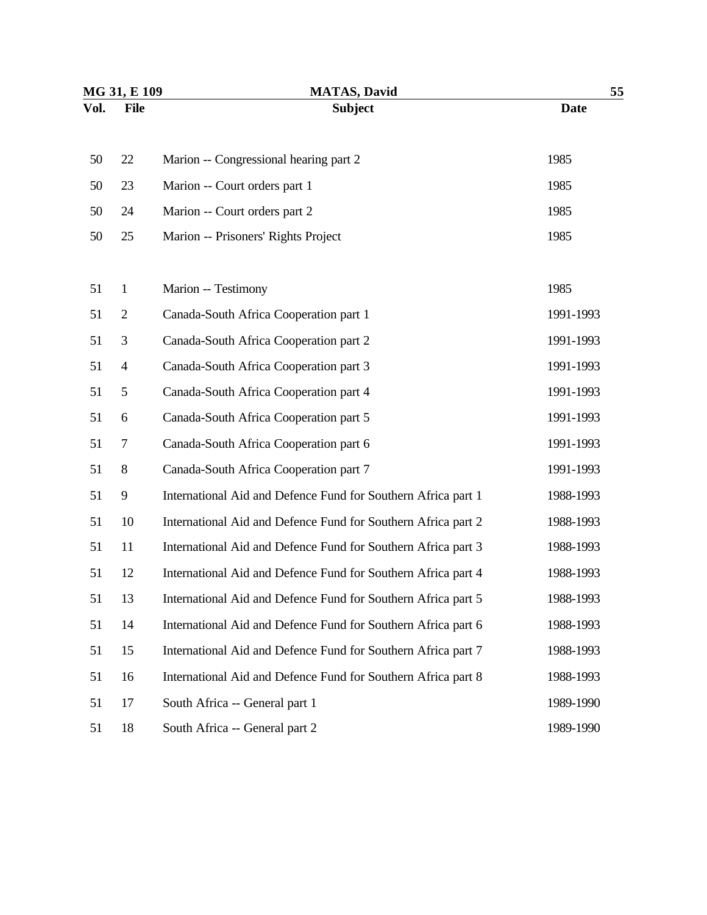| Vol. | File | Subject | Date |
| --- | --- | --- | --- |
| 50 | 22 | Marion -- Congressional hearing part 2 | 1985 |
| 50 | 23 | Marion -- Court orders part 1 | 1985 |
| 50 | 24 | Marion -- Court orders part 2 | 1985 |
| 50 | 25 | Marion -- Prisoners' Rights Project | 1985 |
| 51 | 1 | Marion -- Testimony | 1985 |
| 51 | 2 | Canada-South Africa Cooperation part 1 | 1991-1993 |
| 51 | 3 | Canada-South Africa Cooperation part 2 | 1991-1993 |
| 51 | 4 | Canada-South Africa Cooperation part 3 | 1991-1993 |
| 51 | 5 | Canada-South Africa Cooperation part 4 | 1991-1993 |
| 51 | 6 | Canada-South Africa Cooperation part 5 | 1991-1993 |
| 51 | 7 | Canada-South Africa Cooperation part 6 | 1991-1993 |
| 51 | 8 | Canada-South Africa Cooperation part 7 | 1991-1993 |
| 51 | 9 | International Aid and Defence Fund for Southern Africa part 1 | 1988-1993 |
| 51 | 10 | International Aid and Defence Fund for Southern Africa part 2 | 1988-1993 |
| 51 | 11 | International Aid and Defence Fund for Southern Africa part 3 | 1988-1993 |
| 51 | 12 | International Aid and Defence Fund for Southern Africa part 4 | 1988-1993 |
| 51 | 13 | International Aid and Defence Fund for Southern Africa part 5 | 1988-1993 |
| 51 | 14 | International Aid and Defence Fund for Southern Africa part 6 | 1988-1993 |
| 51 | 15 | International Aid and Defence Fund for Southern Africa part 7 | 1988-1993 |
| 51 | 16 | International Aid and Defence Fund for Southern Africa part 8 | 1988-1993 |
| 51 | 17 | South Africa -- General part 1 | 1989-1990 |
| 51 | 18 | South Africa -- General part 2 | 1989-1990 |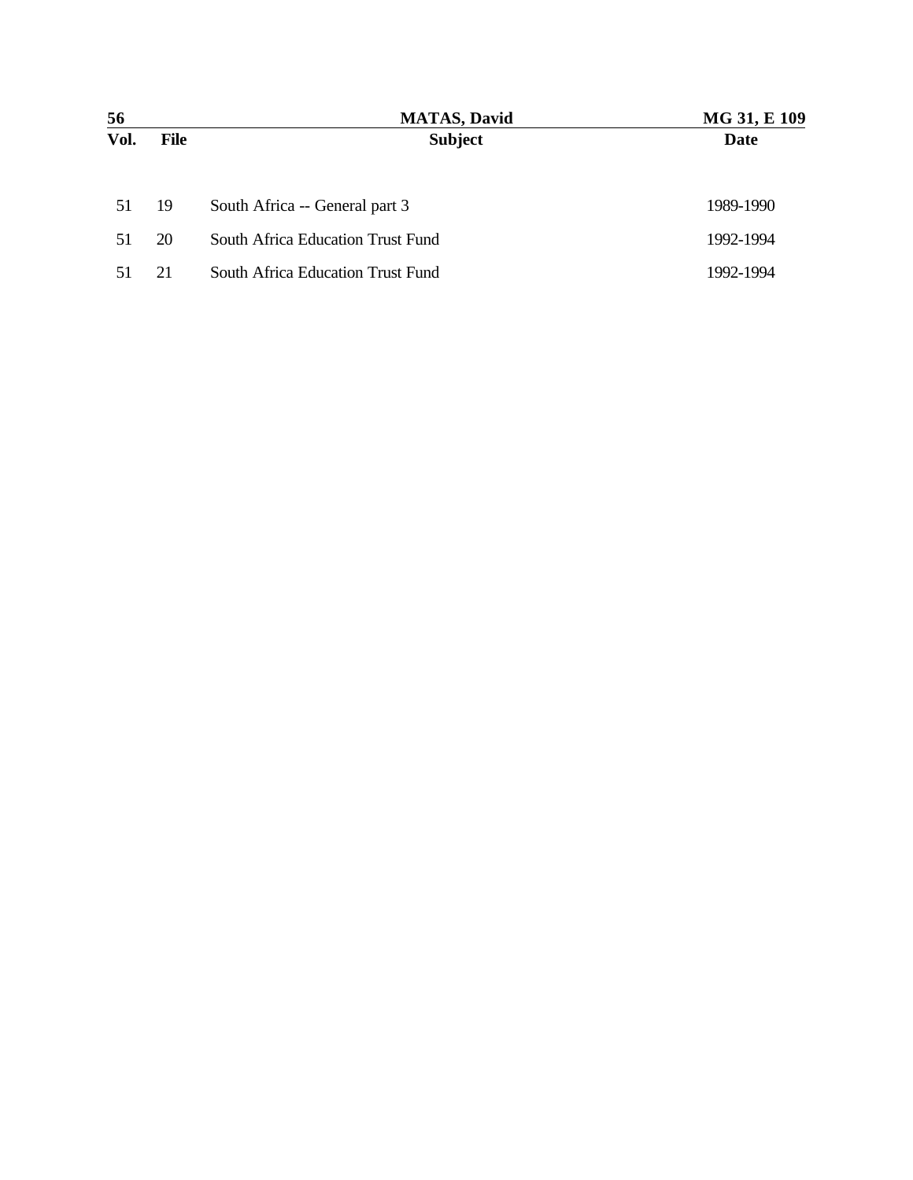| Vol. | File | Subject | Date |
|---|---|---|---|
| 51 | 19 | South Africa -- General part 3 | 1989-1990 |
| 51 | 20 | South Africa Education Trust Fund | 1992-1994 |
| 51 | 21 | South Africa Education Trust Fund | 1992-1994 |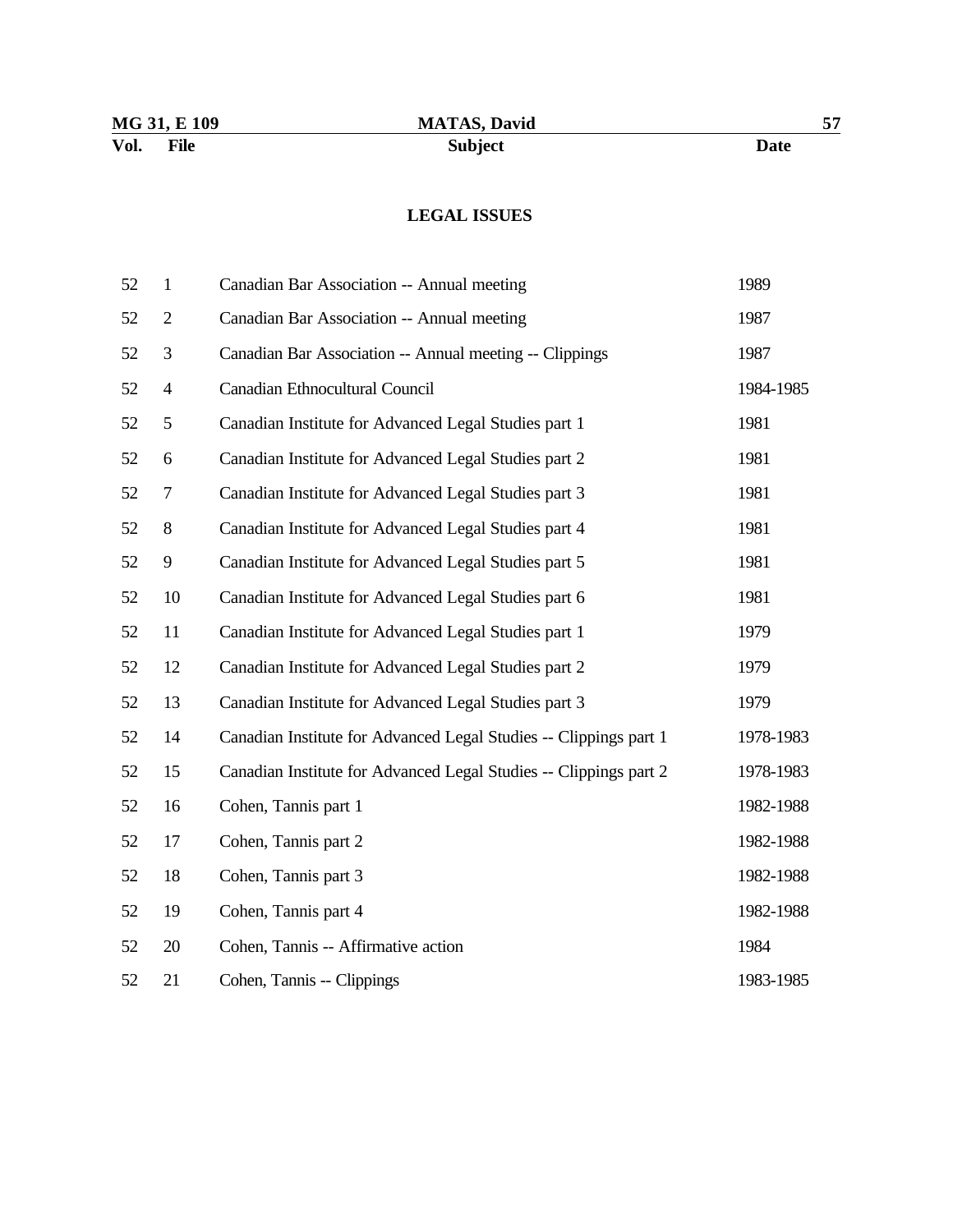| Vol. | File | Subject | Date |
|---|---|---|---|

## LEGAL ISSUES

| Vol. | File | Subject | Date |
|---|---|---|---|
| 52 | 1 | Canadian Bar Association -- Annual meeting | 1989 |
| 52 | 2 | Canadian Bar Association -- Annual meeting | 1987 |
| 52 | 3 | Canadian Bar Association -- Annual meeting -- Clippings | 1987 |
| 52 | 4 | Canadian Ethnocultural Council | 1984-1985 |
| 52 | 5 | Canadian Institute for Advanced Legal Studies part 1 | 1981 |
| 52 | 6 | Canadian Institute for Advanced Legal Studies part 2 | 1981 |
| 52 | 7 | Canadian Institute for Advanced Legal Studies part 3 | 1981 |
| 52 | 8 | Canadian Institute for Advanced Legal Studies part 4 | 1981 |
| 52 | 9 | Canadian Institute for Advanced Legal Studies part 5 | 1981 |
| 52 | 10 | Canadian Institute for Advanced Legal Studies part 6 | 1981 |
| 52 | 11 | Canadian Institute for Advanced Legal Studies part 1 | 1979 |
| 52 | 12 | Canadian Institute for Advanced Legal Studies part 2 | 1979 |
| 52 | 13 | Canadian Institute for Advanced Legal Studies part 3 | 1979 |
| 52 | 14 | Canadian Institute for Advanced Legal Studies -- Clippings part 1 | 1978-1983 |
| 52 | 15 | Canadian Institute for Advanced Legal Studies -- Clippings part 2 | 1978-1983 |
| 52 | 16 | Cohen, Tannis part 1 | 1982-1988 |
| 52 | 17 | Cohen, Tannis part 2 | 1982-1988 |
| 52 | 18 | Cohen, Tannis part 3 | 1982-1988 |
| 52 | 19 | Cohen, Tannis part 4 | 1982-1988 |
| 52 | 20 | Cohen, Tannis -- Affirmative action | 1984 |
| 52 | 21 | Cohen, Tannis -- Clippings | 1983-1985 |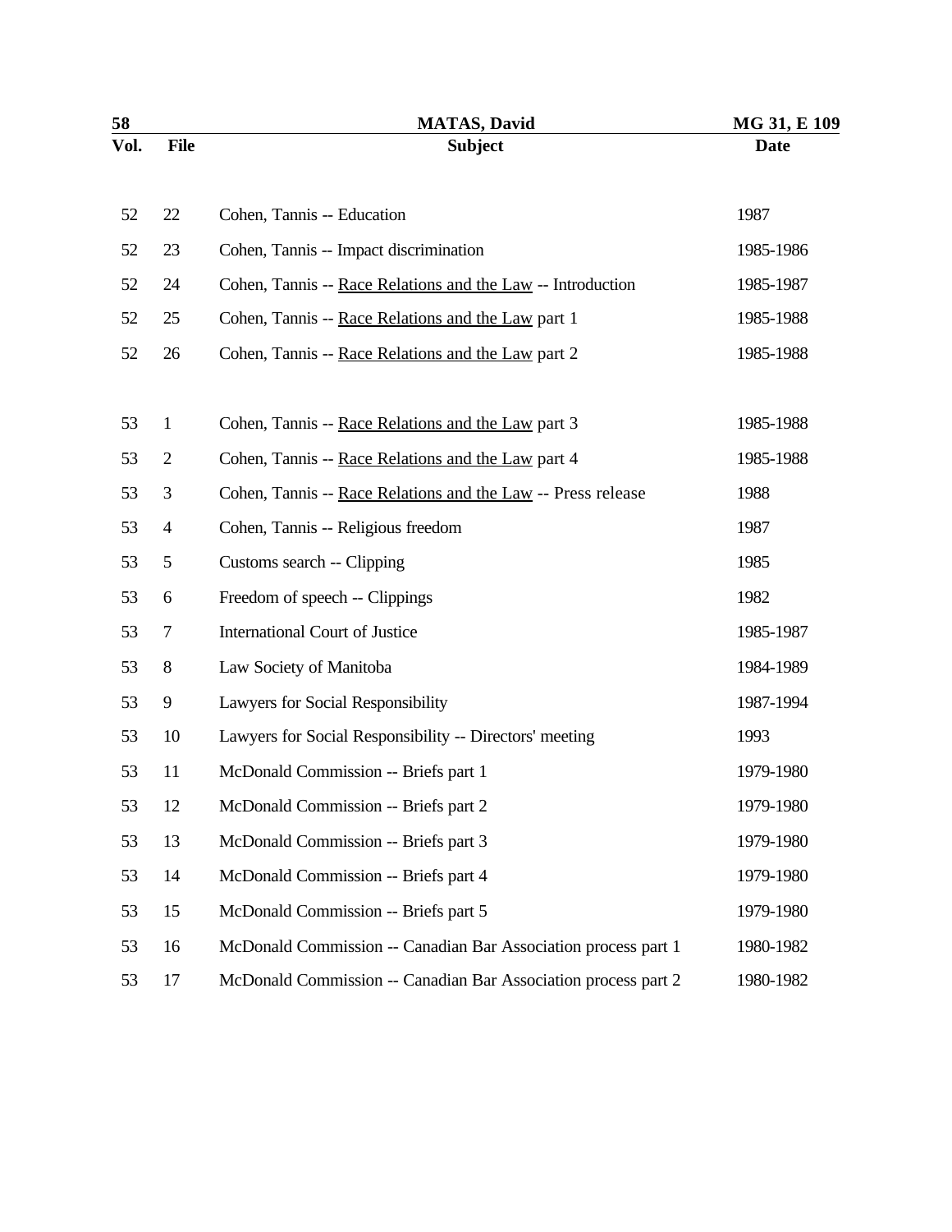| Vol. | File | Subject | Date |
|---|---|---|---|
| 52 | 22 | Cohen, Tannis -- Education | 1987 |
| 52 | 23 | Cohen, Tannis -- Impact discrimination | 1985-1986 |
| 52 | 24 | Cohen, Tannis -- Race Relations and the Law -- Introduction | 1985-1987 |
| 52 | 25 | Cohen, Tannis -- Race Relations and the Law part 1 | 1985-1988 |
| 52 | 26 | Cohen, Tannis -- Race Relations and the Law part 2 | 1985-1988 |
| 53 | 1 | Cohen, Tannis -- Race Relations and the Law part 3 | 1985-1988 |
| 53 | 2 | Cohen, Tannis -- Race Relations and the Law part 4 | 1985-1988 |
| 53 | 3 | Cohen, Tannis -- Race Relations and the Law -- Press release | 1988 |
| 53 | 4 | Cohen, Tannis -- Religious freedom | 1987 |
| 53 | 5 | Customs search -- Clipping | 1985 |
| 53 | 6 | Freedom of speech -- Clippings | 1982 |
| 53 | 7 | International Court of Justice | 1985-1987 |
| 53 | 8 | Law Society of Manitoba | 1984-1989 |
| 53 | 9 | Lawyers for Social Responsibility | 1987-1994 |
| 53 | 10 | Lawyers for Social Responsibility -- Directors' meeting | 1993 |
| 53 | 11 | McDonald Commission -- Briefs part 1 | 1979-1980 |
| 53 | 12 | McDonald Commission -- Briefs part 2 | 1979-1980 |
| 53 | 13 | McDonald Commission -- Briefs part 3 | 1979-1980 |
| 53 | 14 | McDonald Commission -- Briefs part 4 | 1979-1980 |
| 53 | 15 | McDonald Commission -- Briefs part 5 | 1979-1980 |
| 53 | 16 | McDonald Commission -- Canadian Bar Association process part 1 | 1980-1982 |
| 53 | 17 | McDonald Commission -- Canadian Bar Association process part 2 | 1980-1982 |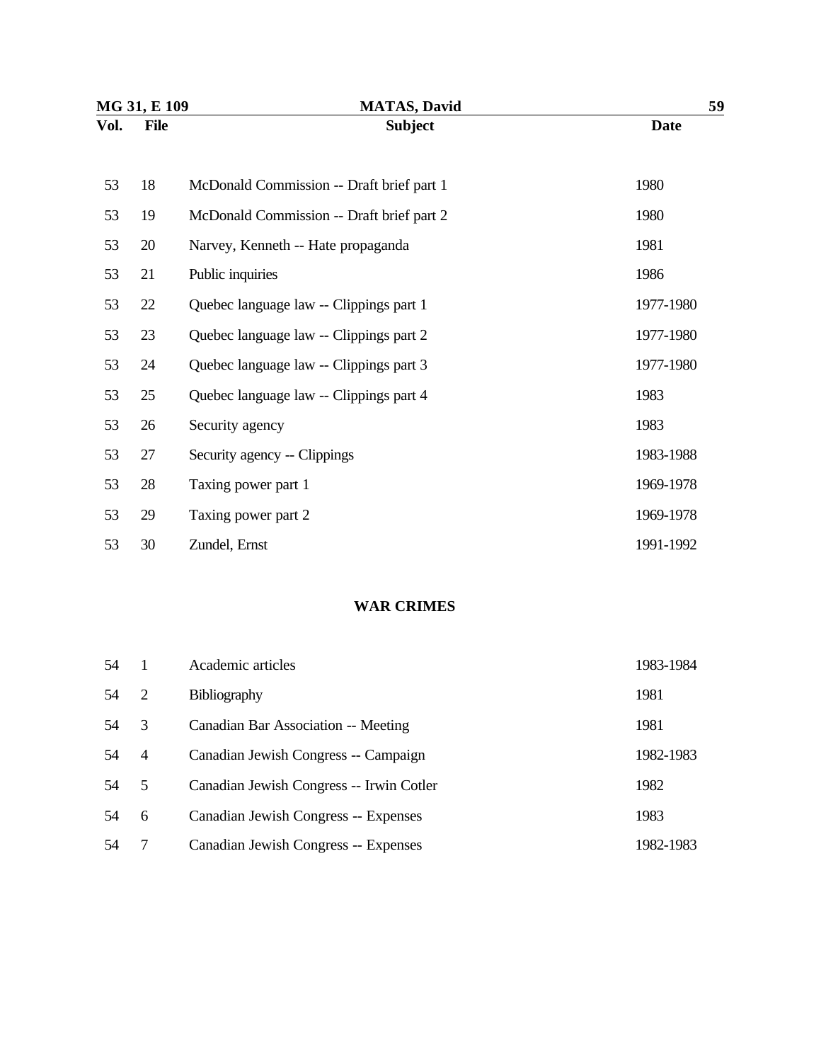| Vol. | File | Subject | Date |
|---|---|---|---|
| 53 | 18 | McDonald Commission -- Draft brief part 1 | 1980 |
| 53 | 19 | McDonald Commission -- Draft brief part 2 | 1980 |
| 53 | 20 | Narvey, Kenneth -- Hate propaganda | 1981 |
| 53 | 21 | Public inquiries | 1986 |
| 53 | 22 | Quebec language law -- Clippings part 1 | 1977-1980 |
| 53 | 23 | Quebec language law -- Clippings part 2 | 1977-1980 |
| 53 | 24 | Quebec language law -- Clippings part 3 | 1977-1980 |
| 53 | 25 | Quebec language law -- Clippings part 4 | 1983 |
| 53 | 26 | Security agency | 1983 |
| 53 | 27 | Security agency -- Clippings | 1983-1988 |
| 53 | 28 | Taxing power part 1 | 1969-1978 |
| 53 | 29 | Taxing power part 2 | 1969-1978 |
| 53 | 30 | Zundel, Ernst | 1991-1992 |

## WAR CRIMES

| Vol. | File | Subject | Date |
|---|---|---|---|
| 54 | 1 | Academic articles | 1983-1984 |
| 54 | 2 | Bibliography | 1981 |
| 54 | 3 | Canadian Bar Association -- Meeting | 1981 |
| 54 | 4 | Canadian Jewish Congress -- Campaign | 1982-1983 |
| 54 | 5 | Canadian Jewish Congress -- Irwin Cotler | 1982 |
| 54 | 6 | Canadian Jewish Congress -- Expenses | 1983 |
| 54 | 7 | Canadian Jewish Congress -- Expenses | 1982-1983 |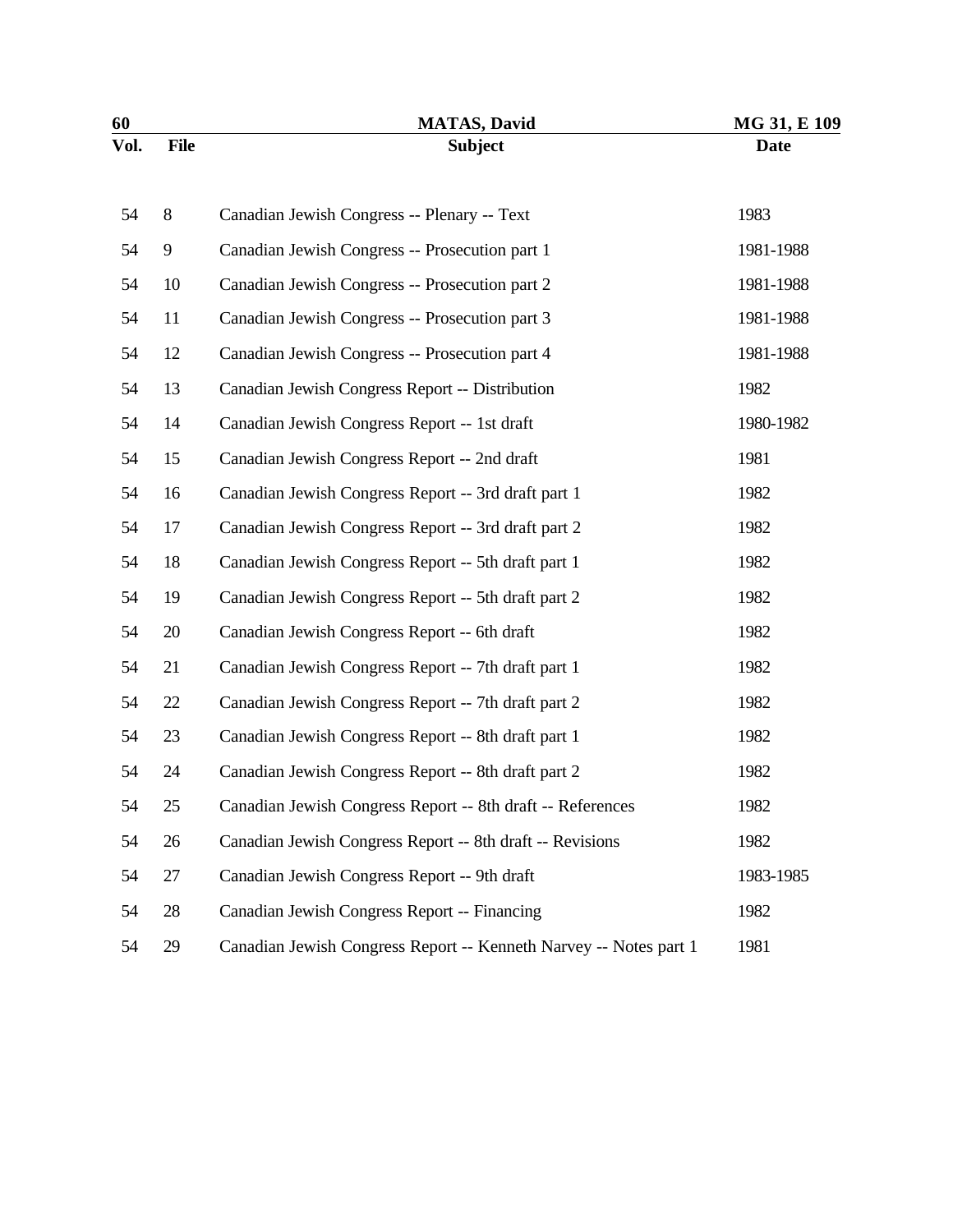| Vol. | File | Subject | Date |
|---|---|---|---|
| 54 | 8 | Canadian Jewish Congress -- Plenary -- Text | 1983 |
| 54 | 9 | Canadian Jewish Congress -- Prosecution part 1 | 1981-1988 |
| 54 | 10 | Canadian Jewish Congress -- Prosecution part 2 | 1981-1988 |
| 54 | 11 | Canadian Jewish Congress -- Prosecution part 3 | 1981-1988 |
| 54 | 12 | Canadian Jewish Congress -- Prosecution part 4 | 1981-1988 |
| 54 | 13 | Canadian Jewish Congress Report -- Distribution | 1982 |
| 54 | 14 | Canadian Jewish Congress Report -- 1st draft | 1980-1982 |
| 54 | 15 | Canadian Jewish Congress Report -- 2nd draft | 1981 |
| 54 | 16 | Canadian Jewish Congress Report -- 3rd draft part 1 | 1982 |
| 54 | 17 | Canadian Jewish Congress Report -- 3rd draft part 2 | 1982 |
| 54 | 18 | Canadian Jewish Congress Report -- 5th draft part 1 | 1982 |
| 54 | 19 | Canadian Jewish Congress Report -- 5th draft part 2 | 1982 |
| 54 | 20 | Canadian Jewish Congress Report -- 6th draft | 1982 |
| 54 | 21 | Canadian Jewish Congress Report -- 7th draft part 1 | 1982 |
| 54 | 22 | Canadian Jewish Congress Report -- 7th draft part 2 | 1982 |
| 54 | 23 | Canadian Jewish Congress Report -- 8th draft part 1 | 1982 |
| 54 | 24 | Canadian Jewish Congress Report -- 8th draft part 2 | 1982 |
| 54 | 25 | Canadian Jewish Congress Report -- 8th draft -- References | 1982 |
| 54 | 26 | Canadian Jewish Congress Report -- 8th draft -- Revisions | 1982 |
| 54 | 27 | Canadian Jewish Congress Report -- 9th draft | 1983-1985 |
| 54 | 28 | Canadian Jewish Congress Report -- Financing | 1982 |
| 54 | 29 | Canadian Jewish Congress Report -- Kenneth Narvey -- Notes part 1 | 1981 |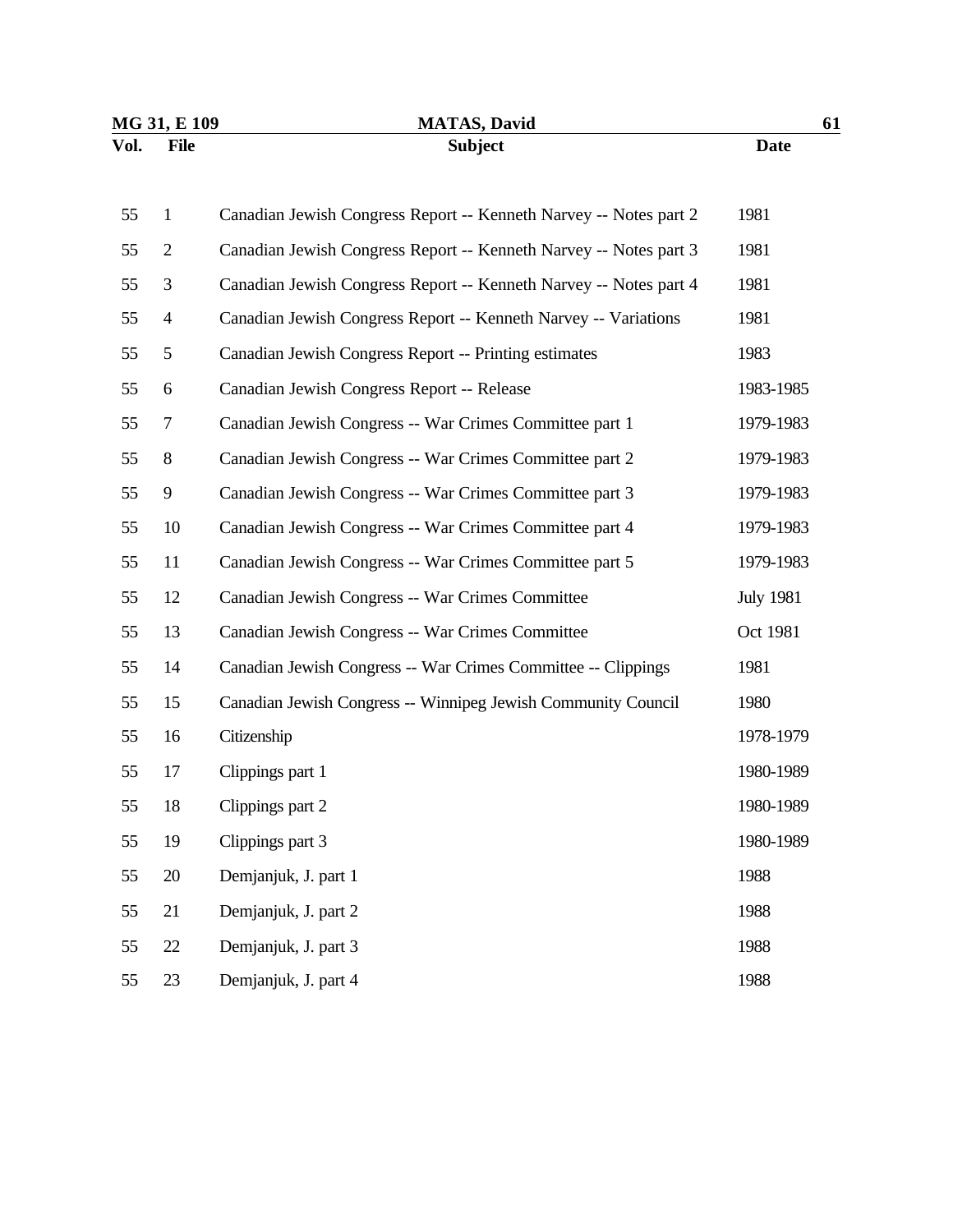| Vol. | File | Subject | Date |
|---|---|---|---|
| 55 | 1 | Canadian Jewish Congress Report -- Kenneth Narvey -- Notes part 2 | 1981 |
| 55 | 2 | Canadian Jewish Congress Report -- Kenneth Narvey -- Notes part 3 | 1981 |
| 55 | 3 | Canadian Jewish Congress Report -- Kenneth Narvey -- Notes part 4 | 1981 |
| 55 | 4 | Canadian Jewish Congress Report -- Kenneth Narvey -- Variations | 1981 |
| 55 | 5 | Canadian Jewish Congress Report -- Printing estimates | 1983 |
| 55 | 6 | Canadian Jewish Congress Report -- Release | 1983-1985 |
| 55 | 7 | Canadian Jewish Congress -- War Crimes Committee part 1 | 1979-1983 |
| 55 | 8 | Canadian Jewish Congress -- War Crimes Committee part 2 | 1979-1983 |
| 55 | 9 | Canadian Jewish Congress -- War Crimes Committee part 3 | 1979-1983 |
| 55 | 10 | Canadian Jewish Congress -- War Crimes Committee part 4 | 1979-1983 |
| 55 | 11 | Canadian Jewish Congress -- War Crimes Committee part 5 | 1979-1983 |
| 55 | 12 | Canadian Jewish Congress -- War Crimes Committee | July 1981 |
| 55 | 13 | Canadian Jewish Congress -- War Crimes Committee | Oct 1981 |
| 55 | 14 | Canadian Jewish Congress -- War Crimes Committee -- Clippings | 1981 |
| 55 | 15 | Canadian Jewish Congress -- Winnipeg Jewish Community Council | 1980 |
| 55 | 16 | Citizenship | 1978-1979 |
| 55 | 17 | Clippings part 1 | 1980-1989 |
| 55 | 18 | Clippings part 2 | 1980-1989 |
| 55 | 19 | Clippings part 3 | 1980-1989 |
| 55 | 20 | Demjanjuk, J. part 1 | 1988 |
| 55 | 21 | Demjanjuk, J. part 2 | 1988 |
| 55 | 22 | Demjanjuk, J. part 3 | 1988 |
| 55 | 23 | Demjanjuk, J. part 4 | 1988 |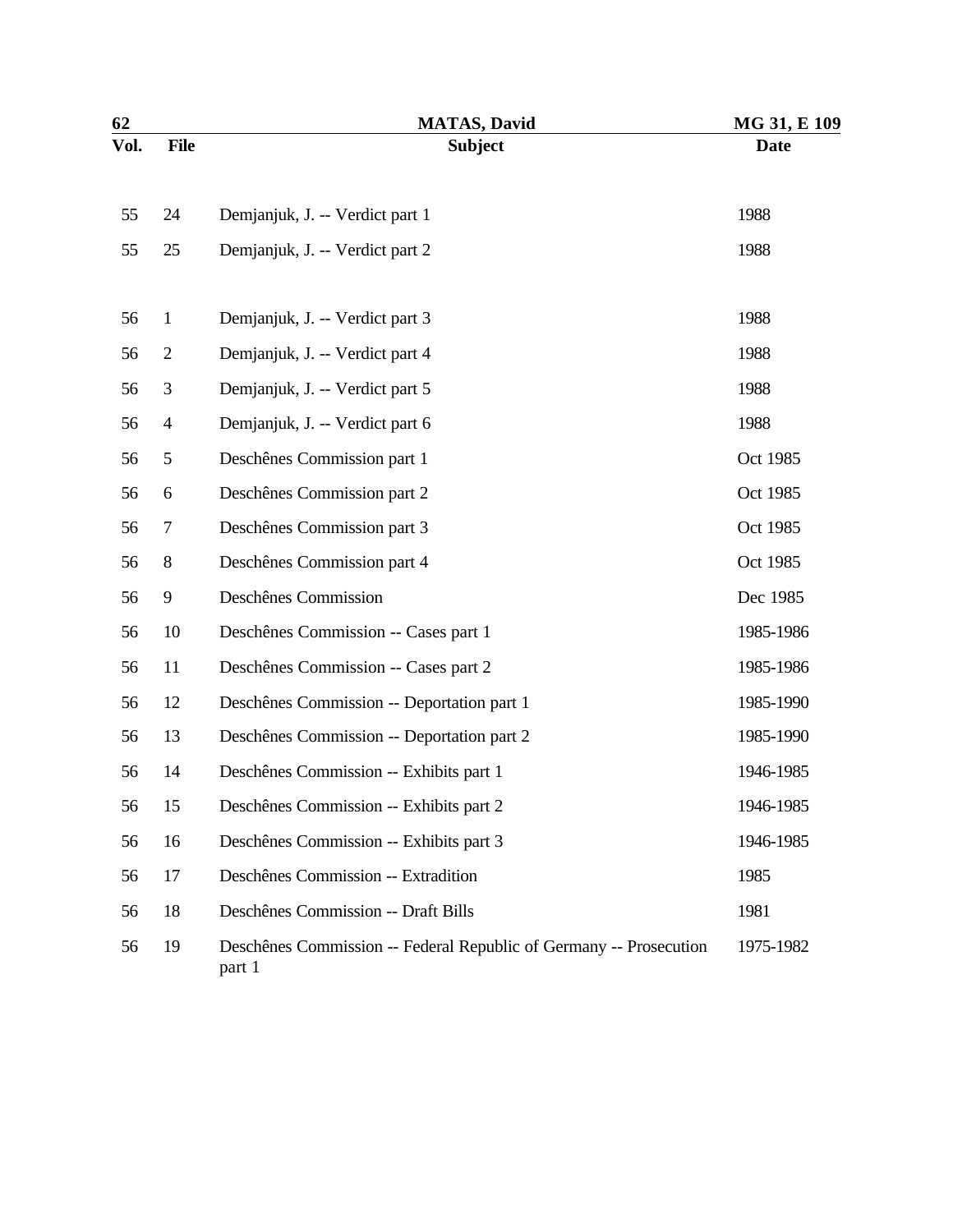| Vol. | File | Subject | Date |
|---|---|---|---|
| 55 | 24 | Demjanjuk, J. -- Verdict part 1 | 1988 |
| 55 | 25 | Demjanjuk, J. -- Verdict part 2 | 1988 |
| 56 | 1 | Demjanjuk, J. -- Verdict part 3 | 1988 |
| 56 | 2 | Demjanjuk, J. -- Verdict part 4 | 1988 |
| 56 | 3 | Demjanjuk, J. -- Verdict part 5 | 1988 |
| 56 | 4 | Demjanjuk, J. -- Verdict part 6 | 1988 |
| 56 | 5 | Deschênes Commission part 1 | Oct 1985 |
| 56 | 6 | Deschênes Commission part 2 | Oct 1985 |
| 56 | 7 | Deschênes Commission part 3 | Oct 1985 |
| 56 | 8 | Deschênes Commission part 4 | Oct 1985 |
| 56 | 9 | Deschênes Commission | Dec 1985 |
| 56 | 10 | Deschênes Commission -- Cases part 1 | 1985-1986 |
| 56 | 11 | Deschênes Commission -- Cases part 2 | 1985-1986 |
| 56 | 12 | Deschênes Commission -- Deportation part 1 | 1985-1990 |
| 56 | 13 | Deschênes Commission -- Deportation part 2 | 1985-1990 |
| 56 | 14 | Deschênes Commission -- Exhibits part 1 | 1946-1985 |
| 56 | 15 | Deschênes Commission -- Exhibits part 2 | 1946-1985 |
| 56 | 16 | Deschênes Commission -- Exhibits part 3 | 1946-1985 |
| 56 | 17 | Deschênes Commission -- Extradition | 1985 |
| 56 | 18 | Deschênes Commission -- Draft Bills | 1981 |
| 56 | 19 | Deschênes Commission -- Federal Republic of Germany -- Prosecution part 1 | 1975-1982 |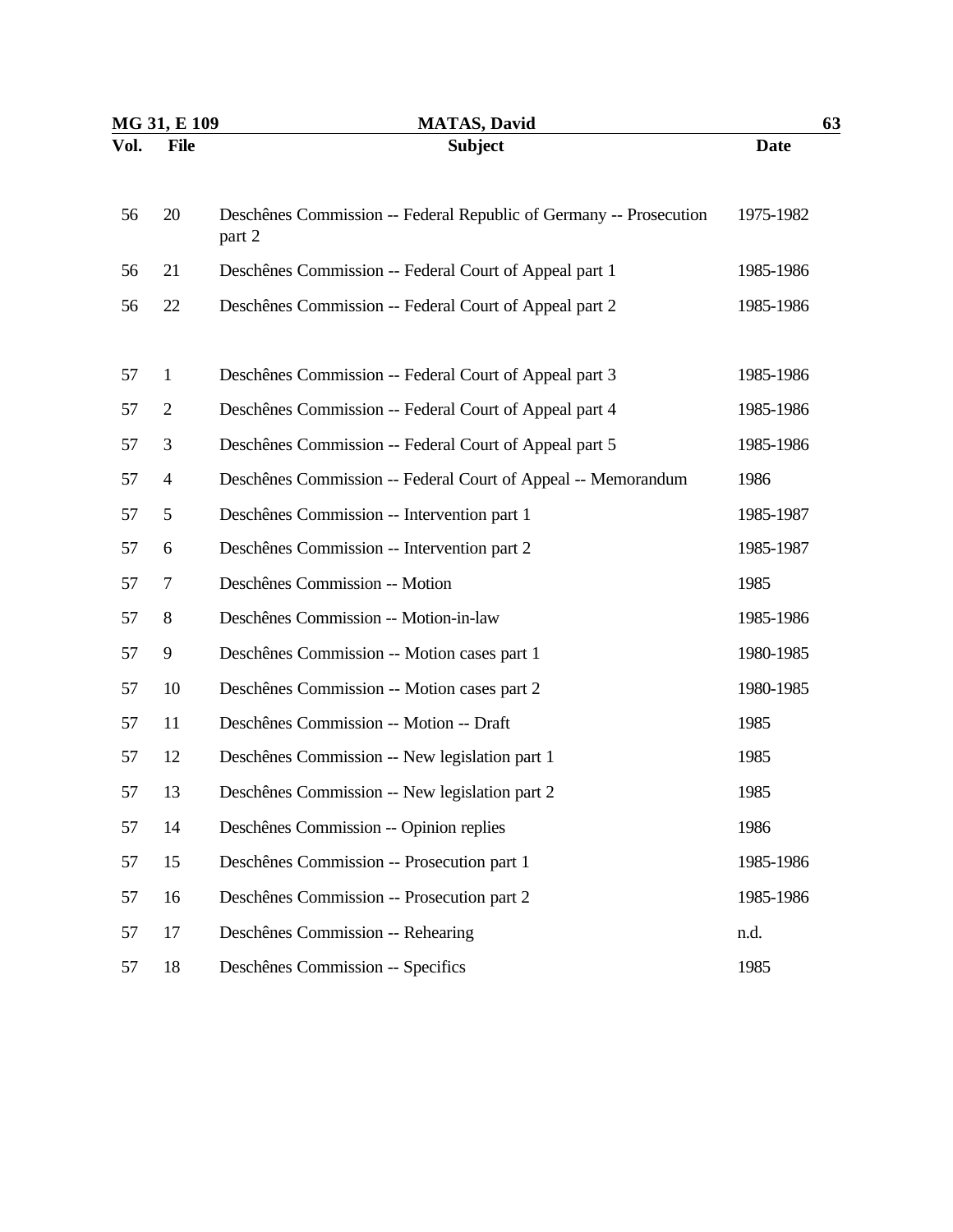| Vol. | File | Subject | Date |
|---|---|---|---|
| 56 | 20 | Deschênes Commission -- Federal Republic of Germany -- Prosecution part 2 | 1975-1982 |
| 56 | 21 | Deschênes Commission -- Federal Court of Appeal part 1 | 1985-1986 |
| 56 | 22 | Deschênes Commission -- Federal Court of Appeal part 2 | 1985-1986 |
| 57 | 1 | Deschênes Commission -- Federal Court of Appeal part 3 | 1985-1986 |
| 57 | 2 | Deschênes Commission -- Federal Court of Appeal part 4 | 1985-1986 |
| 57 | 3 | Deschênes Commission -- Federal Court of Appeal part 5 | 1985-1986 |
| 57 | 4 | Deschênes Commission -- Federal Court of Appeal -- Memorandum | 1986 |
| 57 | 5 | Deschênes Commission -- Intervention part 1 | 1985-1987 |
| 57 | 6 | Deschênes Commission -- Intervention part 2 | 1985-1987 |
| 57 | 7 | Deschênes Commission -- Motion | 1985 |
| 57 | 8 | Deschênes Commission -- Motion-in-law | 1985-1986 |
| 57 | 9 | Deschênes Commission -- Motion cases part 1 | 1980-1985 |
| 57 | 10 | Deschênes Commission -- Motion cases part 2 | 1980-1985 |
| 57 | 11 | Deschênes Commission -- Motion -- Draft | 1985 |
| 57 | 12 | Deschênes Commission -- New legislation part 1 | 1985 |
| 57 | 13 | Deschênes Commission -- New legislation part 2 | 1985 |
| 57 | 14 | Deschênes Commission -- Opinion replies | 1986 |
| 57 | 15 | Deschênes Commission -- Prosecution part 1 | 1985-1986 |
| 57 | 16 | Deschênes Commission -- Prosecution part 2 | 1985-1986 |
| 57 | 17 | Deschênes Commission -- Rehearing | n.d. |
| 57 | 18 | Deschênes Commission -- Specifics | 1985 |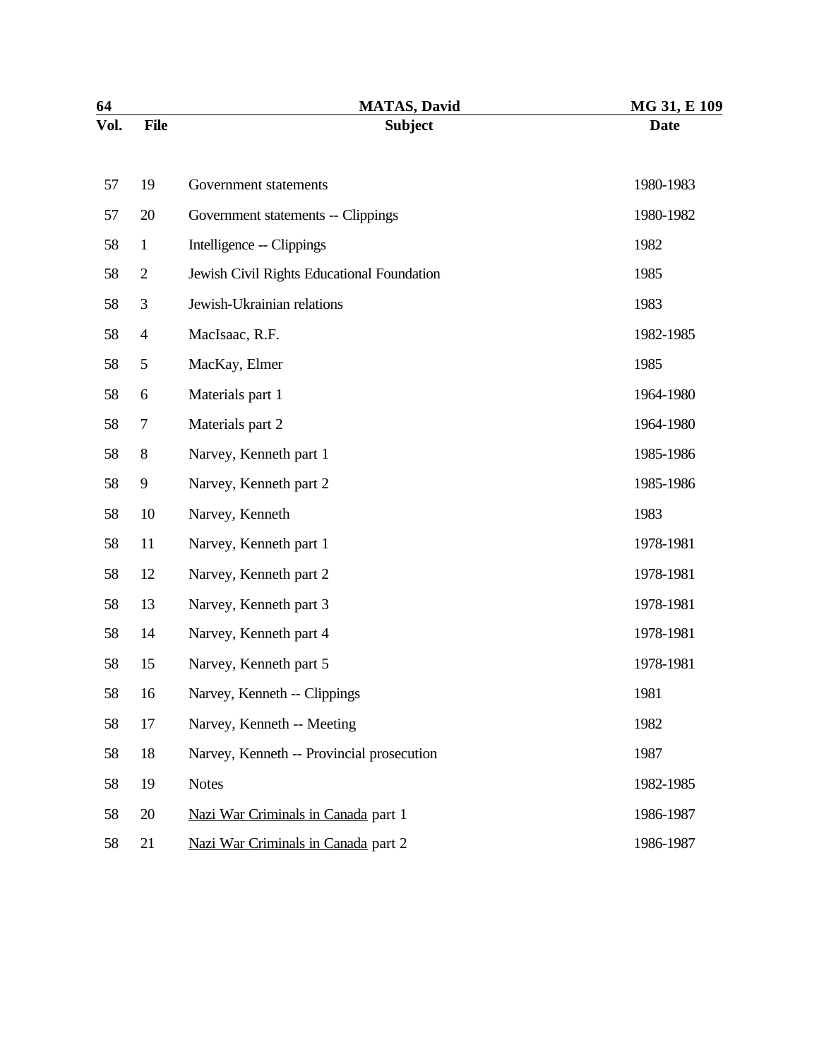| Vol. | File | Subject | Date |
|---|---|---|---|
| 57 | 19 | Government statements | 1980-1983 |
| 57 | 20 | Government statements -- Clippings | 1980-1982 |
| 58 | 1 | Intelligence -- Clippings | 1982 |
| 58 | 2 | Jewish Civil Rights Educational Foundation | 1985 |
| 58 | 3 | Jewish-Ukrainian relations | 1983 |
| 58 | 4 | MacIsaac, R.F. | 1982-1985 |
| 58 | 5 | MacKay, Elmer | 1985 |
| 58 | 6 | Materials part 1 | 1964-1980 |
| 58 | 7 | Materials part 2 | 1964-1980 |
| 58 | 8 | Narvey, Kenneth part 1 | 1985-1986 |
| 58 | 9 | Narvey, Kenneth part 2 | 1985-1986 |
| 58 | 10 | Narvey, Kenneth | 1983 |
| 58 | 11 | Narvey, Kenneth part 1 | 1978-1981 |
| 58 | 12 | Narvey, Kenneth part 2 | 1978-1981 |
| 58 | 13 | Narvey, Kenneth part 3 | 1978-1981 |
| 58 | 14 | Narvey, Kenneth part 4 | 1978-1981 |
| 58 | 15 | Narvey, Kenneth part 5 | 1978-1981 |
| 58 | 16 | Narvey, Kenneth -- Clippings | 1981 |
| 58 | 17 | Narvey, Kenneth -- Meeting | 1982 |
| 58 | 18 | Narvey, Kenneth -- Provincial prosecution | 1987 |
| 58 | 19 | Notes | 1982-1985 |
| 58 | 20 | Nazi War Criminals in Canada part 1 | 1986-1987 |
| 58 | 21 | Nazi War Criminals in Canada part 2 | 1986-1987 |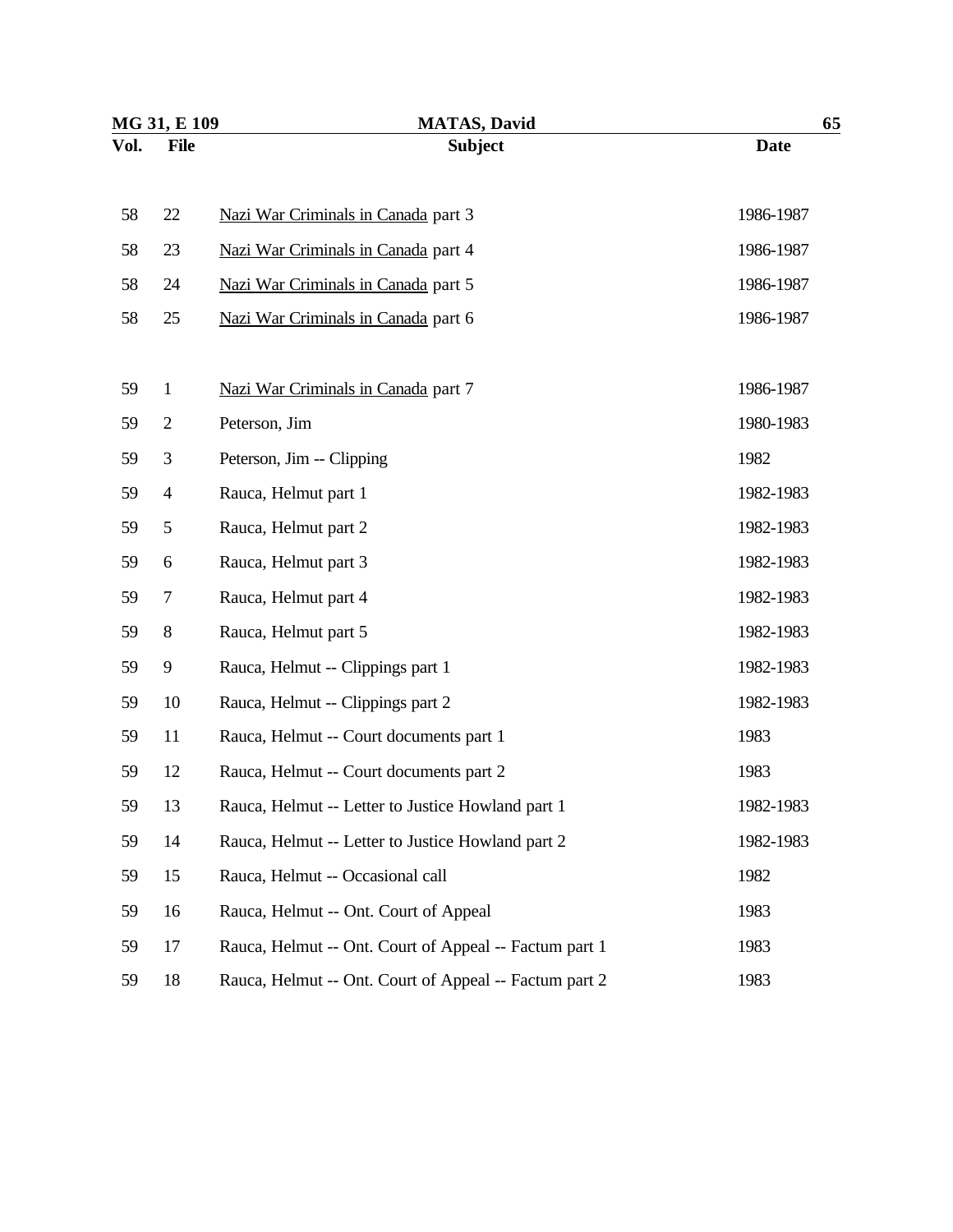| Vol. | File | Subject | Date |
|---|---|---|---|
| 58 | 22 | Nazi War Criminals in Canada part 3 | 1986-1987 |
| 58 | 23 | Nazi War Criminals in Canada part 4 | 1986-1987 |
| 58 | 24 | Nazi War Criminals in Canada part 5 | 1986-1987 |
| 58 | 25 | Nazi War Criminals in Canada part 6 | 1986-1987 |
| 59 | 1 | Nazi War Criminals in Canada part 7 | 1986-1987 |
| 59 | 2 | Peterson, Jim | 1980-1983 |
| 59 | 3 | Peterson, Jim -- Clipping | 1982 |
| 59 | 4 | Rauca, Helmut part 1 | 1982-1983 |
| 59 | 5 | Rauca, Helmut part 2 | 1982-1983 |
| 59 | 6 | Rauca, Helmut part 3 | 1982-1983 |
| 59 | 7 | Rauca, Helmut part 4 | 1982-1983 |
| 59 | 8 | Rauca, Helmut part 5 | 1982-1983 |
| 59 | 9 | Rauca, Helmut -- Clippings part 1 | 1982-1983 |
| 59 | 10 | Rauca, Helmut -- Clippings part 2 | 1982-1983 |
| 59 | 11 | Rauca, Helmut -- Court documents part 1 | 1983 |
| 59 | 12 | Rauca, Helmut -- Court documents part 2 | 1983 |
| 59 | 13 | Rauca, Helmut -- Letter to Justice Howland part 1 | 1982-1983 |
| 59 | 14 | Rauca, Helmut -- Letter to Justice Howland part 2 | 1982-1983 |
| 59 | 15 | Rauca, Helmut -- Occasional call | 1982 |
| 59 | 16 | Rauca, Helmut -- Ont. Court of Appeal | 1983 |
| 59 | 17 | Rauca, Helmut -- Ont. Court of Appeal -- Factum part 1 | 1983 |
| 59 | 18 | Rauca, Helmut -- Ont. Court of Appeal -- Factum part 2 | 1983 |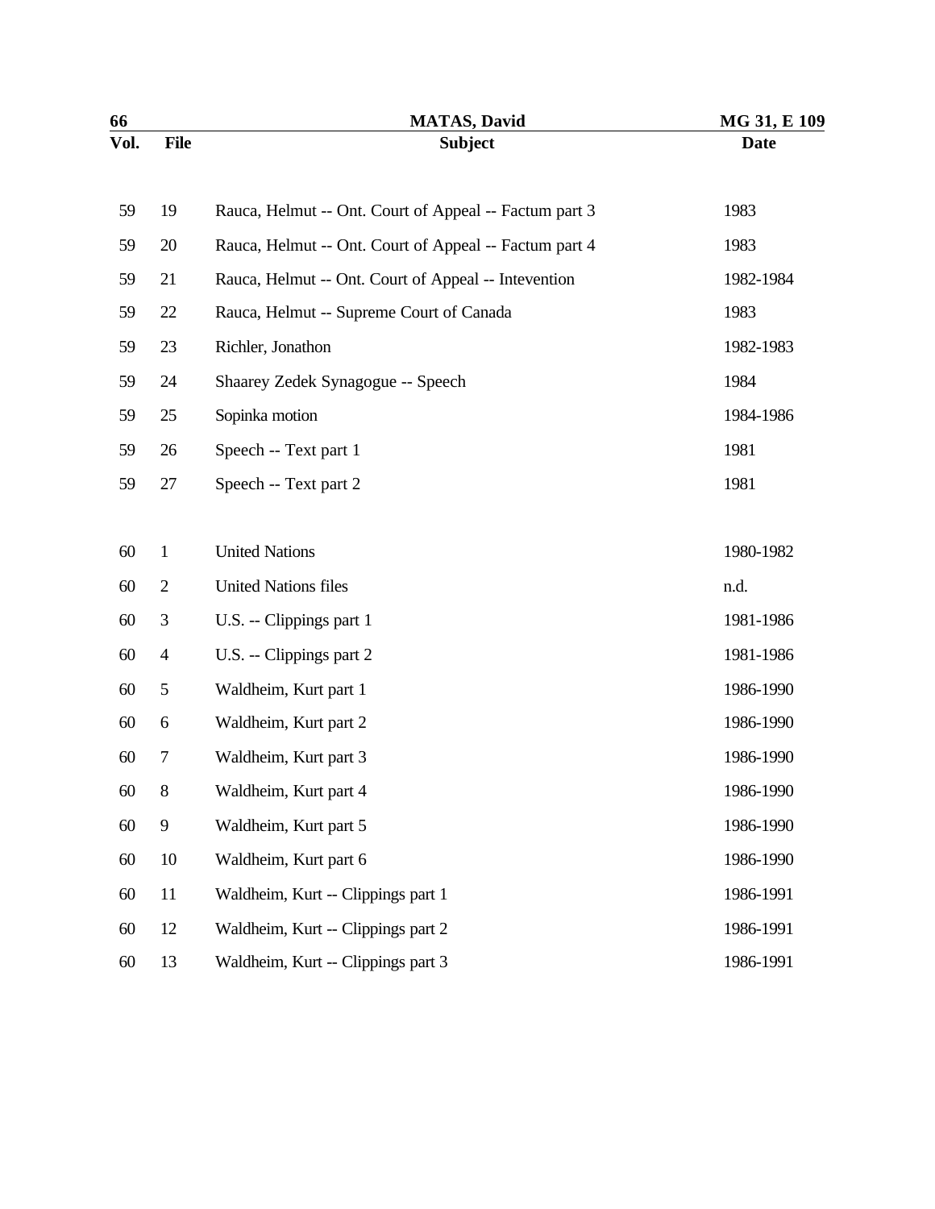| Vol. | File | Subject | Date |
| --- | --- | --- | --- |
| 59 | 19 | Rauca, Helmut -- Ont. Court of Appeal -- Factum part 3 | 1983 |
| 59 | 20 | Rauca, Helmut -- Ont. Court of Appeal -- Factum part 4 | 1983 |
| 59 | 21 | Rauca, Helmut -- Ont. Court of Appeal -- Intevention | 1982-1984 |
| 59 | 22 | Rauca, Helmut -- Supreme Court of Canada | 1983 |
| 59 | 23 | Richler, Jonathon | 1982-1983 |
| 59 | 24 | Shaarey Zedek Synagogue -- Speech | 1984 |
| 59 | 25 | Sopinka motion | 1984-1986 |
| 59 | 26 | Speech -- Text part 1 | 1981 |
| 59 | 27 | Speech -- Text part 2 | 1981 |
| 60 | 1 | United Nations | 1980-1982 |
| 60 | 2 | United Nations files | n.d. |
| 60 | 3 | U.S. -- Clippings part 1 | 1981-1986 |
| 60 | 4 | U.S. -- Clippings part 2 | 1981-1986 |
| 60 | 5 | Waldheim, Kurt part 1 | 1986-1990 |
| 60 | 6 | Waldheim, Kurt part 2 | 1986-1990 |
| 60 | 7 | Waldheim, Kurt part 3 | 1986-1990 |
| 60 | 8 | Waldheim, Kurt part 4 | 1986-1990 |
| 60 | 9 | Waldheim, Kurt part 5 | 1986-1990 |
| 60 | 10 | Waldheim, Kurt part 6 | 1986-1990 |
| 60 | 11 | Waldheim, Kurt -- Clippings part 1 | 1986-1991 |
| 60 | 12 | Waldheim, Kurt -- Clippings part 2 | 1986-1991 |
| 60 | 13 | Waldheim, Kurt -- Clippings part 3 | 1986-1991 |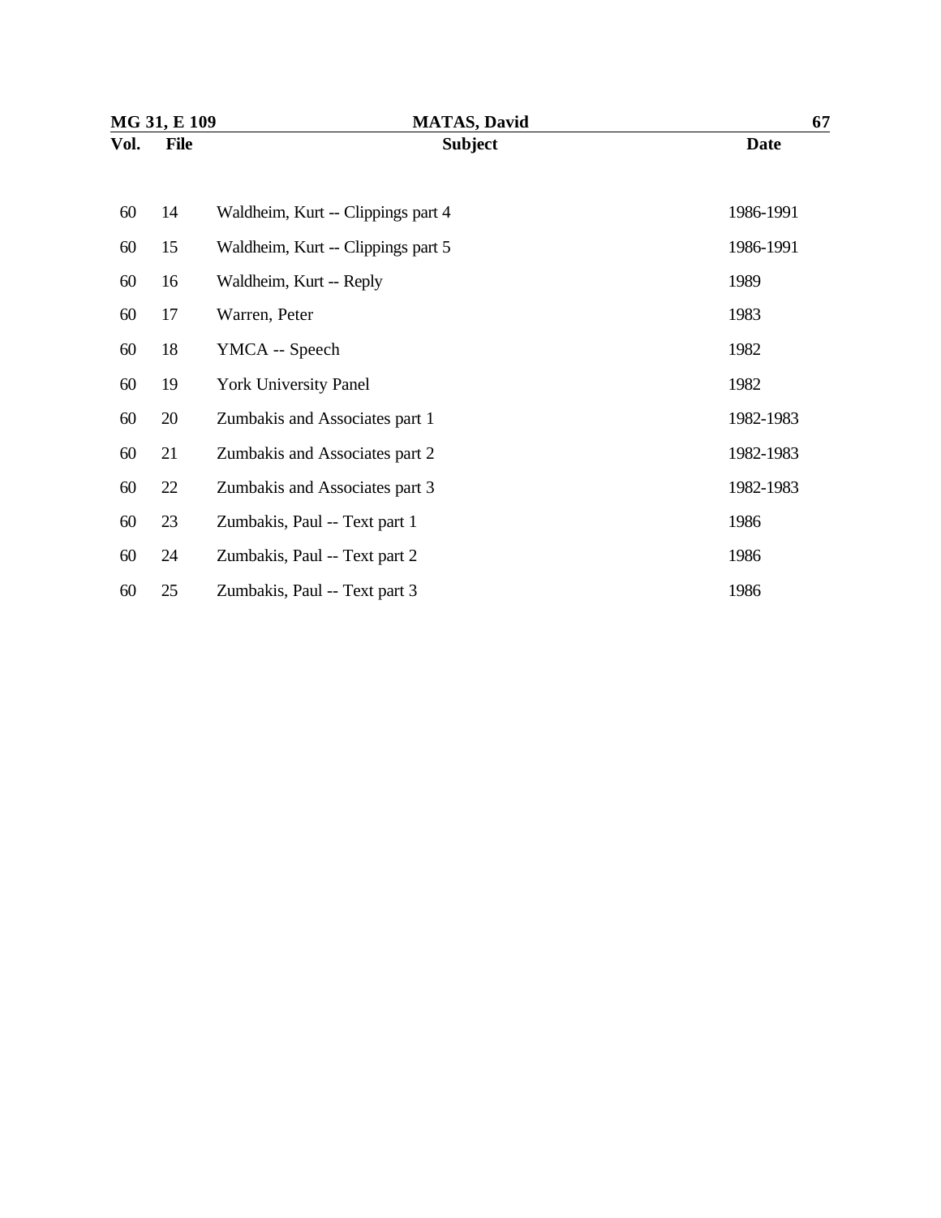| Vol. | File | Subject | Date |
|---|---|---|---|
| 60 | 14 | Waldheim, Kurt -- Clippings part 4 | 1986-1991 |
| 60 | 15 | Waldheim, Kurt -- Clippings part 5 | 1986-1991 |
| 60 | 16 | Waldheim, Kurt -- Reply | 1989 |
| 60 | 17 | Warren, Peter | 1983 |
| 60 | 18 | YMCA -- Speech | 1982 |
| 60 | 19 | York University Panel | 1982 |
| 60 | 20 | Zumbakis and Associates part 1 | 1982-1983 |
| 60 | 21 | Zumbakis and Associates part 2 | 1982-1983 |
| 60 | 22 | Zumbakis and Associates part 3 | 1982-1983 |
| 60 | 23 | Zumbakis, Paul -- Text part 1 | 1986 |
| 60 | 24 | Zumbakis, Paul -- Text part 2 | 1986 |
| 60 | 25 | Zumbakis, Paul -- Text part 3 | 1986 |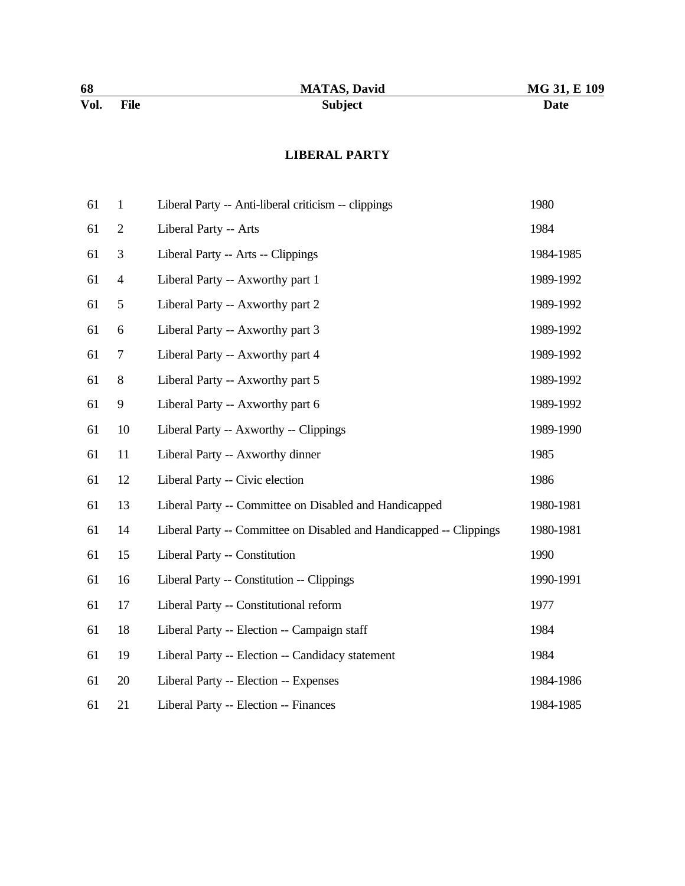## LIBERAL PARTY

| Vol. | File | Subject | Date |
|---|---|---|---|
| 61 | 1 | Liberal Party -- Anti-liberal criticism -- clippings | 1980 |
| 61 | 2 | Liberal Party -- Arts | 1984 |
| 61 | 3 | Liberal Party -- Arts -- Clippings | 1984-1985 |
| 61 | 4 | Liberal Party -- Axworthy part 1 | 1989-1992 |
| 61 | 5 | Liberal Party -- Axworthy part 2 | 1989-1992 |
| 61 | 6 | Liberal Party -- Axworthy part 3 | 1989-1992 |
| 61 | 7 | Liberal Party -- Axworthy part 4 | 1989-1992 |
| 61 | 8 | Liberal Party -- Axworthy part 5 | 1989-1992 |
| 61 | 9 | Liberal Party -- Axworthy part 6 | 1989-1992 |
| 61 | 10 | Liberal Party -- Axworthy -- Clippings | 1989-1990 |
| 61 | 11 | Liberal Party -- Axworthy dinner | 1985 |
| 61 | 12 | Liberal Party -- Civic election | 1986 |
| 61 | 13 | Liberal Party -- Committee on Disabled and Handicapped | 1980-1981 |
| 61 | 14 | Liberal Party -- Committee on Disabled and Handicapped -- Clippings | 1980-1981 |
| 61 | 15 | Liberal Party -- Constitution | 1990 |
| 61 | 16 | Liberal Party -- Constitution -- Clippings | 1990-1991 |
| 61 | 17 | Liberal Party -- Constitutional reform | 1977 |
| 61 | 18 | Liberal Party -- Election -- Campaign staff | 1984 |
| 61 | 19 | Liberal Party -- Election -- Candidacy statement | 1984 |
| 61 | 20 | Liberal Party -- Election -- Expenses | 1984-1986 |
| 61 | 21 | Liberal Party -- Election -- Finances | 1984-1985 |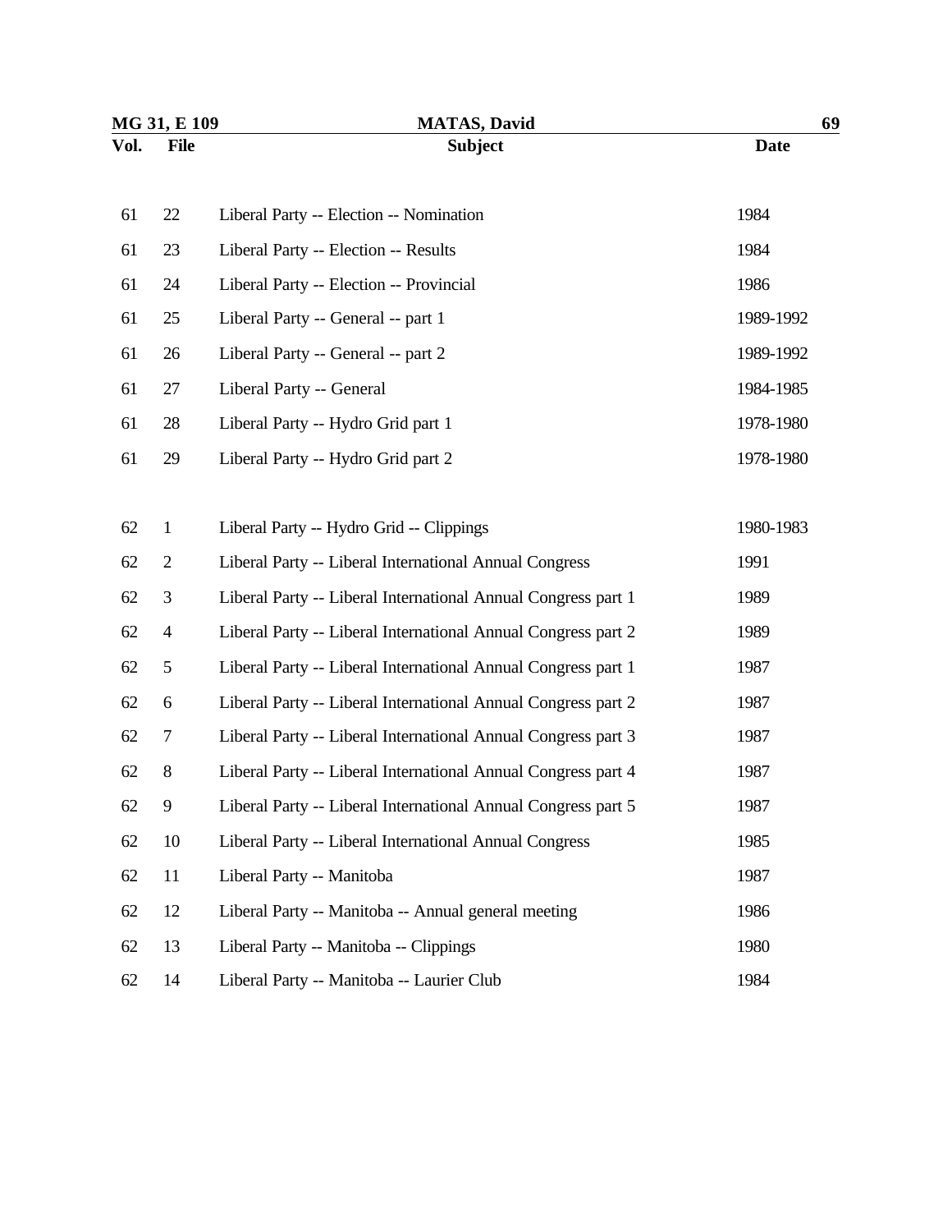| Vol. | File | Subject | Date |
|---|---|---|---|
| 61 | 22 | Liberal Party -- Election -- Nomination | 1984 |
| 61 | 23 | Liberal Party -- Election -- Results | 1984 |
| 61 | 24 | Liberal Party -- Election -- Provincial | 1986 |
| 61 | 25 | Liberal Party -- General -- part 1 | 1989-1992 |
| 61 | 26 | Liberal Party -- General -- part 2 | 1989-1992 |
| 61 | 27 | Liberal Party -- General | 1984-1985 |
| 61 | 28 | Liberal Party -- Hydro Grid part 1 | 1978-1980 |
| 61 | 29 | Liberal Party -- Hydro Grid part 2 | 1978-1980 |
| 62 | 1 | Liberal Party -- Hydro Grid -- Clippings | 1980-1983 |
| 62 | 2 | Liberal Party -- Liberal International Annual Congress | 1991 |
| 62 | 3 | Liberal Party -- Liberal International Annual Congress part 1 | 1989 |
| 62 | 4 | Liberal Party -- Liberal International Annual Congress part 2 | 1989 |
| 62 | 5 | Liberal Party -- Liberal International Annual Congress part 1 | 1987 |
| 62 | 6 | Liberal Party -- Liberal International Annual Congress part 2 | 1987 |
| 62 | 7 | Liberal Party -- Liberal International Annual Congress part 3 | 1987 |
| 62 | 8 | Liberal Party -- Liberal International Annual Congress part 4 | 1987 |
| 62 | 9 | Liberal Party -- Liberal International Annual Congress part 5 | 1987 |
| 62 | 10 | Liberal Party -- Liberal International Annual Congress | 1985 |
| 62 | 11 | Liberal Party -- Manitoba | 1987 |
| 62 | 12 | Liberal Party -- Manitoba -- Annual general meeting | 1986 |
| 62 | 13 | Liberal Party -- Manitoba -- Clippings | 1980 |
| 62 | 14 | Liberal Party -- Manitoba -- Laurier Club | 1984 |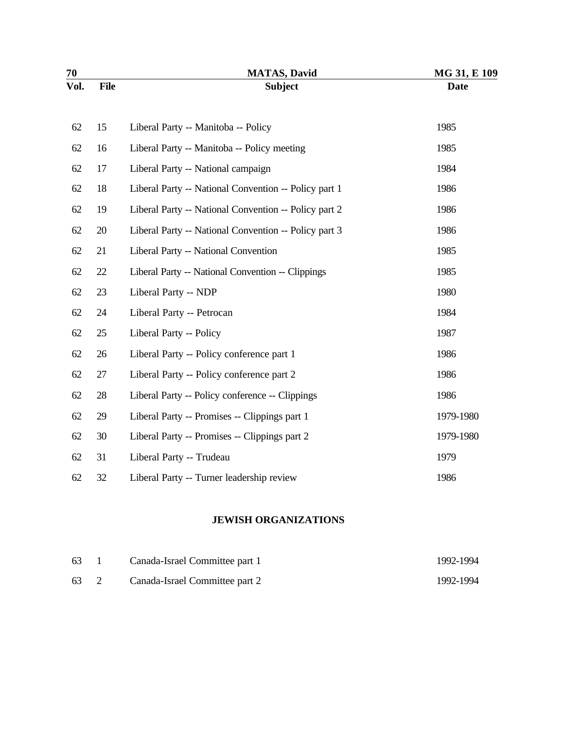| Vol. | File | Subject | Date |
|---|---|---|---|
| 62 | 15 | Liberal Party -- Manitoba -- Policy | 1985 |
| 62 | 16 | Liberal Party -- Manitoba -- Policy meeting | 1985 |
| 62 | 17 | Liberal Party -- National campaign | 1984 |
| 62 | 18 | Liberal Party -- National Convention -- Policy part 1 | 1986 |
| 62 | 19 | Liberal Party -- National Convention -- Policy part 2 | 1986 |
| 62 | 20 | Liberal Party -- National Convention -- Policy part 3 | 1986 |
| 62 | 21 | Liberal Party -- National Convention | 1985 |
| 62 | 22 | Liberal Party -- National Convention -- Clippings | 1985 |
| 62 | 23 | Liberal Party -- NDP | 1980 |
| 62 | 24 | Liberal Party -- Petrocan | 1984 |
| 62 | 25 | Liberal Party -- Policy | 1987 |
| 62 | 26 | Liberal Party -- Policy conference part 1 | 1986 |
| 62 | 27 | Liberal Party -- Policy conference part 2 | 1986 |
| 62 | 28 | Liberal Party -- Policy conference -- Clippings | 1986 |
| 62 | 29 | Liberal Party -- Promises -- Clippings part 1 | 1979-1980 |
| 62 | 30 | Liberal Party -- Promises -- Clippings part 2 | 1979-1980 |
| 62 | 31 | Liberal Party -- Trudeau | 1979 |
| 62 | 32 | Liberal Party -- Turner leadership review | 1986 |

## JEWISH ORGANIZATIONS

| Vol. | File | Subject | Date |
|---|---|---|---|
| 63 | 1 | Canada-Israel Committee part 1 | 1992-1994 |
| 63 | 2 | Canada-Israel Committee part 2 | 1992-1994 |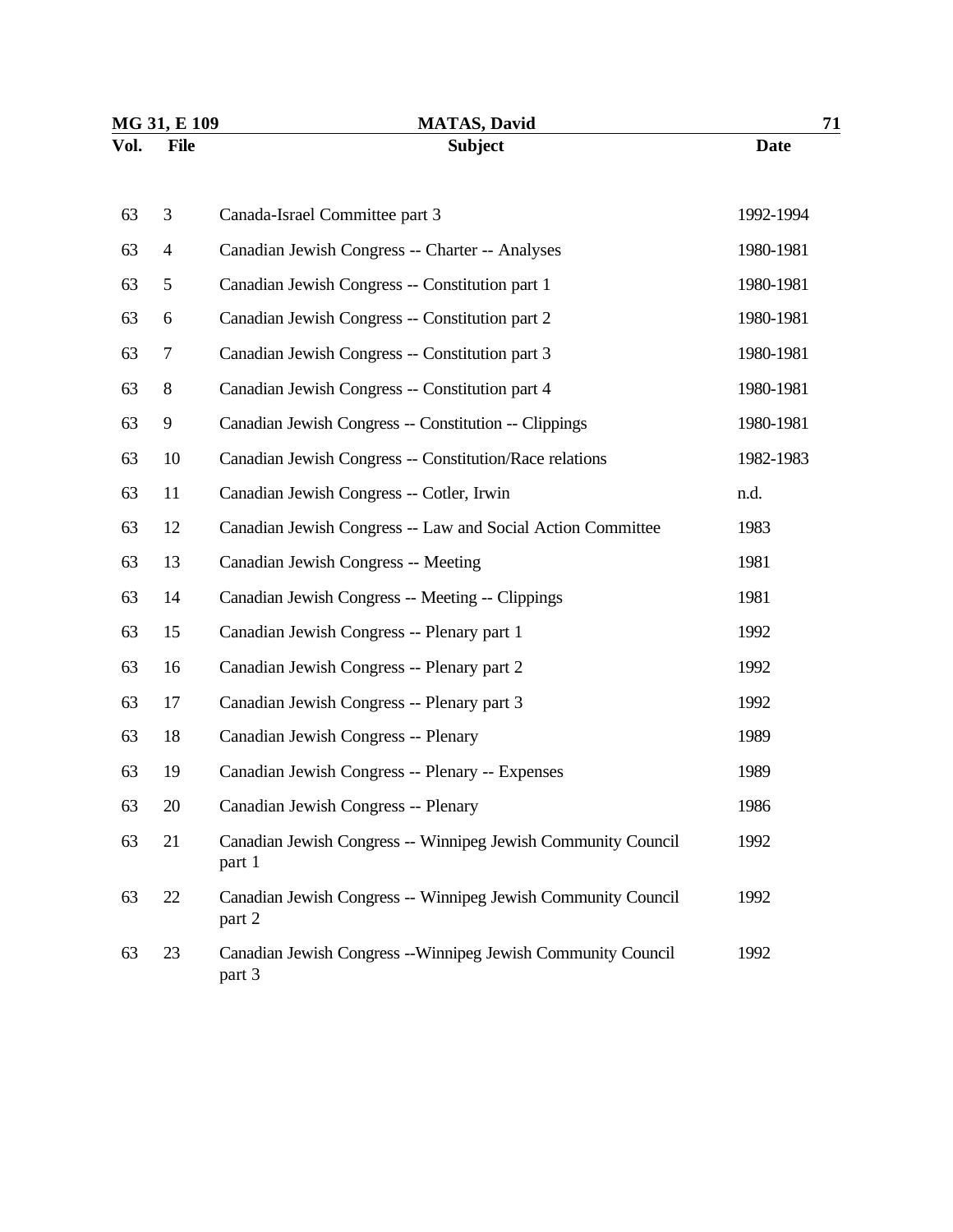| Vol. | File | Subject | Date |
|---|---|---|---|
| 63 | 3 | Canada-Israel Committee part 3 | 1992-1994 |
| 63 | 4 | Canadian Jewish Congress -- Charter -- Analyses | 1980-1981 |
| 63 | 5 | Canadian Jewish Congress -- Constitution part 1 | 1980-1981 |
| 63 | 6 | Canadian Jewish Congress -- Constitution part 2 | 1980-1981 |
| 63 | 7 | Canadian Jewish Congress -- Constitution part 3 | 1980-1981 |
| 63 | 8 | Canadian Jewish Congress -- Constitution part 4 | 1980-1981 |
| 63 | 9 | Canadian Jewish Congress -- Constitution -- Clippings | 1980-1981 |
| 63 | 10 | Canadian Jewish Congress -- Constitution/Race relations | 1982-1983 |
| 63 | 11 | Canadian Jewish Congress -- Cotler, Irwin | n.d. |
| 63 | 12 | Canadian Jewish Congress -- Law and Social Action Committee | 1983 |
| 63 | 13 | Canadian Jewish Congress -- Meeting | 1981 |
| 63 | 14 | Canadian Jewish Congress -- Meeting -- Clippings | 1981 |
| 63 | 15 | Canadian Jewish Congress -- Plenary part 1 | 1992 |
| 63 | 16 | Canadian Jewish Congress -- Plenary part 2 | 1992 |
| 63 | 17 | Canadian Jewish Congress -- Plenary part 3 | 1992 |
| 63 | 18 | Canadian Jewish Congress -- Plenary | 1989 |
| 63 | 19 | Canadian Jewish Congress -- Plenary -- Expenses | 1989 |
| 63 | 20 | Canadian Jewish Congress -- Plenary | 1986 |
| 63 | 21 | Canadian Jewish Congress -- Winnipeg Jewish Community Council part 1 | 1992 |
| 63 | 22 | Canadian Jewish Congress -- Winnipeg Jewish Community Council part 2 | 1992 |
| 63 | 23 | Canadian Jewish Congress --Winnipeg Jewish Community Council part 3 | 1992 |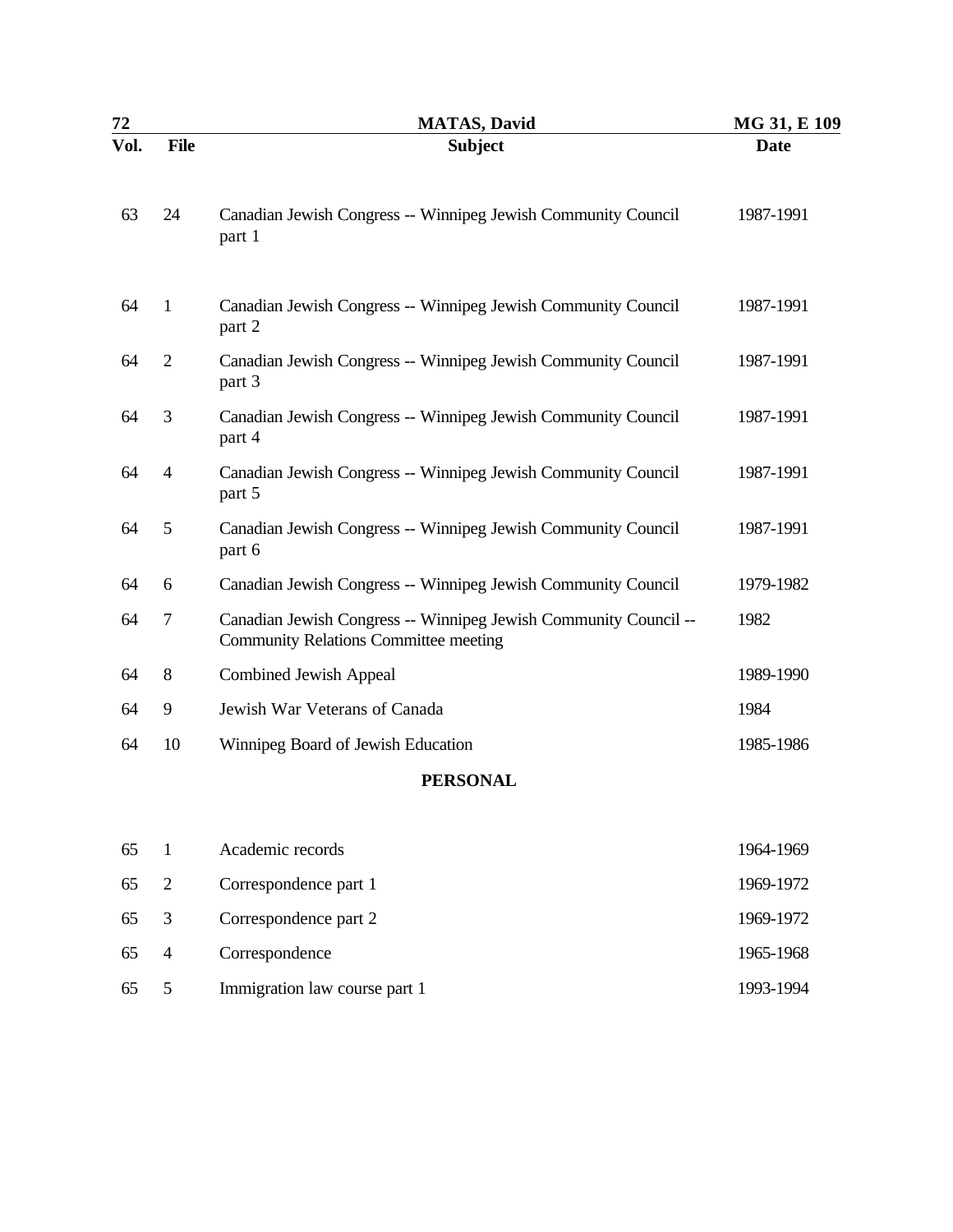| Vol. | File | Subject | Date |
| --- | --- | --- | --- |
| 63 | 24 | Canadian Jewish Congress -- Winnipeg Jewish Community Council part 1 | 1987-1991 |
| 64 | 1 | Canadian Jewish Congress -- Winnipeg Jewish Community Council part 2 | 1987-1991 |
| 64 | 2 | Canadian Jewish Congress -- Winnipeg Jewish Community Council part 3 | 1987-1991 |
| 64 | 3 | Canadian Jewish Congress -- Winnipeg Jewish Community Council part 4 | 1987-1991 |
| 64 | 4 | Canadian Jewish Congress -- Winnipeg Jewish Community Council part 5 | 1987-1991 |
| 64 | 5 | Canadian Jewish Congress -- Winnipeg Jewish Community Council part 6 | 1987-1991 |
| 64 | 6 | Canadian Jewish Congress -- Winnipeg Jewish Community Council | 1979-1982 |
| 64 | 7 | Canadian Jewish Congress -- Winnipeg Jewish Community Council -- Community Relations Committee meeting | 1982 |
| 64 | 8 | Combined Jewish Appeal | 1989-1990 |
| 64 | 9 | Jewish War Veterans of Canada | 1984 |
| 64 | 10 | Winnipeg Board of Jewish Education | 1985-1986 |

## PERSONAL

| Vol. | File | Subject | Date |
| --- | --- | --- | --- |
| 65 | 1 | Academic records | 1964-1969 |
| 65 | 2 | Correspondence part 1 | 1969-1972 |
| 65 | 3 | Correspondence part 2 | 1969-1972 |
| 65 | 4 | Correspondence | 1965-1968 |
| 65 | 5 | Immigration law course part 1 | 1993-1994 |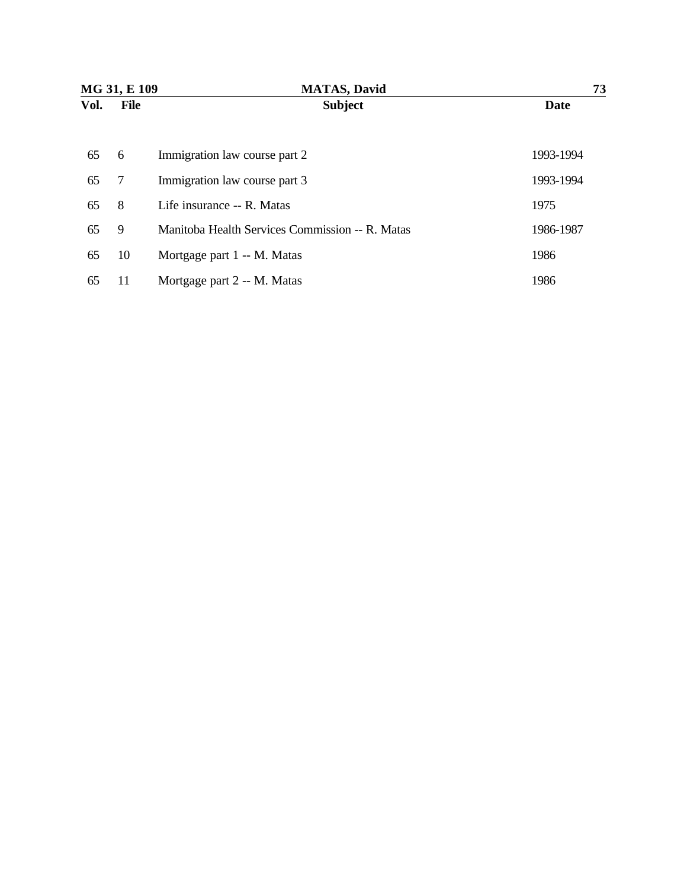| Vol. | File | Subject | Date |
|---|---|---|---|
| 65 | 6 | Immigration law course part 2 | 1993-1994 |
| 65 | 7 | Immigration law course part 3 | 1993-1994 |
| 65 | 8 | Life insurance -- R. Matas | 1975 |
| 65 | 9 | Manitoba Health Services Commission -- R. Matas | 1986-1987 |
| 65 | 10 | Mortgage part 1 -- M. Matas | 1986 |
| 65 | 11 | Mortgage part 2 -- M. Matas | 1986 |